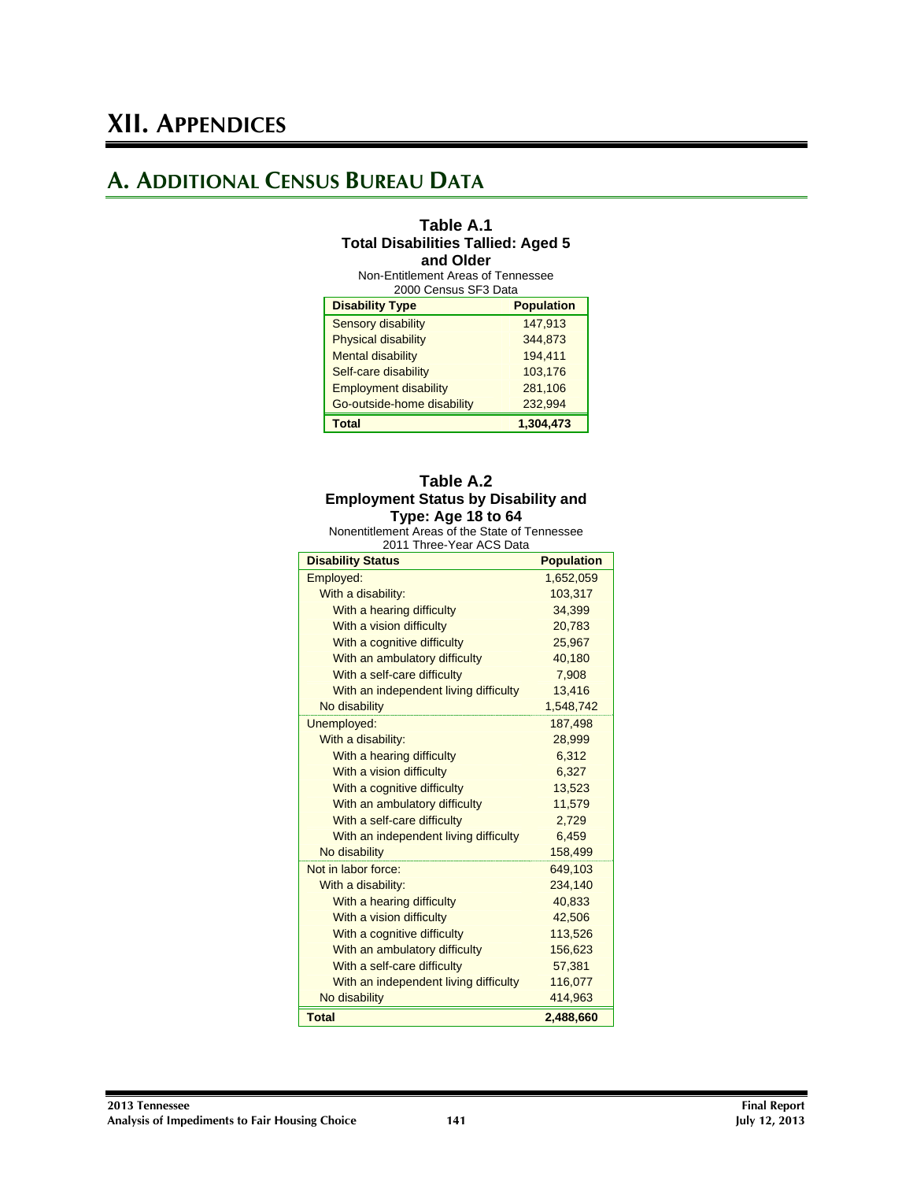# XII. Appendices

## A. Additional Census Bureau Data

**Table A.1**
**Total Disabilities Tallied: Aged 5 and Older**
Non-Entitlement Areas of Tennessee
2000 Census SF3 Data

| Disability Type | Population |
|---|---|
| Sensory disability | 147,913 |
| Physical disability | 344,873 |
| Mental disability | 194,411 |
| Self-care disability | 103,176 |
| Employment disability | 281,106 |
| Go-outside-home disability | 232,994 |
| **Total** | **1,304,473** |

**Table A.2**
**Employment Status by Disability and Type: Age 18 to 64**
Nonentitlement Areas of the State of Tennessee
2011 Three-Year ACS Data

| Disability Status | Population |
|---|---|
| Employed: | 1,652,059 |
| With a disability: | 103,317 |
| With a hearing difficulty | 34,399 |
| With a vision difficulty | 20,783 |
| With a cognitive difficulty | 25,967 |
| With an ambulatory difficulty | 40,180 |
| With a self-care difficulty | 7,908 |
| With an independent living difficulty | 13,416 |
| No disability | 1,548,742 |
| Unemployed: | 187,498 |
| With a disability: | 28,999 |
| With a hearing difficulty | 6,312 |
| With a vision difficulty | 6,327 |
| With a cognitive difficulty | 13,523 |
| With an ambulatory difficulty | 11,579 |
| With a self-care difficulty | 2,729 |
| With an independent living difficulty | 6,459 |
| No disability | 158,499 |
| Not in labor force: | 649,103 |
| With a disability: | 234,140 |
| With a hearing difficulty | 40,833 |
| With a vision difficulty | 42,506 |
| With a cognitive difficulty | 113,526 |
| With an ambulatory difficulty | 156,623 |
| With a self-care difficulty | 57,381 |
| With an independent living difficulty | 116,077 |
| No disability | 414,963 |
| **Total** | **2,488,660** |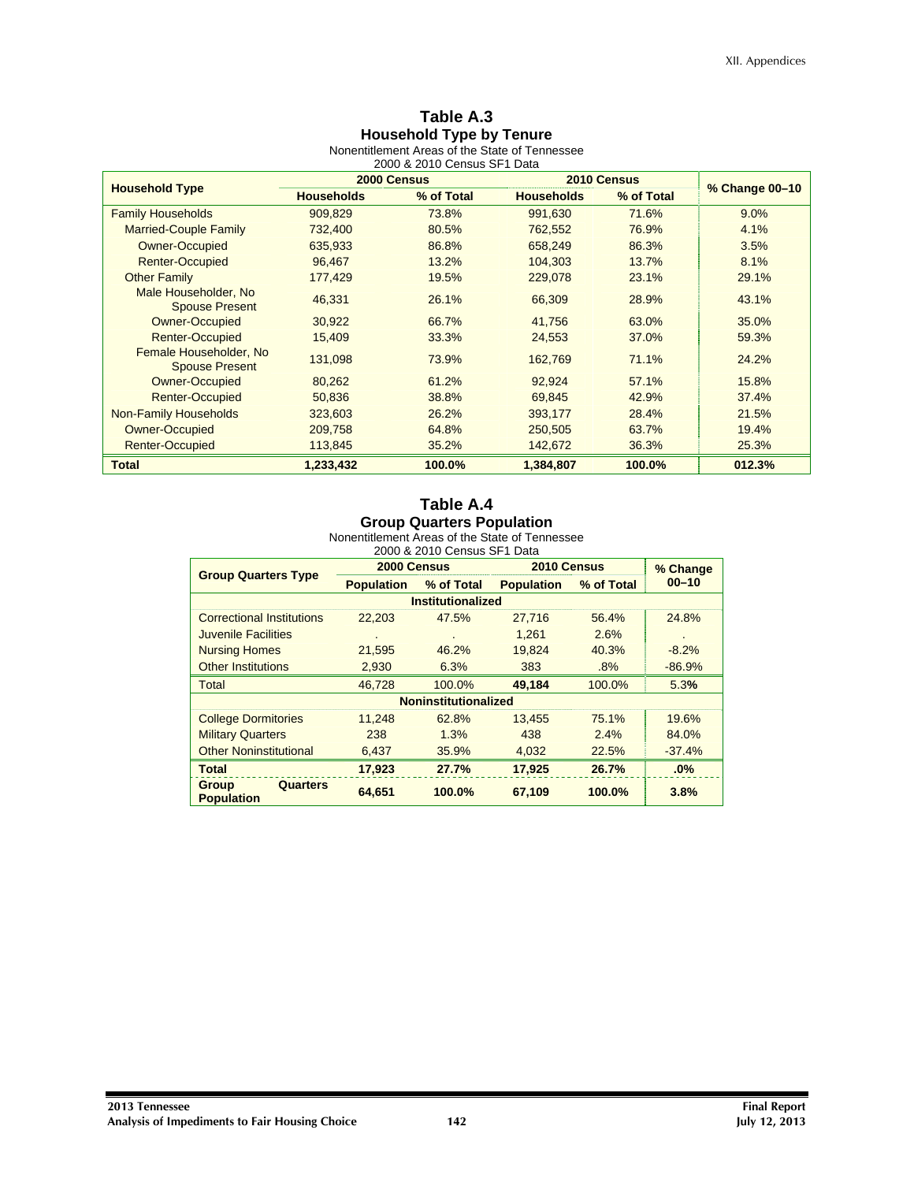**Table A.3**
**Household Type by Tenure**
Nonentitlement Areas of the State of Tennessee
2000 & 2010 Census SF1 Data

| Household Type | 2000 Census | | 2010 Census | | % Change 00–10 |
|---|---|---|---|---|---|
| | Households | % of Total | Households | % of Total | |
| Family Households | 909,829 | 73.8% | 991,630 | 71.6% | 9.0% |
| Married-Couple Family | 732,400 | 80.5% | 762,552 | 76.9% | 4.1% |
| Owner-Occupied | 635,933 | 86.8% | 658,249 | 86.3% | 3.5% |
| Renter-Occupied | 96,467 | 13.2% | 104,303 | 13.7% | 8.1% |
| Other Family | 177,429 | 19.5% | 229,078 | 23.1% | 29.1% |
| Male Householder, No Spouse Present | 46,331 | 26.1% | 66,309 | 28.9% | 43.1% |
| Owner-Occupied | 30,922 | 66.7% | 41,756 | 63.0% | 35.0% |
| Renter-Occupied | 15,409 | 33.3% | 24,553 | 37.0% | 59.3% |
| Female Householder, No Spouse Present | 131,098 | 73.9% | 162,769 | 71.1% | 24.2% |
| Owner-Occupied | 80,262 | 61.2% | 92,924 | 57.1% | 15.8% |
| Renter-Occupied | 50,836 | 38.8% | 69,845 | 42.9% | 37.4% |
| Non-Family Households | 323,603 | 26.2% | 393,177 | 28.4% | 21.5% |
| Owner-Occupied | 209,758 | 64.8% | 250,505 | 63.7% | 19.4% |
| Renter-Occupied | 113,845 | 35.2% | 142,672 | 36.3% | 25.3% |
| **Total** | **1,233,432** | **100.0%** | **1,384,807** | **100.0%** | **012.3%** |

**Table A.4**
**Group Quarters Population**
Nonentitlement Areas of the State of Tennessee
2000 & 2010 Census SF1 Data

| Group Quarters Type | 2000 Census | | 2010 Census | | % Change 00–10 |
|---|---|---|---|---|---|
| | Population | % of Total | Population | % of Total | |
| **Institutionalized** | | | | | |
| Correctional Institutions | 22,203 | 47.5% | 27,716 | 56.4% | 24.8% |
| Juvenile Facilities | . | . | 1,261 | 2.6% | . |
| Nursing Homes | 21,595 | 46.2% | 19,824 | 40.3% | -8.2% |
| Other Institutions | 2,930 | 6.3% | 383 | .8% | -86.9% |
| Total | 46,728 | 100.0% | **49,184** | 100.0% | 5.3**%** |
| **Noninstitutionalized** | | | | | |
| College Dormitories | 11,248 | 62.8% | 13,455 | 75.1% | 19.6% |
| Military Quarters | 238 | 1.3% | 438 | 2.4% | 84.0% |
| Other Noninstitutional | 6,437 | 35.9% | 4,032 | 22.5% | -37.4% |
| **Total** | **17,923** | **27.7%** | **17,925** | **26.7%** | **.0%** |
| **Group Quarters Population** | **64,651** | **100.0%** | **67,109** | **100.0%** | **3.8%** |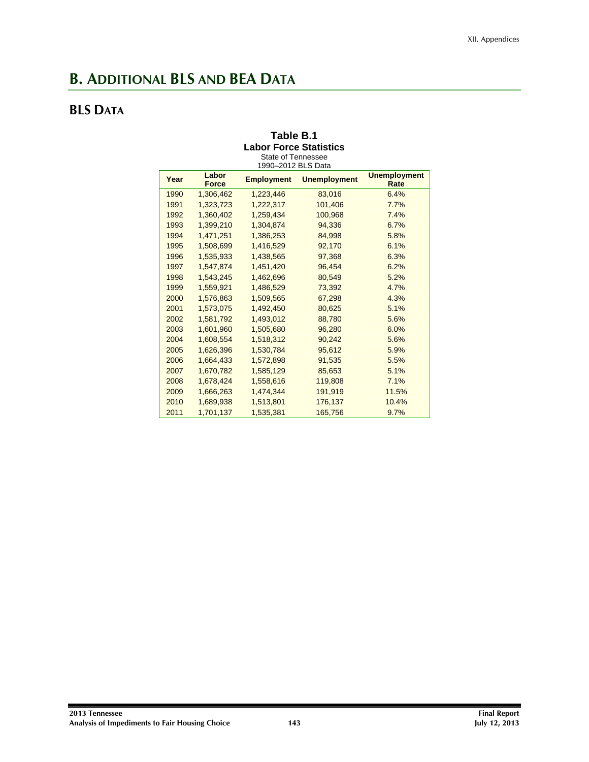# B. Additional BLS and BEA Data

## BLS Data

**Table B.1**
**Labor Force Statistics**
State of Tennessee
1990–2012 BLS Data

| Year | Labor Force | Employment | Unemployment | Unemployment Rate |
|---|---|---|---|---|
| 1990 | 1,306,462 | 1,223,446 | 83,016 | 6.4% |
| 1991 | 1,323,723 | 1,222,317 | 101,406 | 7.7% |
| 1992 | 1,360,402 | 1,259,434 | 100,968 | 7.4% |
| 1993 | 1,399,210 | 1,304,874 | 94,336 | 6.7% |
| 1994 | 1,471,251 | 1,386,253 | 84,998 | 5.8% |
| 1995 | 1,508,699 | 1,416,529 | 92,170 | 6.1% |
| 1996 | 1,535,933 | 1,438,565 | 97,368 | 6.3% |
| 1997 | 1,547,874 | 1,451,420 | 96,454 | 6.2% |
| 1998 | 1,543,245 | 1,462,696 | 80,549 | 5.2% |
| 1999 | 1,559,921 | 1,486,529 | 73,392 | 4.7% |
| 2000 | 1,576,863 | 1,509,565 | 67,298 | 4.3% |
| 2001 | 1,573,075 | 1,492,450 | 80,625 | 5.1% |
| 2002 | 1,581,792 | 1,493,012 | 88,780 | 5.6% |
| 2003 | 1,601,960 | 1,505,680 | 96,280 | 6.0% |
| 2004 | 1,608,554 | 1,518,312 | 90,242 | 5.6% |
| 2005 | 1,626,396 | 1,530,784 | 95,612 | 5.9% |
| 2006 | 1,664,433 | 1,572,898 | 91,535 | 5.5% |
| 2007 | 1,670,782 | 1,585,129 | 85,653 | 5.1% |
| 2008 | 1,678,424 | 1,558,616 | 119,808 | 7.1% |
| 2009 | 1,666,263 | 1,474,344 | 191,919 | 11.5% |
| 2010 | 1,689,938 | 1,513,801 | 176,137 | 10.4% |
| 2011 | 1,701,137 | 1,535,381 | 165,756 | 9.7% |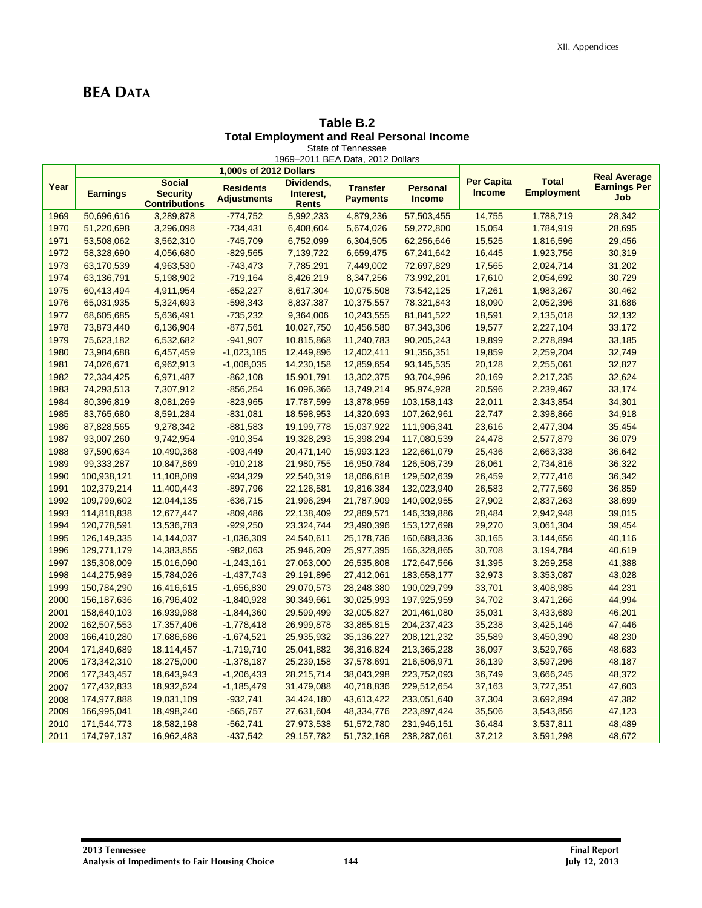## BEA Data

**Table B.2**
**Total Employment and Real Personal Income**
State of Tennessee
1969–2011 BEA Data, 2012 Dollars

| Year | 1,000s of 2012 Dollars | | | | | | Per Capita Income | Total Employment | Real Average Earnings Per Job |
|---|---|---|---|---|---|---|---|---|---|
| | Earnings | Social Security Contributions | Residents Adjustments | Dividends, Interest, Rents | Transfer Payments | Personal Income | | | |
| 1969 | 50,696,616 | 3,289,878 | -774,752 | 5,992,233 | 4,879,236 | 57,503,455 | 14,755 | 1,788,719 | 28,342 |
| 1970 | 51,220,698 | 3,296,098 | -734,431 | 6,408,604 | 5,674,026 | 59,272,800 | 15,054 | 1,784,919 | 28,695 |
| 1971 | 53,508,062 | 3,562,310 | -745,709 | 6,752,099 | 6,304,505 | 62,256,646 | 15,525 | 1,816,596 | 29,456 |
| 1972 | 58,328,690 | 4,056,680 | -829,565 | 7,139,722 | 6,659,475 | 67,241,642 | 16,445 | 1,923,756 | 30,319 |
| 1973 | 63,170,539 | 4,963,530 | -743,473 | 7,785,291 | 7,449,002 | 72,697,829 | 17,565 | 2,024,714 | 31,202 |
| 1974 | 63,136,791 | 5,198,902 | -719,164 | 8,426,219 | 8,347,256 | 73,992,201 | 17,610 | 2,054,692 | 30,729 |
| 1975 | 60,413,494 | 4,911,954 | -652,227 | 8,617,304 | 10,075,508 | 73,542,125 | 17,261 | 1,983,267 | 30,462 |
| 1976 | 65,031,935 | 5,324,693 | -598,343 | 8,837,387 | 10,375,557 | 78,321,843 | 18,090 | 2,052,396 | 31,686 |
| 1977 | 68,605,685 | 5,636,491 | -735,232 | 9,364,006 | 10,243,555 | 81,841,522 | 18,591 | 2,135,018 | 32,132 |
| 1978 | 73,873,440 | 6,136,904 | -877,561 | 10,027,750 | 10,456,580 | 87,343,306 | 19,577 | 2,227,104 | 33,172 |
| 1979 | 75,623,182 | 6,532,682 | -941,907 | 10,815,868 | 11,240,783 | 90,205,243 | 19,899 | 2,278,894 | 33,185 |
| 1980 | 73,984,688 | 6,457,459 | -1,023,185 | 12,449,896 | 12,402,411 | 91,356,351 | 19,859 | 2,259,204 | 32,749 |
| 1981 | 74,026,671 | 6,962,913 | -1,008,035 | 14,230,158 | 12,859,654 | 93,145,535 | 20,128 | 2,255,061 | 32,827 |
| 1982 | 72,334,425 | 6,971,487 | -862,108 | 15,901,791 | 13,302,375 | 93,704,996 | 20,169 | 2,217,235 | 32,624 |
| 1983 | 74,293,513 | 7,307,912 | -856,254 | 16,096,366 | 13,749,214 | 95,974,928 | 20,596 | 2,239,467 | 33,174 |
| 1984 | 80,396,819 | 8,081,269 | -823,965 | 17,787,599 | 13,878,959 | 103,158,143 | 22,011 | 2,343,854 | 34,301 |
| 1985 | 83,765,680 | 8,591,284 | -831,081 | 18,598,953 | 14,320,693 | 107,262,961 | 22,747 | 2,398,866 | 34,918 |
| 1986 | 87,828,565 | 9,278,342 | -881,583 | 19,199,778 | 15,037,922 | 111,906,341 | 23,616 | 2,477,304 | 35,454 |
| 1987 | 93,007,260 | 9,742,954 | -910,354 | 19,328,293 | 15,398,294 | 117,080,539 | 24,478 | 2,577,879 | 36,079 |
| 1988 | 97,590,634 | 10,490,368 | -903,449 | 20,471,140 | 15,993,123 | 122,661,079 | 25,436 | 2,663,338 | 36,642 |
| 1989 | 99,333,287 | 10,847,869 | -910,218 | 21,980,755 | 16,950,784 | 126,506,739 | 26,061 | 2,734,816 | 36,322 |
| 1990 | 100,938,121 | 11,108,089 | -934,329 | 22,540,319 | 18,066,618 | 129,502,639 | 26,459 | 2,777,416 | 36,342 |
| 1991 | 102,379,214 | 11,400,443 | -897,796 | 22,126,581 | 19,816,384 | 132,023,940 | 26,583 | 2,777,569 | 36,859 |
| 1992 | 109,799,602 | 12,044,135 | -636,715 | 21,996,294 | 21,787,909 | 140,902,955 | 27,902 | 2,837,263 | 38,699 |
| 1993 | 114,818,838 | 12,677,447 | -809,486 | 22,138,409 | 22,869,571 | 146,339,886 | 28,484 | 2,942,948 | 39,015 |
| 1994 | 120,778,591 | 13,536,783 | -929,250 | 23,324,744 | 23,490,396 | 153,127,698 | 29,270 | 3,061,304 | 39,454 |
| 1995 | 126,149,335 | 14,144,037 | -1,036,309 | 24,540,611 | 25,178,736 | 160,688,336 | 30,165 | 3,144,656 | 40,116 |
| 1996 | 129,771,179 | 14,383,855 | -982,063 | 25,946,209 | 25,977,395 | 166,328,865 | 30,708 | 3,194,784 | 40,619 |
| 1997 | 135,308,009 | 15,016,090 | -1,243,161 | 27,063,000 | 26,535,808 | 172,647,566 | 31,395 | 3,269,258 | 41,388 |
| 1998 | 144,275,989 | 15,784,026 | -1,437,743 | 29,191,896 | 27,412,061 | 183,658,177 | 32,973 | 3,353,087 | 43,028 |
| 1999 | 150,784,290 | 16,416,615 | -1,656,830 | 29,070,573 | 28,248,380 | 190,029,799 | 33,701 | 3,408,985 | 44,231 |
| 2000 | 156,187,636 | 16,796,402 | -1,840,928 | 30,349,661 | 30,025,993 | 197,925,959 | 34,702 | 3,471,266 | 44,994 |
| 2001 | 158,640,103 | 16,939,988 | -1,844,360 | 29,599,499 | 32,005,827 | 201,461,080 | 35,031 | 3,433,689 | 46,201 |
| 2002 | 162,507,553 | 17,357,406 | -1,778,418 | 26,999,878 | 33,865,815 | 204,237,423 | 35,238 | 3,425,146 | 47,446 |
| 2003 | 166,410,280 | 17,686,686 | -1,674,521 | 25,935,932 | 35,136,227 | 208,121,232 | 35,589 | 3,450,390 | 48,230 |
| 2004 | 171,840,689 | 18,114,457 | -1,719,710 | 25,041,882 | 36,316,824 | 213,365,228 | 36,097 | 3,529,765 | 48,683 |
| 2005 | 173,342,310 | 18,275,000 | -1,378,187 | 25,239,158 | 37,578,691 | 216,506,971 | 36,139 | 3,597,296 | 48,187 |
| 2006 | 177,343,457 | 18,643,943 | -1,206,433 | 28,215,714 | 38,043,298 | 223,752,093 | 36,749 | 3,666,245 | 48,372 |
| 2007 | 177,432,833 | 18,932,624 | -1,185,479 | 31,479,088 | 40,718,836 | 229,512,654 | 37,163 | 3,727,351 | 47,603 |
| 2008 | 174,977,888 | 19,031,109 | -932,741 | 34,424,180 | 43,613,422 | 233,051,640 | 37,304 | 3,692,894 | 47,382 |
| 2009 | 166,995,041 | 18,498,240 | -565,757 | 27,631,604 | 48,334,776 | 223,897,424 | 35,506 | 3,543,856 | 47,123 |
| 2010 | 171,544,773 | 18,582,198 | -562,741 | 27,973,538 | 51,572,780 | 231,946,151 | 36,484 | 3,537,811 | 48,489 |
| 2011 | 174,797,137 | 16,962,483 | -437,542 | 29,157,782 | 51,732,168 | 238,287,061 | 37,212 | 3,591,298 | 48,672 |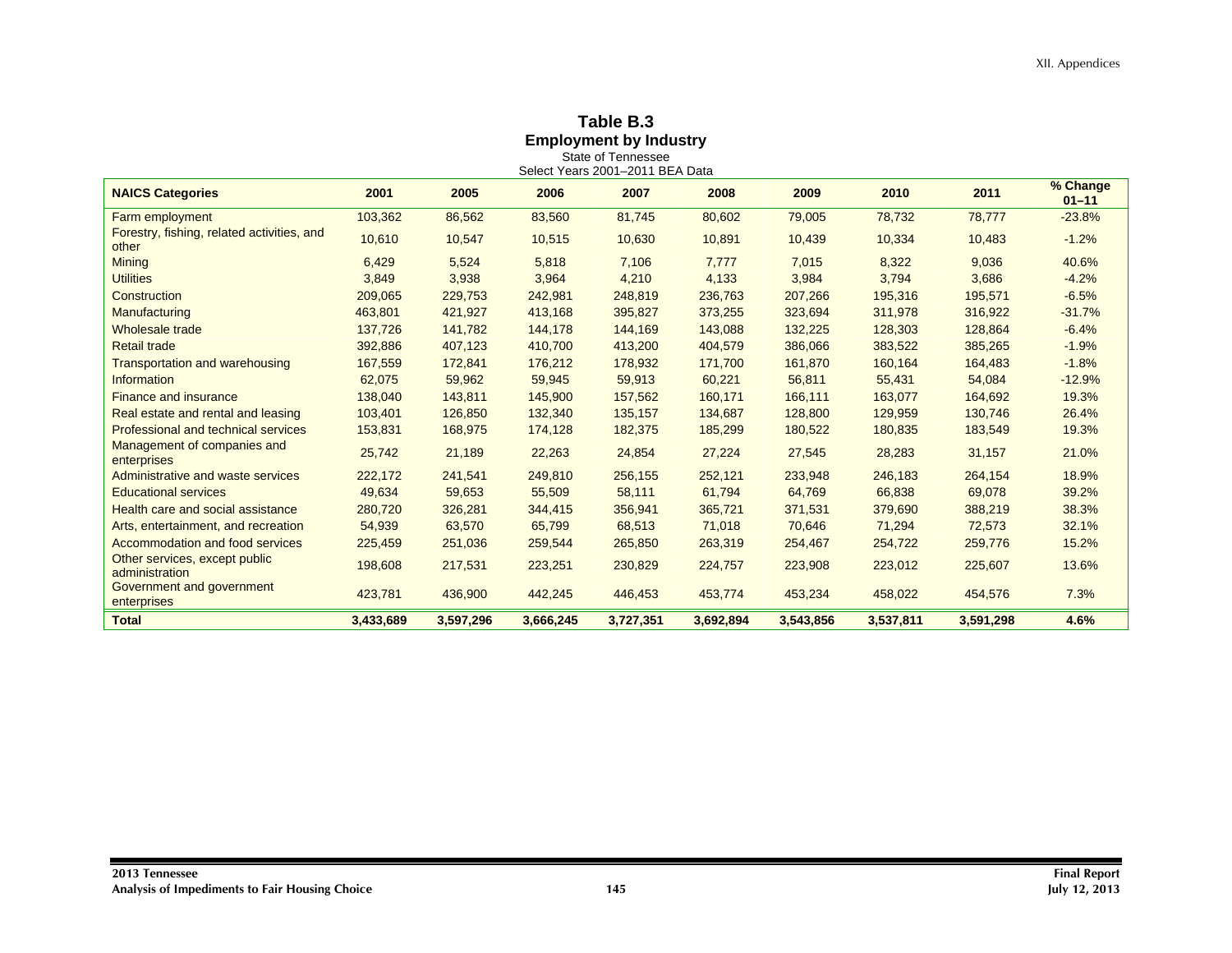**Table B.3**
**Employment by Industry**
State of Tennessee
Select Years 2001–2011 BEA Data

| NAICS Categories | 2001 | 2005 | 2006 | 2007 | 2008 | 2009 | 2010 | 2011 | % Change 01–11 |
|---|---|---|---|---|---|---|---|---|---|
| Farm employment | 103,362 | 86,562 | 83,560 | 81,745 | 80,602 | 79,005 | 78,732 | 78,777 | -23.8% |
| Forestry, fishing, related activities, and other | 10,610 | 10,547 | 10,515 | 10,630 | 10,891 | 10,439 | 10,334 | 10,483 | -1.2% |
| Mining | 6,429 | 5,524 | 5,818 | 7,106 | 7,777 | 7,015 | 8,322 | 9,036 | 40.6% |
| Utilities | 3,849 | 3,938 | 3,964 | 4,210 | 4,133 | 3,984 | 3,794 | 3,686 | -4.2% |
| Construction | 209,065 | 229,753 | 242,981 | 248,819 | 236,763 | 207,266 | 195,316 | 195,571 | -6.5% |
| Manufacturing | 463,801 | 421,927 | 413,168 | 395,827 | 373,255 | 323,694 | 311,978 | 316,922 | -31.7% |
| Wholesale trade | 137,726 | 141,782 | 144,178 | 144,169 | 143,088 | 132,225 | 128,303 | 128,864 | -6.4% |
| Retail trade | 392,886 | 407,123 | 410,700 | 413,200 | 404,579 | 386,066 | 383,522 | 385,265 | -1.9% |
| Transportation and warehousing | 167,559 | 172,841 | 176,212 | 178,932 | 171,700 | 161,870 | 160,164 | 164,483 | -1.8% |
| Information | 62,075 | 59,962 | 59,945 | 59,913 | 60,221 | 56,811 | 55,431 | 54,084 | -12.9% |
| Finance and insurance | 138,040 | 143,811 | 145,900 | 157,562 | 160,171 | 166,111 | 163,077 | 164,692 | 19.3% |
| Real estate and rental and leasing | 103,401 | 126,850 | 132,340 | 135,157 | 134,687 | 128,800 | 129,959 | 130,746 | 26.4% |
| Professional and technical services | 153,831 | 168,975 | 174,128 | 182,375 | 185,299 | 180,522 | 180,835 | 183,549 | 19.3% |
| Management of companies and enterprises | 25,742 | 21,189 | 22,263 | 24,854 | 27,224 | 27,545 | 28,283 | 31,157 | 21.0% |
| Administrative and waste services | 222,172 | 241,541 | 249,810 | 256,155 | 252,121 | 233,948 | 246,183 | 264,154 | 18.9% |
| Educational services | 49,634 | 59,653 | 55,509 | 58,111 | 61,794 | 64,769 | 66,838 | 69,078 | 39.2% |
| Health care and social assistance | 280,720 | 326,281 | 344,415 | 356,941 | 365,721 | 371,531 | 379,690 | 388,219 | 38.3% |
| Arts, entertainment, and recreation | 54,939 | 63,570 | 65,799 | 68,513 | 71,018 | 70,646 | 71,294 | 72,573 | 32.1% |
| Accommodation and food services | 225,459 | 251,036 | 259,544 | 265,850 | 263,319 | 254,467 | 254,722 | 259,776 | 15.2% |
| Other services, except public administration | 198,608 | 217,531 | 223,251 | 230,829 | 224,757 | 223,908 | 223,012 | 225,607 | 13.6% |
| Government and government enterprises | 423,781 | 436,900 | 442,245 | 446,453 | 453,774 | 453,234 | 458,022 | 454,576 | 7.3% |
| **Total** | **3,433,689** | **3,597,296** | **3,666,245** | **3,727,351** | **3,692,894** | **3,543,856** | **3,537,811** | **3,591,298** | **4.6%** |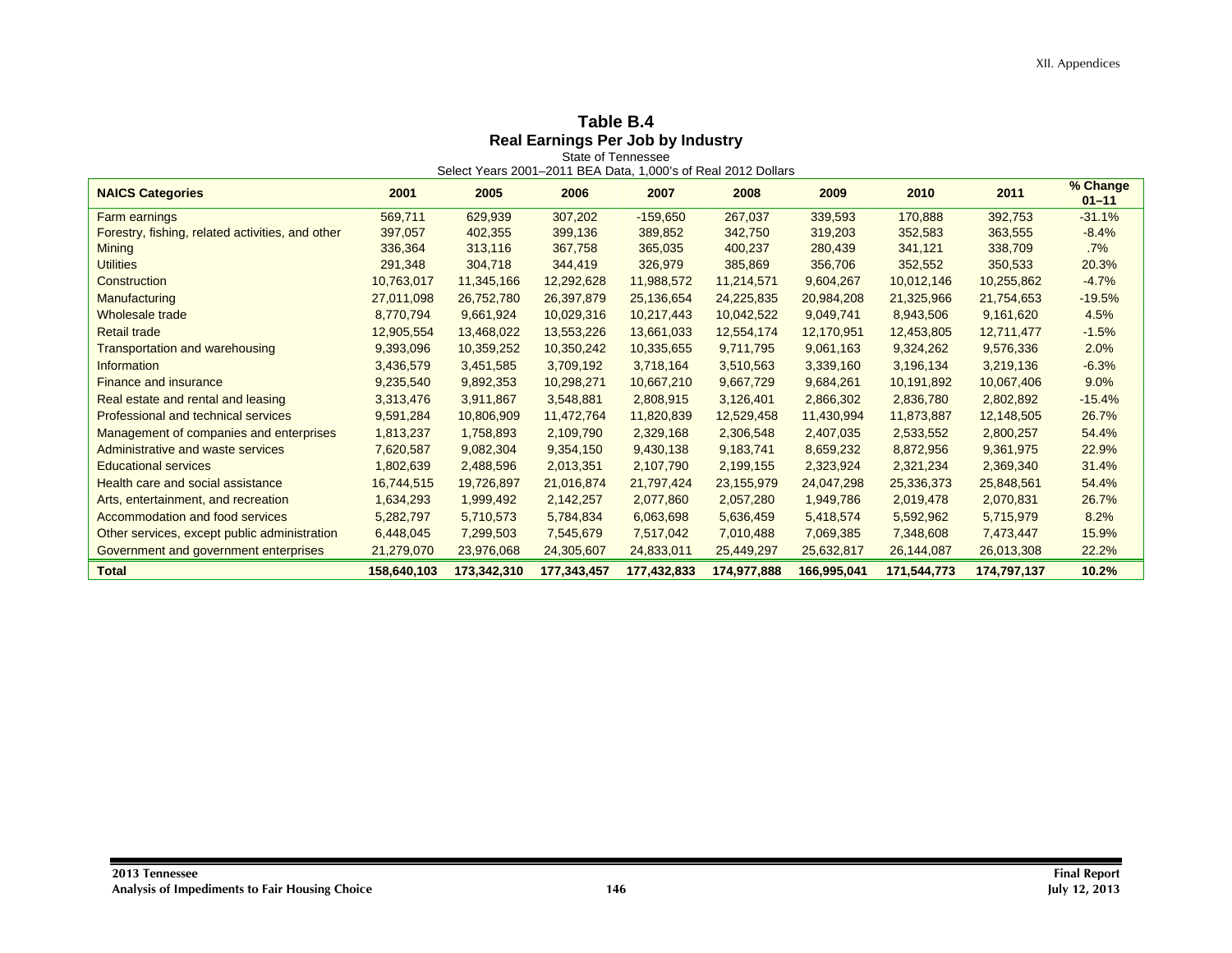**Table B.4**
**Real Earnings Per Job by Industry**
State of Tennessee
Select Years 2001–2011 BEA Data, 1,000's of Real 2012 Dollars

| NAICS Categories | 2001 | 2005 | 2006 | 2007 | 2008 | 2009 | 2010 | 2011 | % Change 01–11 |
|---|---|---|---|---|---|---|---|---|---|
| Farm earnings | 569,711 | 629,939 | 307,202 | -159,650 | 267,037 | 339,593 | 170,888 | 392,753 | -31.1% |
| Forestry, fishing, related activities, and other | 397,057 | 402,355 | 399,136 | 389,852 | 342,750 | 319,203 | 352,583 | 363,555 | -8.4% |
| Mining | 336,364 | 313,116 | 367,758 | 365,035 | 400,237 | 280,439 | 341,121 | 338,709 | .7% |
| Utilities | 291,348 | 304,718 | 344,419 | 326,979 | 385,869 | 356,706 | 352,552 | 350,533 | 20.3% |
| Construction | 10,763,017 | 11,345,166 | 12,292,628 | 11,988,572 | 11,214,571 | 9,604,267 | 10,012,146 | 10,255,862 | -4.7% |
| Manufacturing | 27,011,098 | 26,752,780 | 26,397,879 | 25,136,654 | 24,225,835 | 20,984,208 | 21,325,966 | 21,754,653 | -19.5% |
| Wholesale trade | 8,770,794 | 9,661,924 | 10,029,316 | 10,217,443 | 10,042,522 | 9,049,741 | 8,943,506 | 9,161,620 | 4.5% |
| Retail trade | 12,905,554 | 13,468,022 | 13,553,226 | 13,661,033 | 12,554,174 | 12,170,951 | 12,453,805 | 12,711,477 | -1.5% |
| Transportation and warehousing | 9,393,096 | 10,359,252 | 10,350,242 | 10,335,655 | 9,711,795 | 9,061,163 | 9,324,262 | 9,576,336 | 2.0% |
| Information | 3,436,579 | 3,451,585 | 3,709,192 | 3,718,164 | 3,510,563 | 3,339,160 | 3,196,134 | 3,219,136 | -6.3% |
| Finance and insurance | 9,235,540 | 9,892,353 | 10,298,271 | 10,667,210 | 9,667,729 | 9,684,261 | 10,191,892 | 10,067,406 | 9.0% |
| Real estate and rental and leasing | 3,313,476 | 3,911,867 | 3,548,881 | 2,808,915 | 3,126,401 | 2,866,302 | 2,836,780 | 2,802,892 | -15.4% |
| Professional and technical services | 9,591,284 | 10,806,909 | 11,472,764 | 11,820,839 | 12,529,458 | 11,430,994 | 11,873,887 | 12,148,505 | 26.7% |
| Management of companies and enterprises | 1,813,237 | 1,758,893 | 2,109,790 | 2,329,168 | 2,306,548 | 2,407,035 | 2,533,552 | 2,800,257 | 54.4% |
| Administrative and waste services | 7,620,587 | 9,082,304 | 9,354,150 | 9,430,138 | 9,183,741 | 8,659,232 | 8,872,956 | 9,361,975 | 22.9% |
| Educational services | 1,802,639 | 2,488,596 | 2,013,351 | 2,107,790 | 2,199,155 | 2,323,924 | 2,321,234 | 2,369,340 | 31.4% |
| Health care and social assistance | 16,744,515 | 19,726,897 | 21,016,874 | 21,797,424 | 23,155,979 | 24,047,298 | 25,336,373 | 25,848,561 | 54.4% |
| Arts, entertainment, and recreation | 1,634,293 | 1,999,492 | 2,142,257 | 2,077,860 | 2,057,280 | 1,949,786 | 2,019,478 | 2,070,831 | 26.7% |
| Accommodation and food services | 5,282,797 | 5,710,573 | 5,784,834 | 6,063,698 | 5,636,459 | 5,418,574 | 5,592,962 | 5,715,979 | 8.2% |
| Other services, except public administration | 6,448,045 | 7,299,503 | 7,545,679 | 7,517,042 | 7,010,488 | 7,069,385 | 7,348,608 | 7,473,447 | 15.9% |
| Government and government enterprises | 21,279,070 | 23,976,068 | 24,305,607 | 24,833,011 | 25,449,297 | 25,632,817 | 26,144,087 | 26,013,308 | 22.2% |
| **Total** | **158,640,103** | **173,342,310** | **177,343,457** | **177,432,833** | **174,977,888** | **166,995,041** | **171,544,773** | **174,797,137** | **10.2%** |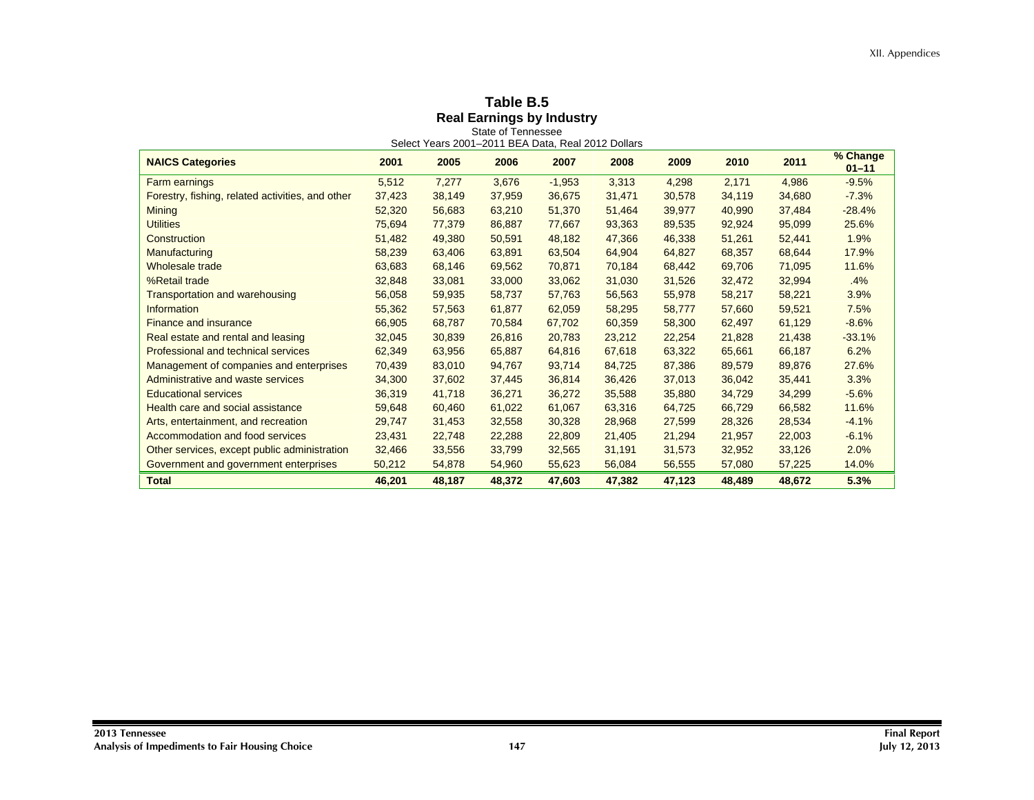**Table B.5**
**Real Earnings by Industry**
State of Tennessee
Select Years 2001–2011 BEA Data, Real 2012 Dollars

| NAICS Categories | 2001 | 2005 | 2006 | 2007 | 2008 | 2009 | 2010 | 2011 | % Change 01–11 |
|---|---|---|---|---|---|---|---|---|---|
| Farm earnings | 5,512 | 7,277 | 3,676 | -1,953 | 3,313 | 4,298 | 2,171 | 4,986 | -9.5% |
| Forestry, fishing, related activities, and other | 37,423 | 38,149 | 37,959 | 36,675 | 31,471 | 30,578 | 34,119 | 34,680 | -7.3% |
| Mining | 52,320 | 56,683 | 63,210 | 51,370 | 51,464 | 39,977 | 40,990 | 37,484 | -28.4% |
| Utilities | 75,694 | 77,379 | 86,887 | 77,667 | 93,363 | 89,535 | 92,924 | 95,099 | 25.6% |
| Construction | 51,482 | 49,380 | 50,591 | 48,182 | 47,366 | 46,338 | 51,261 | 52,441 | 1.9% |
| Manufacturing | 58,239 | 63,406 | 63,891 | 63,504 | 64,904 | 64,827 | 68,357 | 68,644 | 17.9% |
| Wholesale trade | 63,683 | 68,146 | 69,562 | 70,871 | 70,184 | 68,442 | 69,706 | 71,095 | 11.6% |
| %Retail trade | 32,848 | 33,081 | 33,000 | 33,062 | 31,030 | 31,526 | 32,472 | 32,994 | .4% |
| Transportation and warehousing | 56,058 | 59,935 | 58,737 | 57,763 | 56,563 | 55,978 | 58,217 | 58,221 | 3.9% |
| Information | 55,362 | 57,563 | 61,877 | 62,059 | 58,295 | 58,777 | 57,660 | 59,521 | 7.5% |
| Finance and insurance | 66,905 | 68,787 | 70,584 | 67,702 | 60,359 | 58,300 | 62,497 | 61,129 | -8.6% |
| Real estate and rental and leasing | 32,045 | 30,839 | 26,816 | 20,783 | 23,212 | 22,254 | 21,828 | 21,438 | -33.1% |
| Professional and technical services | 62,349 | 63,956 | 65,887 | 64,816 | 67,618 | 63,322 | 65,661 | 66,187 | 6.2% |
| Management of companies and enterprises | 70,439 | 83,010 | 94,767 | 93,714 | 84,725 | 87,386 | 89,579 | 89,876 | 27.6% |
| Administrative and waste services | 34,300 | 37,602 | 37,445 | 36,814 | 36,426 | 37,013 | 36,042 | 35,441 | 3.3% |
| Educational services | 36,319 | 41,718 | 36,271 | 36,272 | 35,588 | 35,880 | 34,729 | 34,299 | -5.6% |
| Health care and social assistance | 59,648 | 60,460 | 61,022 | 61,067 | 63,316 | 64,725 | 66,729 | 66,582 | 11.6% |
| Arts, entertainment, and recreation | 29,747 | 31,453 | 32,558 | 30,328 | 28,968 | 27,599 | 28,326 | 28,534 | -4.1% |
| Accommodation and food services | 23,431 | 22,748 | 22,288 | 22,809 | 21,405 | 21,294 | 21,957 | 22,003 | -6.1% |
| Other services, except public administration | 32,466 | 33,556 | 33,799 | 32,565 | 31,191 | 31,573 | 32,952 | 33,126 | 2.0% |
| Government and government enterprises | 50,212 | 54,878 | 54,960 | 55,623 | 56,084 | 56,555 | 57,080 | 57,225 | 14.0% |
| **Total** | **46,201** | **48,187** | **48,372** | **47,603** | **47,382** | **47,123** | **48,489** | **48,672** | **5.3%** |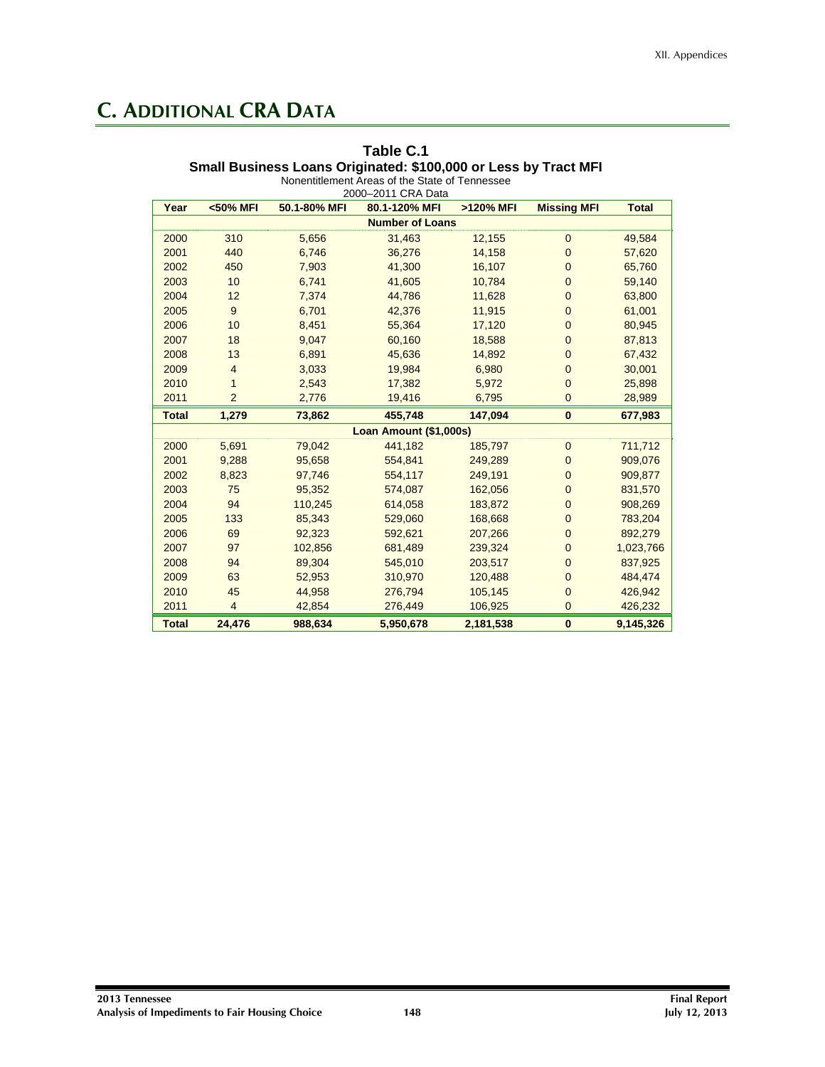# C. Additional CRA Data

**Table C.1**
**Small Business Loans Originated: $100,000 or Less by Tract MFI**
Nonentitlement Areas of the State of Tennessee
2000–2011 CRA Data

| Year | <50% MFI | 50.1-80% MFI | 80.1-120% MFI | >120% MFI | Missing MFI | Total |
|---|---|---|---|---|---|---|
| **Number of Loans** | | | | | | |
| 2000 | 310 | 5,656 | 31,463 | 12,155 | 0 | 49,584 |
| 2001 | 440 | 6,746 | 36,276 | 14,158 | 0 | 57,620 |
| 2002 | 450 | 7,903 | 41,300 | 16,107 | 0 | 65,760 |
| 2003 | 10 | 6,741 | 41,605 | 10,784 | 0 | 59,140 |
| 2004 | 12 | 7,374 | 44,786 | 11,628 | 0 | 63,800 |
| 2005 | 9 | 6,701 | 42,376 | 11,915 | 0 | 61,001 |
| 2006 | 10 | 8,451 | 55,364 | 17,120 | 0 | 80,945 |
| 2007 | 18 | 9,047 | 60,160 | 18,588 | 0 | 87,813 |
| 2008 | 13 | 6,891 | 45,636 | 14,892 | 0 | 67,432 |
| 2009 | 4 | 3,033 | 19,984 | 6,980 | 0 | 30,001 |
| 2010 | 1 | 2,543 | 17,382 | 5,972 | 0 | 25,898 |
| 2011 | 2 | 2,776 | 19,416 | 6,795 | 0 | 28,989 |
| **Total** | **1,279** | **73,862** | **455,748** | **147,094** | **0** | **677,983** |
| **Loan Amount ($1,000s)** | | | | | | |
| 2000 | 5,691 | 79,042 | 441,182 | 185,797 | 0 | 711,712 |
| 2001 | 9,288 | 95,658 | 554,841 | 249,289 | 0 | 909,076 |
| 2002 | 8,823 | 97,746 | 554,117 | 249,191 | 0 | 909,877 |
| 2003 | 75 | 95,352 | 574,087 | 162,056 | 0 | 831,570 |
| 2004 | 94 | 110,245 | 614,058 | 183,872 | 0 | 908,269 |
| 2005 | 133 | 85,343 | 529,060 | 168,668 | 0 | 783,204 |
| 2006 | 69 | 92,323 | 592,621 | 207,266 | 0 | 892,279 |
| 2007 | 97 | 102,856 | 681,489 | 239,324 | 0 | 1,023,766 |
| 2008 | 94 | 89,304 | 545,010 | 203,517 | 0 | 837,925 |
| 2009 | 63 | 52,953 | 310,970 | 120,488 | 0 | 484,474 |
| 2010 | 45 | 44,958 | 276,794 | 105,145 | 0 | 426,942 |
| 2011 | 4 | 42,854 | 276,449 | 106,925 | 0 | 426,232 |
| **Total** | **24,476** | **988,634** | **5,950,678** | **2,181,538** | **0** | **9,145,326** |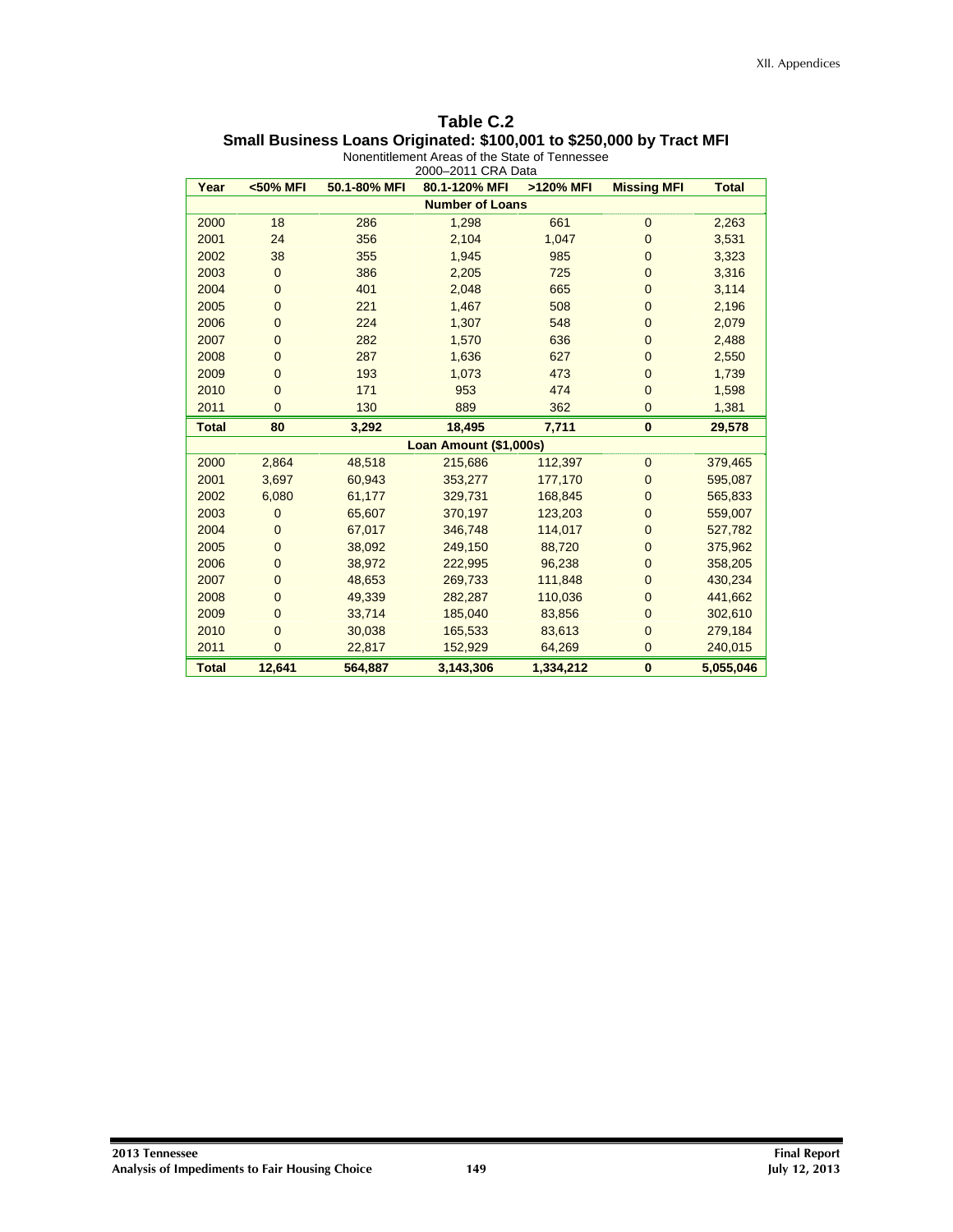**Table C.2**
**Small Business Loans Originated: $100,001 to $250,000 by Tract MFI**
Nonentitlement Areas of the State of Tennessee
2000–2011 CRA Data

| Year | <50% MFI | 50.1-80% MFI | 80.1-120% MFI | >120% MFI | Missing MFI | Total |
|---|---|---|---|---|---|---|
| **Number of Loans** | | | | | | |
| 2000 | 18 | 286 | 1,298 | 661 | 0 | 2,263 |
| 2001 | 24 | 356 | 2,104 | 1,047 | 0 | 3,531 |
| 2002 | 38 | 355 | 1,945 | 985 | 0 | 3,323 |
| 2003 | 0 | 386 | 2,205 | 725 | 0 | 3,316 |
| 2004 | 0 | 401 | 2,048 | 665 | 0 | 3,114 |
| 2005 | 0 | 221 | 1,467 | 508 | 0 | 2,196 |
| 2006 | 0 | 224 | 1,307 | 548 | 0 | 2,079 |
| 2007 | 0 | 282 | 1,570 | 636 | 0 | 2,488 |
| 2008 | 0 | 287 | 1,636 | 627 | 0 | 2,550 |
| 2009 | 0 | 193 | 1,073 | 473 | 0 | 1,739 |
| 2010 | 0 | 171 | 953 | 474 | 0 | 1,598 |
| 2011 | 0 | 130 | 889 | 362 | 0 | 1,381 |
| **Total** | **80** | **3,292** | **18,495** | **7,711** | **0** | **29,578** |
| **Loan Amount ($1,000s)** | | | | | | |
| 2000 | 2,864 | 48,518 | 215,686 | 112,397 | 0 | 379,465 |
| 2001 | 3,697 | 60,943 | 353,277 | 177,170 | 0 | 595,087 |
| 2002 | 6,080 | 61,177 | 329,731 | 168,845 | 0 | 565,833 |
| 2003 | 0 | 65,607 | 370,197 | 123,203 | 0 | 559,007 |
| 2004 | 0 | 67,017 | 346,748 | 114,017 | 0 | 527,782 |
| 2005 | 0 | 38,092 | 249,150 | 88,720 | 0 | 375,962 |
| 2006 | 0 | 38,972 | 222,995 | 96,238 | 0 | 358,205 |
| 2007 | 0 | 48,653 | 269,733 | 111,848 | 0 | 430,234 |
| 2008 | 0 | 49,339 | 282,287 | 110,036 | 0 | 441,662 |
| 2009 | 0 | 33,714 | 185,040 | 83,856 | 0 | 302,610 |
| 2010 | 0 | 30,038 | 165,533 | 83,613 | 0 | 279,184 |
| 2011 | 0 | 22,817 | 152,929 | 64,269 | 0 | 240,015 |
| **Total** | **12,641** | **564,887** | **3,143,306** | **1,334,212** | **0** | **5,055,046** |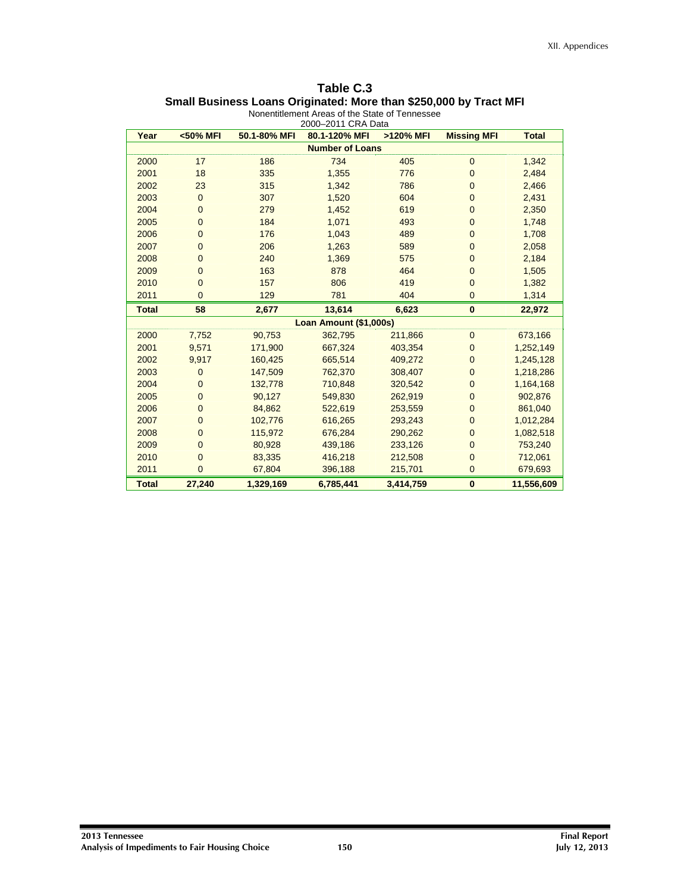**Table C.3**

**Small Business Loans Originated: More than $250,000 by Tract MFI**

Nonentitlement Areas of the State of Tennessee

2000–2011 CRA Data

| Year | <50% MFI | 50.1-80% MFI | 80.1-120% MFI | >120% MFI | Missing MFI | Total |
|---|---|---|---|---|---|---|
| **Number of Loans** | | | | | | |
| 2000 | 17 | 186 | 734 | 405 | 0 | 1,342 |
| 2001 | 18 | 335 | 1,355 | 776 | 0 | 2,484 |
| 2002 | 23 | 315 | 1,342 | 786 | 0 | 2,466 |
| 2003 | 0 | 307 | 1,520 | 604 | 0 | 2,431 |
| 2004 | 0 | 279 | 1,452 | 619 | 0 | 2,350 |
| 2005 | 0 | 184 | 1,071 | 493 | 0 | 1,748 |
| 2006 | 0 | 176 | 1,043 | 489 | 0 | 1,708 |
| 2007 | 0 | 206 | 1,263 | 589 | 0 | 2,058 |
| 2008 | 0 | 240 | 1,369 | 575 | 0 | 2,184 |
| 2009 | 0 | 163 | 878 | 464 | 0 | 1,505 |
| 2010 | 0 | 157 | 806 | 419 | 0 | 1,382 |
| 2011 | 0 | 129 | 781 | 404 | 0 | 1,314 |
| **Total** | **58** | **2,677** | **13,614** | **6,623** | **0** | **22,972** |
| **Loan Amount ($1,000s)** | | | | | | |
| 2000 | 7,752 | 90,753 | 362,795 | 211,866 | 0 | 673,166 |
| 2001 | 9,571 | 171,900 | 667,324 | 403,354 | 0 | 1,252,149 |
| 2002 | 9,917 | 160,425 | 665,514 | 409,272 | 0 | 1,245,128 |
| 2003 | 0 | 147,509 | 762,370 | 308,407 | 0 | 1,218,286 |
| 2004 | 0 | 132,778 | 710,848 | 320,542 | 0 | 1,164,168 |
| 2005 | 0 | 90,127 | 549,830 | 262,919 | 0 | 902,876 |
| 2006 | 0 | 84,862 | 522,619 | 253,559 | 0 | 861,040 |
| 2007 | 0 | 102,776 | 616,265 | 293,243 | 0 | 1,012,284 |
| 2008 | 0 | 115,972 | 676,284 | 290,262 | 0 | 1,082,518 |
| 2009 | 0 | 80,928 | 439,186 | 233,126 | 0 | 753,240 |
| 2010 | 0 | 83,335 | 416,218 | 212,508 | 0 | 712,061 |
| 2011 | 0 | 67,804 | 396,188 | 215,701 | 0 | 679,693 |
| **Total** | **27,240** | **1,329,169** | **6,785,441** | **3,414,759** | **0** | **11,556,609** |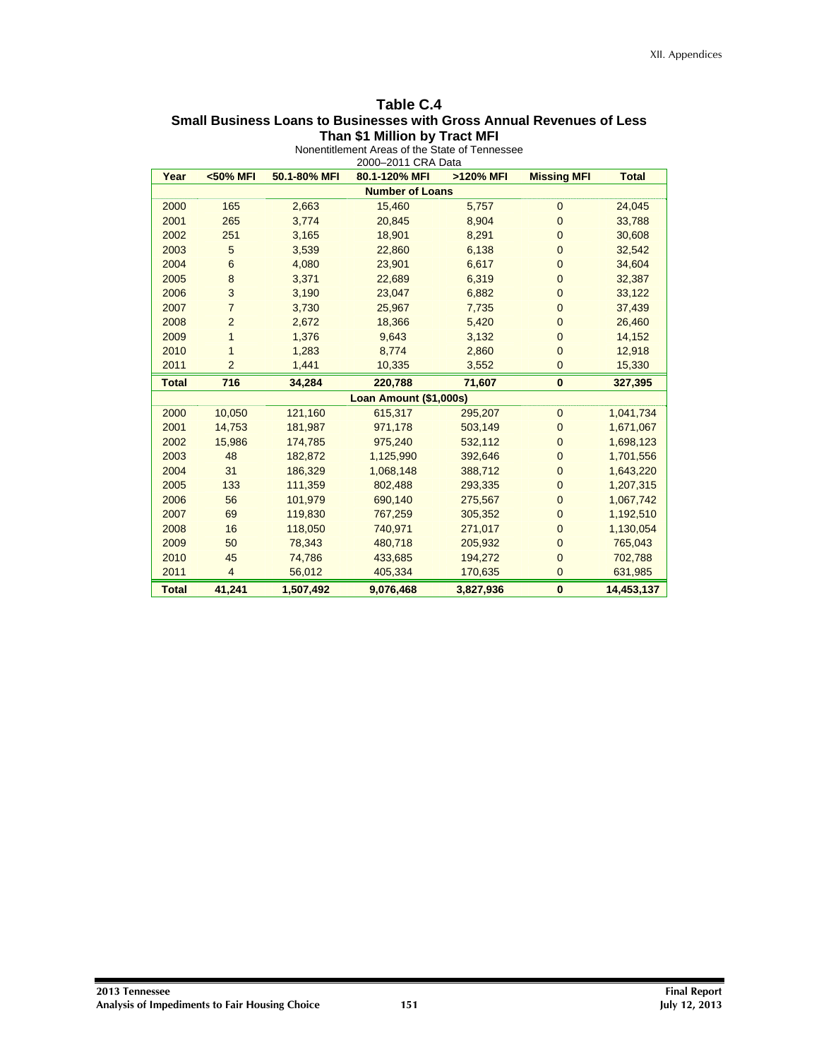**Table C.4**
**Small Business Loans to Businesses with Gross Annual Revenues of Less Than $1 Million by Tract MFI**
Nonentitlement Areas of the State of Tennessee
2000–2011 CRA Data

| Year | <50% MFI | 50.1-80% MFI | 80.1-120% MFI | >120% MFI | Missing MFI | Total |
|---|---|---|---|---|---|---|
| **Number of Loans** | | | | | | |
| 2000 | 165 | 2,663 | 15,460 | 5,757 | 0 | 24,045 |
| 2001 | 265 | 3,774 | 20,845 | 8,904 | 0 | 33,788 |
| 2002 | 251 | 3,165 | 18,901 | 8,291 | 0 | 30,608 |
| 2003 | 5 | 3,539 | 22,860 | 6,138 | 0 | 32,542 |
| 2004 | 6 | 4,080 | 23,901 | 6,617 | 0 | 34,604 |
| 2005 | 8 | 3,371 | 22,689 | 6,319 | 0 | 32,387 |
| 2006 | 3 | 3,190 | 23,047 | 6,882 | 0 | 33,122 |
| 2007 | 7 | 3,730 | 25,967 | 7,735 | 0 | 37,439 |
| 2008 | 2 | 2,672 | 18,366 | 5,420 | 0 | 26,460 |
| 2009 | 1 | 1,376 | 9,643 | 3,132 | 0 | 14,152 |
| 2010 | 1 | 1,283 | 8,774 | 2,860 | 0 | 12,918 |
| 2011 | 2 | 1,441 | 10,335 | 3,552 | 0 | 15,330 |
| **Total** | **716** | **34,284** | **220,788** | **71,607** | **0** | **327,395** |
| **Loan Amount ($1,000s)** | | | | | | |
| 2000 | 10,050 | 121,160 | 615,317 | 295,207 | 0 | 1,041,734 |
| 2001 | 14,753 | 181,987 | 971,178 | 503,149 | 0 | 1,671,067 |
| 2002 | 15,986 | 174,785 | 975,240 | 532,112 | 0 | 1,698,123 |
| 2003 | 48 | 182,872 | 1,125,990 | 392,646 | 0 | 1,701,556 |
| 2004 | 31 | 186,329 | 1,068,148 | 388,712 | 0 | 1,643,220 |
| 2005 | 133 | 111,359 | 802,488 | 293,335 | 0 | 1,207,315 |
| 2006 | 56 | 101,979 | 690,140 | 275,567 | 0 | 1,067,742 |
| 2007 | 69 | 119,830 | 767,259 | 305,352 | 0 | 1,192,510 |
| 2008 | 16 | 118,050 | 740,971 | 271,017 | 0 | 1,130,054 |
| 2009 | 50 | 78,343 | 480,718 | 205,932 | 0 | 765,043 |
| 2010 | 45 | 74,786 | 433,685 | 194,272 | 0 | 702,788 |
| 2011 | 4 | 56,012 | 405,334 | 170,635 | 0 | 631,985 |
| **Total** | **41,241** | **1,507,492** | **9,076,468** | **3,827,936** | **0** | **14,453,137** |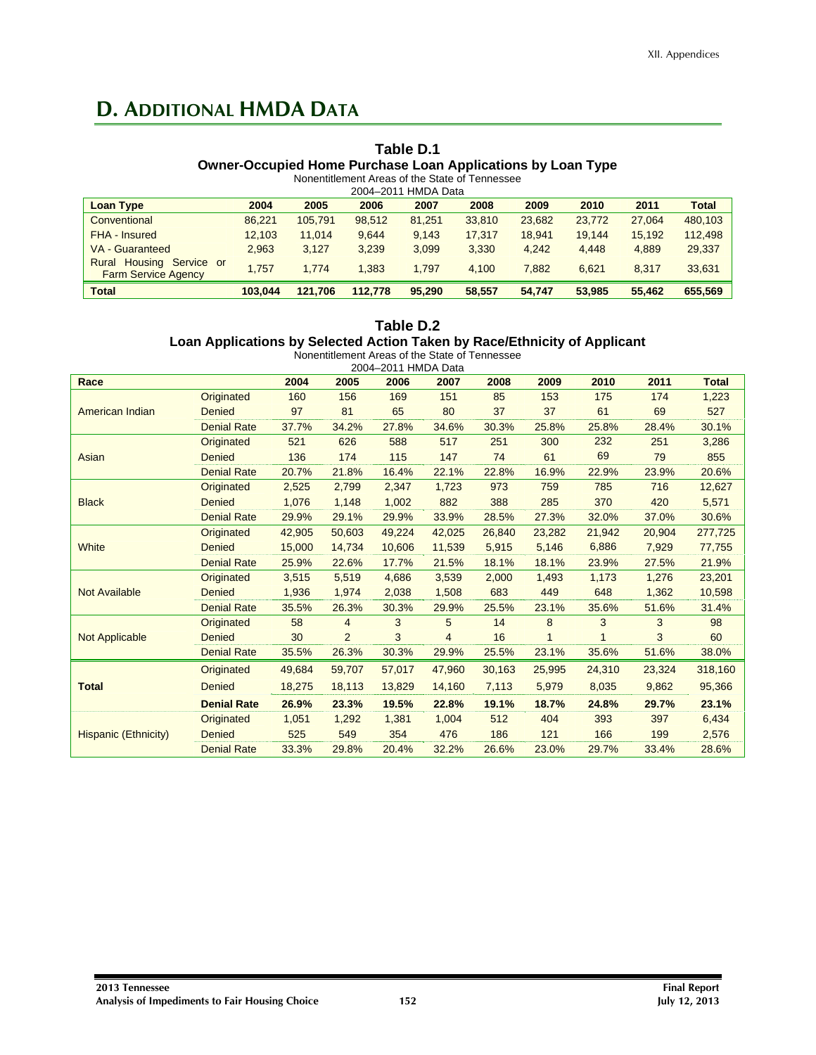## D. Additional HMDA Data

**Table D.1**
**Owner-Occupied Home Purchase Loan Applications by Loan Type**
Nonentitlement Areas of the State of Tennessee
2004–2011 HMDA Data

| Loan Type | 2004 | 2005 | 2006 | 2007 | 2008 | 2009 | 2010 | 2011 | Total |
|---|---|---|---|---|---|---|---|---|---|
| Conventional | 86,221 | 105,791 | 98,512 | 81,251 | 33,810 | 23,682 | 23,772 | 27,064 | 480,103 |
| FHA - Insured | 12,103 | 11,014 | 9,644 | 9,143 | 17,317 | 18,941 | 19,144 | 15,192 | 112,498 |
| VA - Guaranteed | 2,963 | 3,127 | 3,239 | 3,099 | 3,330 | 4,242 | 4,448 | 4,889 | 29,337 |
| Rural Housing Service or Farm Service Agency | 1,757 | 1,774 | 1,383 | 1,797 | 4,100 | 7,882 | 6,621 | 8,317 | 33,631 |
| **Total** | **103,044** | **121,706** | **112,778** | **95,290** | **58,557** | **54,747** | **53,985** | **55,462** | **655,569** |

**Table D.2**
**Loan Applications by Selected Action Taken by Race/Ethnicity of Applicant**
Nonentitlement Areas of the State of Tennessee
2004–2011 HMDA Data

| Race | | 2004 | 2005 | 2006 | 2007 | 2008 | 2009 | 2010 | 2011 | Total |
|---|---|---|---|---|---|---|---|---|---|---|
| American Indian | Originated | 160 | 156 | 169 | 151 | 85 | 153 | 175 | 174 | 1,223 |
| | Denied | 97 | 81 | 65 | 80 | 37 | 37 | 61 | 69 | 527 |
| | Denial Rate | 37.7% | 34.2% | 27.8% | 34.6% | 30.3% | 25.8% | 25.8% | 28.4% | 30.1% |
| Asian | Originated | 521 | 626 | 588 | 517 | 251 | 300 | 232 | 251 | 3,286 |
| | Denied | 136 | 174 | 115 | 147 | 74 | 61 | 69 | 79 | 855 |
| | Denial Rate | 20.7% | 21.8% | 16.4% | 22.1% | 22.8% | 16.9% | 22.9% | 23.9% | 20.6% |
| Black | Originated | 2,525 | 2,799 | 2,347 | 1,723 | 973 | 759 | 785 | 716 | 12,627 |
| | Denied | 1,076 | 1,148 | 1,002 | 882 | 388 | 285 | 370 | 420 | 5,571 |
| | Denial Rate | 29.9% | 29.1% | 29.9% | 33.9% | 28.5% | 27.3% | 32.0% | 37.0% | 30.6% |
| White | Originated | 42,905 | 50,603 | 49,224 | 42,025 | 26,840 | 23,282 | 21,942 | 20,904 | 277,725 |
| | Denied | 15,000 | 14,734 | 10,606 | 11,539 | 5,915 | 5,146 | 6,886 | 7,929 | 77,755 |
| | Denial Rate | 25.9% | 22.6% | 17.7% | 21.5% | 18.1% | 18.1% | 23.9% | 27.5% | 21.9% |
| Not Available | Originated | 3,515 | 5,519 | 4,686 | 3,539 | 2,000 | 1,493 | 1,173 | 1,276 | 23,201 |
| | Denied | 1,936 | 1,974 | 2,038 | 1,508 | 683 | 449 | 648 | 1,362 | 10,598 |
| | Denial Rate | 35.5% | 26.3% | 30.3% | 29.9% | 25.5% | 23.1% | 35.6% | 51.6% | 31.4% |
| Not Applicable | Originated | 58 | 4 | 3 | 5 | 14 | 8 | 3 | 3 | 98 |
| | Denied | 30 | 2 | 3 | 4 | 16 | 1 | 1 | 3 | 60 |
| | Denial Rate | 35.5% | 26.3% | 30.3% | 29.9% | 25.5% | 23.1% | 35.6% | 51.6% | 38.0% |
| **Total** | Originated | 49,684 | 59,707 | 57,017 | 47,960 | 30,163 | 25,995 | 24,310 | 23,324 | 318,160 |
| | Denied | 18,275 | 18,113 | 13,829 | 14,160 | 7,113 | 5,979 | 8,035 | 9,862 | 95,366 |
| | **Denial Rate** | **26.9%** | **23.3%** | **19.5%** | **22.8%** | **19.1%** | **18.7%** | **24.8%** | **29.7%** | **23.1%** |
| Hispanic (Ethnicity) | Originated | 1,051 | 1,292 | 1,381 | 1,004 | 512 | 404 | 393 | 397 | 6,434 |
| | Denied | 525 | 549 | 354 | 476 | 186 | 121 | 166 | 199 | 2,576 |
| | Denial Rate | 33.3% | 29.8% | 20.4% | 32.2% | 26.6% | 23.0% | 29.7% | 33.4% | 28.6% |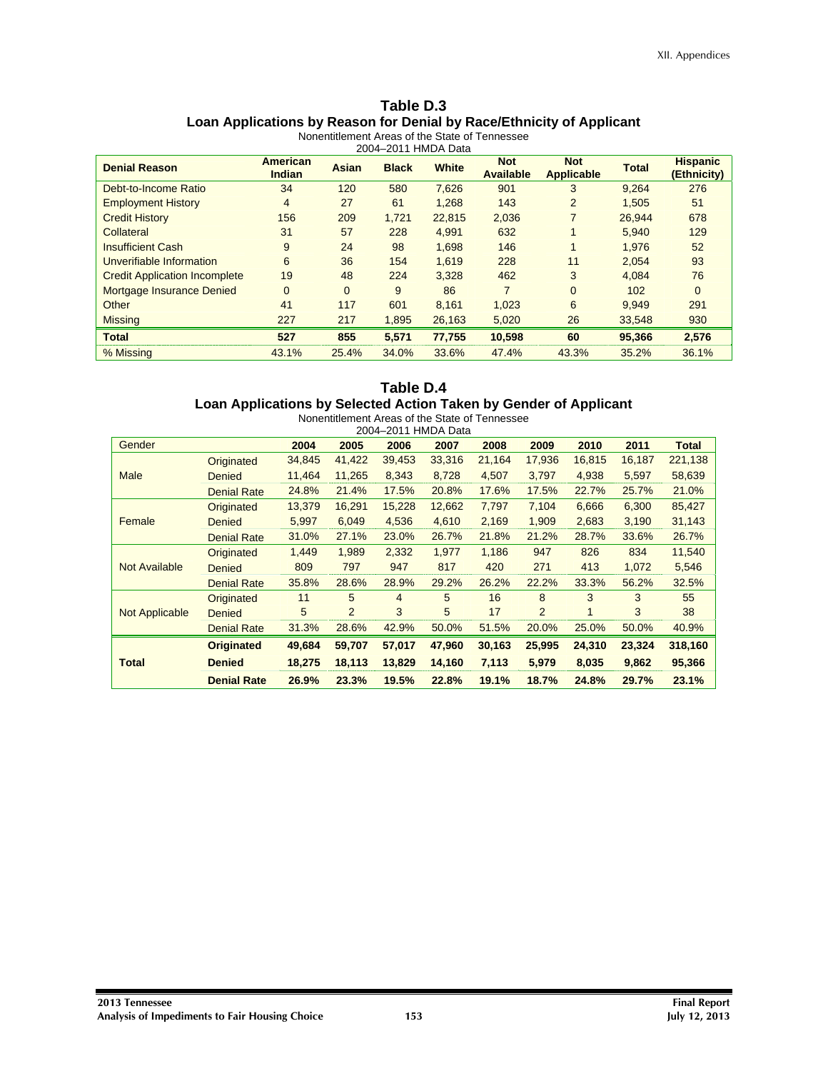## Table D.3
### Loan Applications by Reason for Denial by Race/Ethnicity of Applicant

Nonentitlement Areas of the State of Tennessee
2004–2011 HMDA Data

| Denial Reason | American Indian | Asian | Black | White | Not Available | Not Applicable | Total | Hispanic (Ethnicity) |
|---|---|---|---|---|---|---|---|---|
| Debt-to-Income Ratio | 34 | 120 | 580 | 7,626 | 901 | 3 | 9,264 | 276 |
| Employment History | 4 | 27 | 61 | 1,268 | 143 | 2 | 1,505 | 51 |
| Credit History | 156 | 209 | 1,721 | 22,815 | 2,036 | 7 | 26,944 | 678 |
| Collateral | 31 | 57 | 228 | 4,991 | 632 | 1 | 5,940 | 129 |
| Insufficient Cash | 9 | 24 | 98 | 1,698 | 146 | 1 | 1,976 | 52 |
| Unverifiable Information | 6 | 36 | 154 | 1,619 | 228 | 11 | 2,054 | 93 |
| Credit Application Incomplete | 19 | 48 | 224 | 3,328 | 462 | 3 | 4,084 | 76 |
| Mortgage Insurance Denied | 0 | 0 | 9 | 86 | 7 | 0 | 102 | 0 |
| Other | 41 | 117 | 601 | 8,161 | 1,023 | 6 | 9,949 | 291 |
| Missing | 227 | 217 | 1,895 | 26,163 | 5,020 | 26 | 33,548 | 930 |
| **Total** | **527** | **855** | **5,571** | **77,755** | **10,598** | **60** | **95,366** | **2,576** |
| % Missing | 43.1% | 25.4% | 34.0% | 33.6% | 47.4% | 43.3% | 35.2% | 36.1% |

## Table D.4
### Loan Applications by Selected Action Taken by Gender of Applicant

Nonentitlement Areas of the State of Tennessee
2004–2011 HMDA Data

| Gender | | 2004 | 2005 | 2006 | 2007 | 2008 | 2009 | 2010 | 2011 | Total |
|---|---|---|---|---|---|---|---|---|---|---|
| Male | Originated | 34,845 | 41,422 | 39,453 | 33,316 | 21,164 | 17,936 | 16,815 | 16,187 | 221,138 |
| | Denied | 11,464 | 11,265 | 8,343 | 8,728 | 4,507 | 3,797 | 4,938 | 5,597 | 58,639 |
| | Denial Rate | 24.8% | 21.4% | 17.5% | 20.8% | 17.6% | 17.5% | 22.7% | 25.7% | 21.0% |
| Female | Originated | 13,379 | 16,291 | 15,228 | 12,662 | 7,797 | 7,104 | 6,666 | 6,300 | 85,427 |
| | Denied | 5,997 | 6,049 | 4,536 | 4,610 | 2,169 | 1,909 | 2,683 | 3,190 | 31,143 |
| | Denial Rate | 31.0% | 27.1% | 23.0% | 26.7% | 21.8% | 21.2% | 28.7% | 33.6% | 26.7% |
| Not Available | Originated | 1,449 | 1,989 | 2,332 | 1,977 | 1,186 | 947 | 826 | 834 | 11,540 |
| | Denied | 809 | 797 | 947 | 817 | 420 | 271 | 413 | 1,072 | 5,546 |
| | Denial Rate | 35.8% | 28.6% | 28.9% | 29.2% | 26.2% | 22.2% | 33.3% | 56.2% | 32.5% |
| Not Applicable | Originated | 11 | 5 | 4 | 5 | 16 | 8 | 3 | 3 | 55 |
| | Denied | 5 | 2 | 3 | 5 | 17 | 2 | 1 | 3 | 38 |
| | Denial Rate | 31.3% | 28.6% | 42.9% | 50.0% | 51.5% | 20.0% | 25.0% | 50.0% | 40.9% |
| **Total** | **Originated** | **49,684** | **59,707** | **57,017** | **47,960** | **30,163** | **25,995** | **24,310** | **23,324** | **318,160** |
| | **Denied** | **18,275** | **18,113** | **13,829** | **14,160** | **7,113** | **5,979** | **8,035** | **9,862** | **95,366** |
| | **Denial Rate** | **26.9%** | **23.3%** | **19.5%** | **22.8%** | **19.1%** | **18.7%** | **24.8%** | **29.7%** | **23.1%** |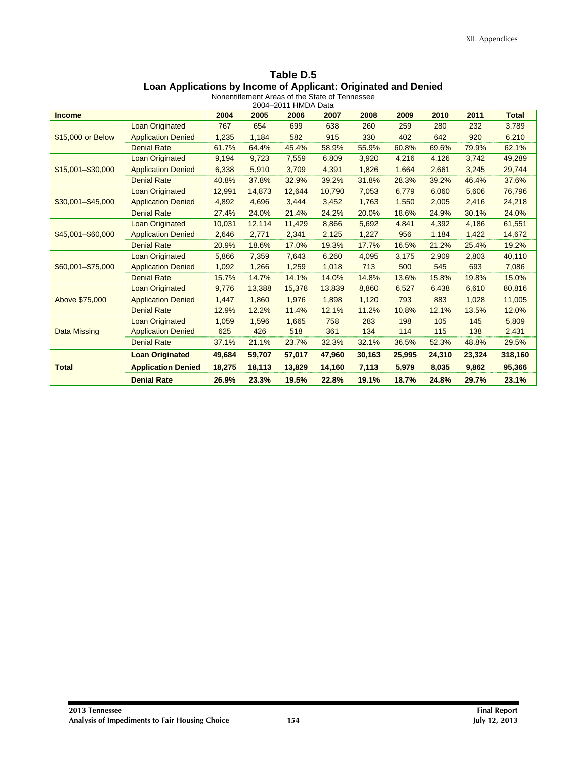**Table D.5**
**Loan Applications by Income of Applicant: Originated and Denied**
Nonentitlement Areas of the State of Tennessee
2004–2011 HMDA Data

| Income | | 2004 | 2005 | 2006 | 2007 | 2008 | 2009 | 2010 | 2011 | Total |
|---|---|---|---|---|---|---|---|---|---|---|
| $15,000 or Below | Loan Originated | 767 | 654 | 699 | 638 | 260 | 259 | 280 | 232 | 3,789 |
| | Application Denied | 1,235 | 1,184 | 582 | 915 | 330 | 402 | 642 | 920 | 6,210 |
| | Denial Rate | 61.7% | 64.4% | 45.4% | 58.9% | 55.9% | 60.8% | 69.6% | 79.9% | 62.1% |
| $15,001–$30,000 | Loan Originated | 9,194 | 9,723 | 7,559 | 6,809 | 3,920 | 4,216 | 4,126 | 3,742 | 49,289 |
| | Application Denied | 6,338 | 5,910 | 3,709 | 4,391 | 1,826 | 1,664 | 2,661 | 3,245 | 29,744 |
| | Denial Rate | 40.8% | 37.8% | 32.9% | 39.2% | 31.8% | 28.3% | 39.2% | 46.4% | 37.6% |
| $30,001–$45,000 | Loan Originated | 12,991 | 14,873 | 12,644 | 10,790 | 7,053 | 6,779 | 6,060 | 5,606 | 76,796 |
| | Application Denied | 4,892 | 4,696 | 3,444 | 3,452 | 1,763 | 1,550 | 2,005 | 2,416 | 24,218 |
| | Denial Rate | 27.4% | 24.0% | 21.4% | 24.2% | 20.0% | 18.6% | 24.9% | 30.1% | 24.0% |
| $45,001–$60,000 | Loan Originated | 10,031 | 12,114 | 11,429 | 8,866 | 5,692 | 4,841 | 4,392 | 4,186 | 61,551 |
| | Application Denied | 2,646 | 2,771 | 2,341 | 2,125 | 1,227 | 956 | 1,184 | 1,422 | 14,672 |
| | Denial Rate | 20.9% | 18.6% | 17.0% | 19.3% | 17.7% | 16.5% | 21.2% | 25.4% | 19.2% |
| $60,001–$75,000 | Loan Originated | 5,866 | 7,359 | 7,643 | 6,260 | 4,095 | 3,175 | 2,909 | 2,803 | 40,110 |
| | Application Denied | 1,092 | 1,266 | 1,259 | 1,018 | 713 | 500 | 545 | 693 | 7,086 |
| | Denial Rate | 15.7% | 14.7% | 14.1% | 14.0% | 14.8% | 13.6% | 15.8% | 19.8% | 15.0% |
| Above $75,000 | Loan Originated | 9,776 | 13,388 | 15,378 | 13,839 | 8,860 | 6,527 | 6,438 | 6,610 | 80,816 |
| | Application Denied | 1,447 | 1,860 | 1,976 | 1,898 | 1,120 | 793 | 883 | 1,028 | 11,005 |
| | Denial Rate | 12.9% | 12.2% | 11.4% | 12.1% | 11.2% | 10.8% | 12.1% | 13.5% | 12.0% |
| Data Missing | Loan Originated | 1,059 | 1,596 | 1,665 | 758 | 283 | 198 | 105 | 145 | 5,809 |
| | Application Denied | 625 | 426 | 518 | 361 | 134 | 114 | 115 | 138 | 2,431 |
| | Denial Rate | 37.1% | 21.1% | 23.7% | 32.3% | 32.1% | 36.5% | 52.3% | 48.8% | 29.5% |
| **Total** | **Loan Originated** | **49,684** | **59,707** | **57,017** | **47,960** | **30,163** | **25,995** | **24,310** | **23,324** | **318,160** |
| | **Application Denied** | **18,275** | **18,113** | **13,829** | **14,160** | **7,113** | **5,979** | **8,035** | **9,862** | **95,366** |
| | **Denial Rate** | **26.9%** | **23.3%** | **19.5%** | **22.8%** | **19.1%** | **18.7%** | **24.8%** | **29.7%** | **23.1%** |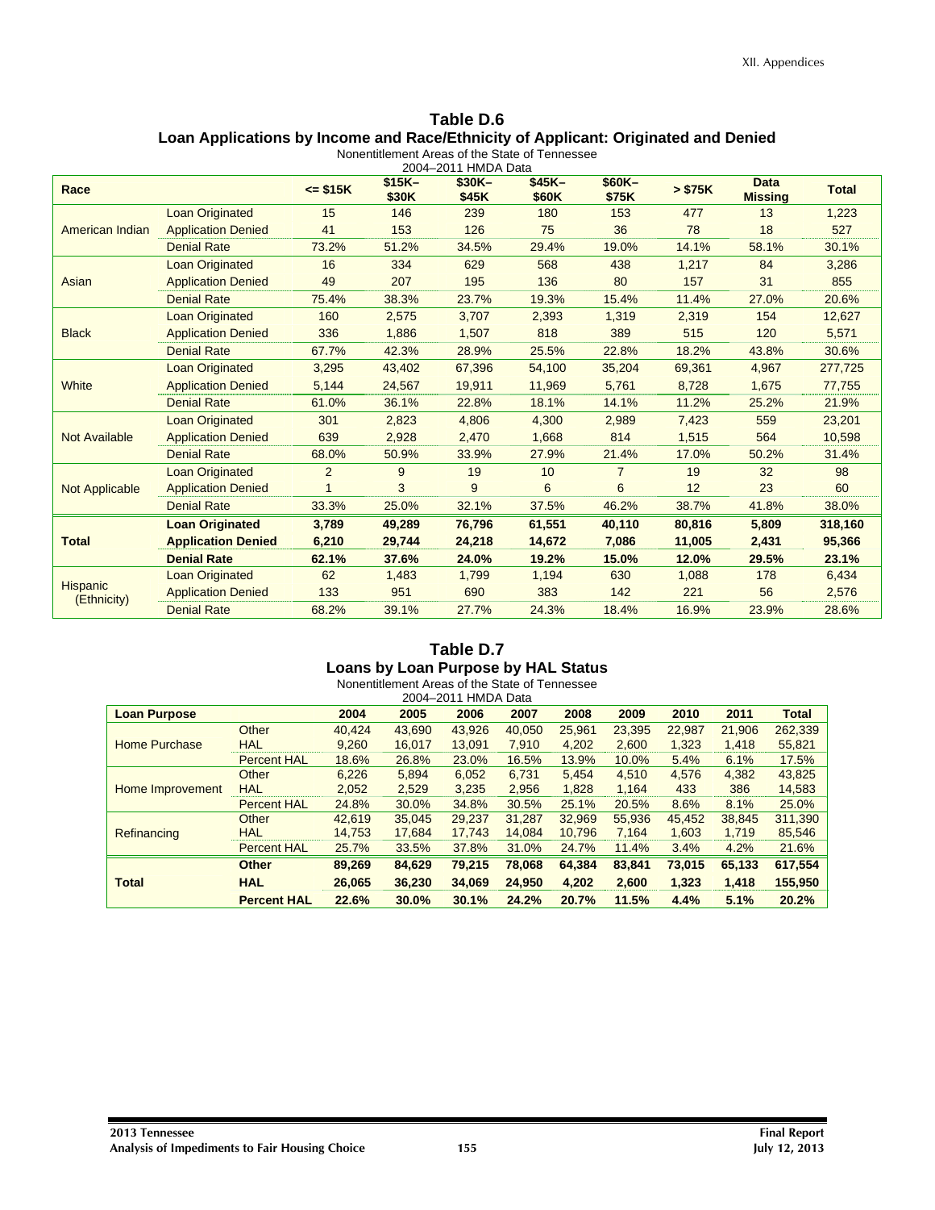## Table D.6

### Loan Applications by Income and Race/Ethnicity of Applicant: Originated and Denied

Nonentitlement Areas of the State of Tennessee
2004–2011 HMDA Data

| Race | | <= $15K | $15K–$30K | $30K–$45K | $45K–$60K | $60K–$75K | > $75K | Data Missing | Total |
|---|---|---|---|---|---|---|---|---|---|
| American Indian | Loan Originated | 15 | 146 | 239 | 180 | 153 | 477 | 13 | 1,223 |
| | Application Denied | 41 | 153 | 126 | 75 | 36 | 78 | 18 | 527 |
| | Denial Rate | 73.2% | 51.2% | 34.5% | 29.4% | 19.0% | 14.1% | 58.1% | 30.1% |
| Asian | Loan Originated | 16 | 334 | 629 | 568 | 438 | 1,217 | 84 | 3,286 |
| | Application Denied | 49 | 207 | 195 | 136 | 80 | 157 | 31 | 855 |
| | Denial Rate | 75.4% | 38.3% | 23.7% | 19.3% | 15.4% | 11.4% | 27.0% | 20.6% |
| Black | Loan Originated | 160 | 2,575 | 3,707 | 2,393 | 1,319 | 2,319 | 154 | 12,627 |
| | Application Denied | 336 | 1,886 | 1,507 | 818 | 389 | 515 | 120 | 5,571 |
| | Denial Rate | 67.7% | 42.3% | 28.9% | 25.5% | 22.8% | 18.2% | 43.8% | 30.6% |
| White | Loan Originated | 3,295 | 43,402 | 67,396 | 54,100 | 35,204 | 69,361 | 4,967 | 277,725 |
| | Application Denied | 5,144 | 24,567 | 19,911 | 11,969 | 5,761 | 8,728 | 1,675 | 77,755 |
| | Denial Rate | 61.0% | 36.1% | 22.8% | 18.1% | 14.1% | 11.2% | 25.2% | 21.9% |
| Not Available | Loan Originated | 301 | 2,823 | 4,806 | 4,300 | 2,989 | 7,423 | 559 | 23,201 |
| | Application Denied | 639 | 2,928 | 2,470 | 1,668 | 814 | 1,515 | 564 | 10,598 |
| | Denial Rate | 68.0% | 50.9% | 33.9% | 27.9% | 21.4% | 17.0% | 50.2% | 31.4% |
| Not Applicable | Loan Originated | 2 | 9 | 19 | 10 | 7 | 19 | 32 | 98 |
| | Application Denied | 1 | 3 | 9 | 6 | 6 | 12 | 23 | 60 |
| | Denial Rate | 33.3% | 25.0% | 32.1% | 37.5% | 46.2% | 38.7% | 41.8% | 38.0% |
| **Total** | **Loan Originated** | **3,789** | **49,289** | **76,796** | **61,551** | **40,110** | **80,816** | **5,809** | **318,160** |
| | **Application Denied** | **6,210** | **29,744** | **24,218** | **14,672** | **7,086** | **11,005** | **2,431** | **95,366** |
| | **Denial Rate** | **62.1%** | **37.6%** | **24.0%** | **19.2%** | **15.0%** | **12.0%** | **29.5%** | **23.1%** |
| Hispanic (Ethnicity) | Loan Originated | 62 | 1,483 | 1,799 | 1,194 | 630 | 1,088 | 178 | 6,434 |
| | Application Denied | 133 | 951 | 690 | 383 | 142 | 221 | 56 | 2,576 |
| | Denial Rate | 68.2% | 39.1% | 27.7% | 24.3% | 18.4% | 16.9% | 23.9% | 28.6% |

## Table D.7

### Loans by Loan Purpose by HAL Status

Nonentitlement Areas of the State of Tennessee
2004–2011 HMDA Data

| Loan Purpose | | 2004 | 2005 | 2006 | 2007 | 2008 | 2009 | 2010 | 2011 | Total |
|---|---|---|---|---|---|---|---|---|---|---|
| Home Purchase | Other | 40,424 | 43,690 | 43,926 | 40,050 | 25,961 | 23,395 | 22,987 | 21,906 | 262,339 |
| | HAL | 9,260 | 16,017 | 13,091 | 7,910 | 4,202 | 2,600 | 1,323 | 1,418 | 55,821 |
| | Percent HAL | 18.6% | 26.8% | 23.0% | 16.5% | 13.9% | 10.0% | 5.4% | 6.1% | 17.5% |
| Home Improvement | Other | 6,226 | 5,894 | 6,052 | 6,731 | 5,454 | 4,510 | 4,576 | 4,382 | 43,825 |
| | HAL | 2,052 | 2,529 | 3,235 | 2,956 | 1,828 | 1,164 | 433 | 386 | 14,583 |
| | Percent HAL | 24.8% | 30.0% | 34.8% | 30.5% | 25.1% | 20.5% | 8.6% | 8.1% | 25.0% |
| Refinancing | Other | 42,619 | 35,045 | 29,237 | 31,287 | 32,969 | 55,936 | 45,452 | 38,845 | 311,390 |
| | HAL | 14,753 | 17,684 | 17,743 | 14,084 | 10,796 | 7,164 | 1,603 | 1,719 | 85,546 |
| | Percent HAL | 25.7% | 33.5% | 37.8% | 31.0% | 24.7% | 11.4% | 3.4% | 4.2% | 21.6% |
| **Total** | **Other** | **89,269** | **84,629** | **79,215** | **78,068** | **64,384** | **83,841** | **73,015** | **65,133** | **617,554** |
| | **HAL** | **26,065** | **36,230** | **34,069** | **24,950** | **4,202** | **2,600** | **1,323** | **1,418** | **155,950** |
| | **Percent HAL** | **22.6%** | **30.0%** | **30.1%** | **24.2%** | **20.7%** | **11.5%** | **4.4%** | **5.1%** | **20.2%** |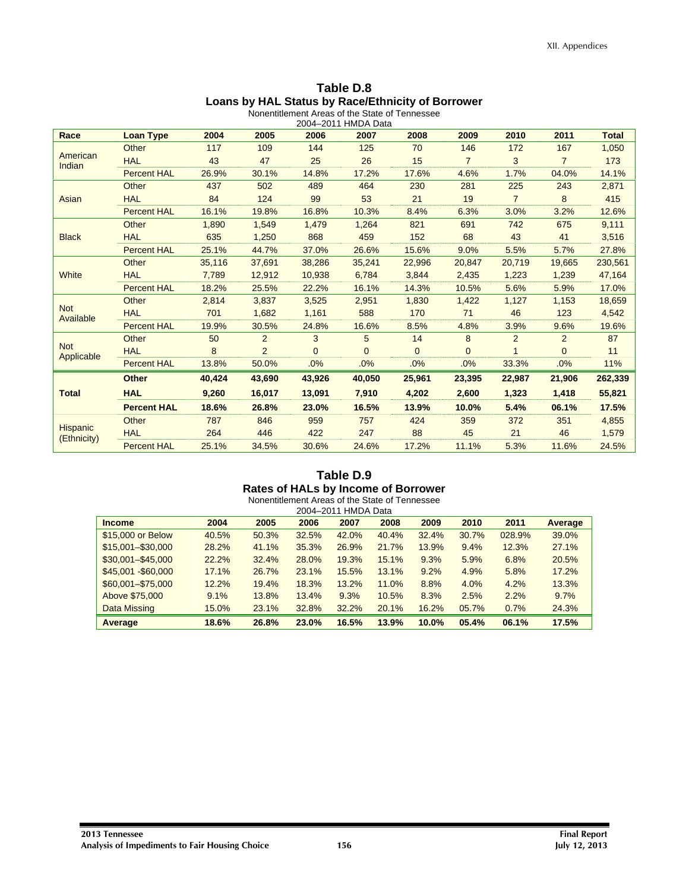## Table D.8
### Loans by HAL Status by Race/Ethnicity of Borrower
Nonentitlement Areas of the State of Tennessee
2004–2011 HMDA Data

| Race | Loan Type | 2004 | 2005 | 2006 | 2007 | 2008 | 2009 | 2010 | 2011 | Total |
|---|---|---|---|---|---|---|---|---|---|---|
| American Indian | Other | 117 | 109 | 144 | 125 | 70 | 146 | 172 | 167 | 1,050 |
| | HAL | 43 | 47 | 25 | 26 | 15 | 7 | 3 | 7 | 173 |
| | Percent HAL | 26.9% | 30.1% | 14.8% | 17.2% | 17.6% | 4.6% | 1.7% | 04.0% | 14.1% |
| Asian | Other | 437 | 502 | 489 | 464 | 230 | 281 | 225 | 243 | 2,871 |
| | HAL | 84 | 124 | 99 | 53 | 21 | 19 | 7 | 8 | 415 |
| | Percent HAL | 16.1% | 19.8% | 16.8% | 10.3% | 8.4% | 6.3% | 3.0% | 3.2% | 12.6% |
| Black | Other | 1,890 | 1,549 | 1,479 | 1,264 | 821 | 691 | 742 | 675 | 9,111 |
| | HAL | 635 | 1,250 | 868 | 459 | 152 | 68 | 43 | 41 | 3,516 |
| | Percent HAL | 25.1% | 44.7% | 37.0% | 26.6% | 15.6% | 9.0% | 5.5% | 5.7% | 27.8% |
| White | Other | 35,116 | 37,691 | 38,286 | 35,241 | 22,996 | 20,847 | 20,719 | 19,665 | 230,561 |
| | HAL | 7,789 | 12,912 | 10,938 | 6,784 | 3,844 | 2,435 | 1,223 | 1,239 | 47,164 |
| | Percent HAL | 18.2% | 25.5% | 22.2% | 16.1% | 14.3% | 10.5% | 5.6% | 5.9% | 17.0% |
| Not Available | Other | 2,814 | 3,837 | 3,525 | 2,951 | 1,830 | 1,422 | 1,127 | 1,153 | 18,659 |
| | HAL | 701 | 1,682 | 1,161 | 588 | 170 | 71 | 46 | 123 | 4,542 |
| | Percent HAL | 19.9% | 30.5% | 24.8% | 16.6% | 8.5% | 4.8% | 3.9% | 9.6% | 19.6% |
| Not Applicable | Other | 50 | 2 | 3 | 5 | 14 | 8 | 2 | 2 | 87 |
| | HAL | 8 | 2 | 0 | 0 | 0 | 0 | 1 | 0 | 11 |
| | Percent HAL | 13.8% | 50.0% | .0% | .0% | .0% | .0% | 33.3% | .0% | 11% |
| **Total** | **Other** | **40,424** | **43,690** | **43,926** | **40,050** | **25,961** | **23,395** | **22,987** | **21,906** | **262,339** |
| | **HAL** | **9,260** | **16,017** | **13,091** | **7,910** | **4,202** | **2,600** | **1,323** | **1,418** | **55,821** |
| | **Percent HAL** | **18.6%** | **26.8%** | **23.0%** | **16.5%** | **13.9%** | **10.0%** | **5.4%** | **06.1%** | **17.5%** |
| Hispanic (Ethnicity) | Other | 787 | 846 | 959 | 757 | 424 | 359 | 372 | 351 | 4,855 |
| | HAL | 264 | 446 | 422 | 247 | 88 | 45 | 21 | 46 | 1,579 |
| | Percent HAL | 25.1% | 34.5% | 30.6% | 24.6% | 17.2% | 11.1% | 5.3% | 11.6% | 24.5% |

## Table D.9
### Rates of HALs by Income of Borrower
Nonentitlement Areas of the State of Tennessee
2004–2011 HMDA Data

| Income | 2004 | 2005 | 2006 | 2007 | 2008 | 2009 | 2010 | 2011 | Average |
|---|---|---|---|---|---|---|---|---|---|
| $15,000 or Below | 40.5% | 50.3% | 32.5% | 42.0% | 40.4% | 32.4% | 30.7% | 028.9% | 39.0% |
| $15,001–$30,000 | 28.2% | 41.1% | 35.3% | 26.9% | 21.7% | 13.9% | 9.4% | 12.3% | 27.1% |
| $30,001–$45,000 | 22.2% | 32.4% | 28.0% | 19.3% | 15.1% | 9.3% | 5.9% | 6.8% | 20.5% |
| $45,001 -$60,000 | 17.1% | 26.7% | 23.1% | 15.5% | 13.1% | 9.2% | 4.9% | 5.8% | 17.2% |
| $60,001–$75,000 | 12.2% | 19.4% | 18.3% | 13.2% | 11.0% | 8.8% | 4.0% | 4.2% | 13.3% |
| Above $75,000 | 9.1% | 13.8% | 13.4% | 9.3% | 10.5% | 8.3% | 2.5% | 2.2% | 9.7% |
| Data Missing | 15.0% | 23.1% | 32.8% | 32.2% | 20.1% | 16.2% | 05.7% | 0.7% | 24.3% |
| **Average** | **18.6%** | **26.8%** | **23.0%** | **16.5%** | **13.9%** | **10.0%** | **05.4%** | **06.1%** | **17.5%** |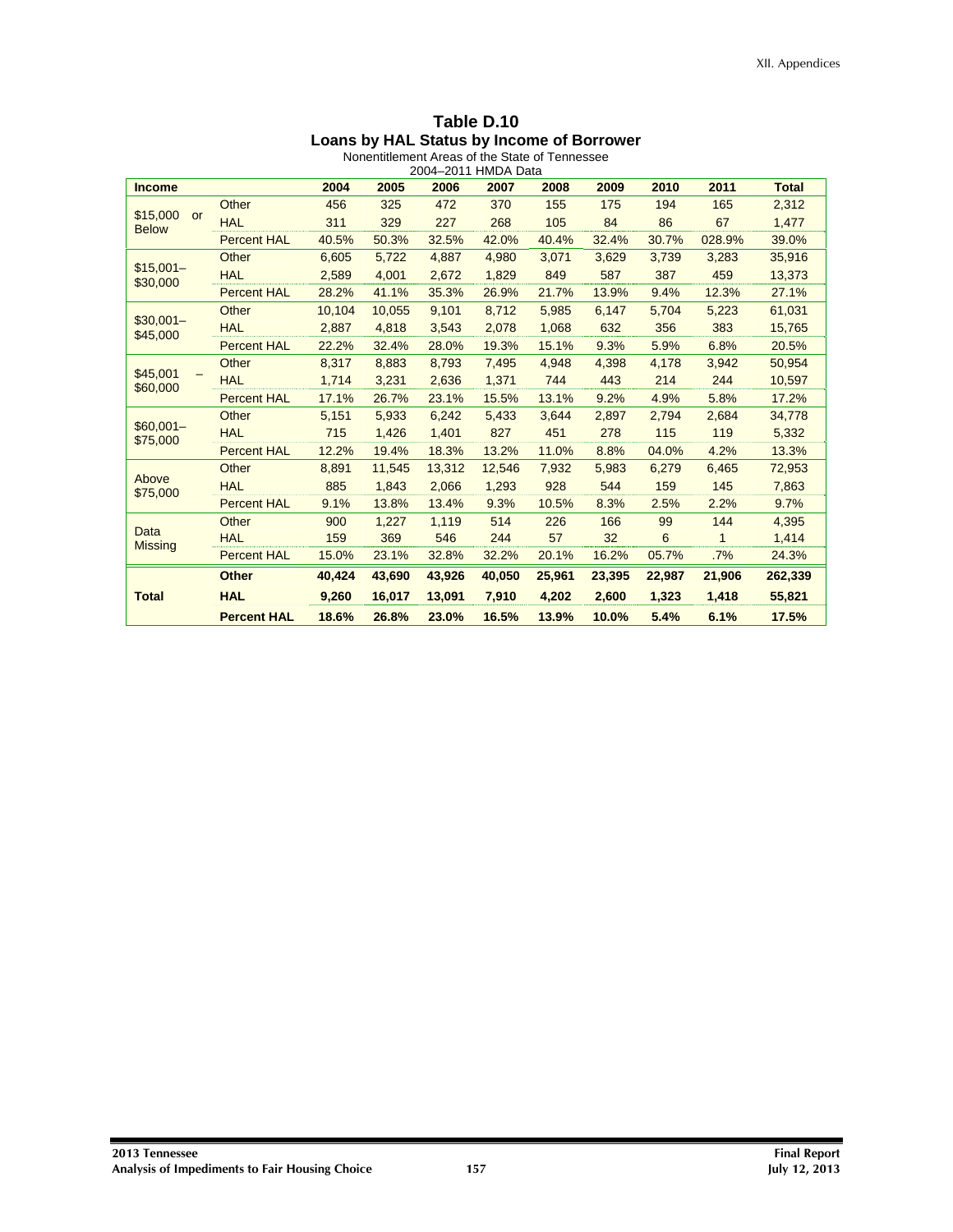**Table D.10**
**Loans by HAL Status by Income of Borrower**
Nonentitlement Areas of the State of Tennessee
2004–2011 HMDA Data

| Income | | 2004 | 2005 | 2006 | 2007 | 2008 | 2009 | 2010 | 2011 | Total |
|---|---|---|---|---|---|---|---|---|---|---|
| $15,000 or Below | Other | 456 | 325 | 472 | 370 | 155 | 175 | 194 | 165 | 2,312 |
| | HAL | 311 | 329 | 227 | 268 | 105 | 84 | 86 | 67 | 1,477 |
| | Percent HAL | 40.5% | 50.3% | 32.5% | 42.0% | 40.4% | 32.4% | 30.7% | 028.9% | 39.0% |
| $15,001–$30,000 | Other | 6,605 | 5,722 | 4,887 | 4,980 | 3,071 | 3,629 | 3,739 | 3,283 | 35,916 |
| | HAL | 2,589 | 4,001 | 2,672 | 1,829 | 849 | 587 | 387 | 459 | 13,373 |
| | Percent HAL | 28.2% | 41.1% | 35.3% | 26.9% | 21.7% | 13.9% | 9.4% | 12.3% | 27.1% |
| $30,001–$45,000 | Other | 10,104 | 10,055 | 9,101 | 8,712 | 5,985 | 6,147 | 5,704 | 5,223 | 61,031 |
| | HAL | 2,887 | 4,818 | 3,543 | 2,078 | 1,068 | 632 | 356 | 383 | 15,765 |
| | Percent HAL | 22.2% | 32.4% | 28.0% | 19.3% | 15.1% | 9.3% | 5.9% | 6.8% | 20.5% |
| $45,001 – $60,000 | Other | 8,317 | 8,883 | 8,793 | 7,495 | 4,948 | 4,398 | 4,178 | 3,942 | 50,954 |
| | HAL | 1,714 | 3,231 | 2,636 | 1,371 | 744 | 443 | 214 | 244 | 10,597 |
| | Percent HAL | 17.1% | 26.7% | 23.1% | 15.5% | 13.1% | 9.2% | 4.9% | 5.8% | 17.2% |
| $60,001–$75,000 | Other | 5,151 | 5,933 | 6,242 | 5,433 | 3,644 | 2,897 | 2,794 | 2,684 | 34,778 |
| | HAL | 715 | 1,426 | 1,401 | 827 | 451 | 278 | 115 | 119 | 5,332 |
| | Percent HAL | 12.2% | 19.4% | 18.3% | 13.2% | 11.0% | 8.8% | 04.0% | 4.2% | 13.3% |
| Above $75,000 | Other | 8,891 | 11,545 | 13,312 | 12,546 | 7,932 | 5,983 | 6,279 | 6,465 | 72,953 |
| | HAL | 885 | 1,843 | 2,066 | 1,293 | 928 | 544 | 159 | 145 | 7,863 |
| | Percent HAL | 9.1% | 13.8% | 13.4% | 9.3% | 10.5% | 8.3% | 2.5% | 2.2% | 9.7% |
| Data Missing | Other | 900 | 1,227 | 1,119 | 514 | 226 | 166 | 99 | 144 | 4,395 |
| | HAL | 159 | 369 | 546 | 244 | 57 | 32 | 6 | 1 | 1,414 |
| | Percent HAL | 15.0% | 23.1% | 32.8% | 32.2% | 20.1% | 16.2% | 05.7% | .7% | 24.3% |
| **Total** | **Other** | **40,424** | **43,690** | **43,926** | **40,050** | **25,961** | **23,395** | **22,987** | **21,906** | **262,339** |
| | **HAL** | **9,260** | **16,017** | **13,091** | **7,910** | **4,202** | **2,600** | **1,323** | **1,418** | **55,821** |
| | **Percent HAL** | **18.6%** | **26.8%** | **23.0%** | **16.5%** | **13.9%** | **10.0%** | **5.4%** | **6.1%** | **17.5%** |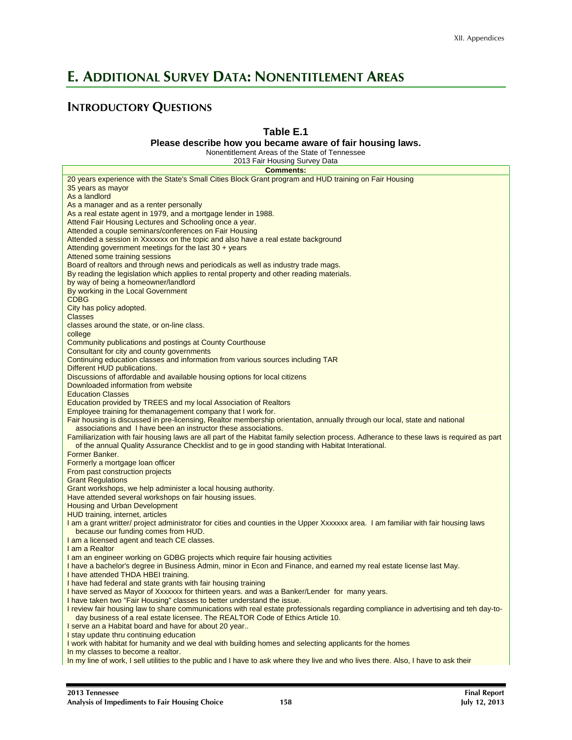# E. Additional Survey Data: Nonentitlement Areas

## Introductory Questions

**Table E.1**
**Please describe how you became aware of fair housing laws.**
Nonentitlement Areas of the State of Tennessee
2013 Fair Housing Survey Data

| Comments: |
|---|
| 20 years experience with the State's Small Cities Block Grant program and HUD training on Fair Housing |
| 35 years as mayor |
| As a landlord |
| As a manager and as a renter personally |
| As a real estate agent in 1979, and a mortgage lender in 1988. |
| Attend Fair Housing Lectures and Schooling once a year. |
| Attended a couple seminars/conferences on Fair Housing |
| Attended a session in Xxxxxxx on the topic and also have a real estate background |
| Attending government meetings for the last 30 + years |
| Attened some training sessions |
| Board of realtors and through news and periodicals as well as industry trade mags. |
| By reading the legislation which applies to rental property and other reading materials. |
| by way of being a homeowner/landlord |
| By working in the Local Government |
| CDBG |
| City has policy adopted. |
| Classes |
| classes around the state, or on-line class. |
| college |
| Community publications and postings at County Courthouse |
| Consultant for city and county governments |
| Continuing education classes and information from various sources including TAR |
| Different HUD publications. |
| Discussions of affordable and available housing options for local citizens |
| Downloaded information from website |
| Education Classes |
| Education provided by TREES and my local Association of Realtors |
| Employee training for themanagement company that I work for. |
| Fair housing is discussed in pre-licensing, Realtor membership orientation, annually through our local, state and national associations and I have been an instructor these associations. |
| Familiarization with fair housing laws are all part of the Habitat family selection process. Adherance to these laws is required as part of the annual Quality Assurance Checklist and to ge in good standing with Habitat Interational. |
| Former Banker. |
| Formerly a mortgage loan officer |
| From past construction projects |
| Grant Regulations |
| Grant workshops, we help administer a local housing authority. |
| Have attended several workshops on fair housing issues. |
| Housing and Urban Development |
| HUD training, internet, articles |
| I am a grant writter/ project administrator for cities and counties in the Upper Xxxxxxx area. I am familiar with fair housing laws because our funding comes from HUD. |
| I am a licensed agent and teach CE classes. |
| I am a Realtor |
| I am an engineer working on GDBG projects which require fair housing activities |
| I have a bachelor's degree in Business Admin, minor in Econ and Finance, and earned my real estate license last May. |
| I have attended THDA HBEI training. |
| I have had federal and state grants with fair housing training |
| I have served as Mayor of Xxxxxxx for thirteen years. and was a Banker/Lender for many years. |
| I have taken two "Fair Housing" classes to better understand the issue. |
| I review fair housing law to share communications with real estate professionals regarding compliance in advertising and teh day-to-day business of a real estate licensee. The REALTOR Code of Ethics Article 10. |
| I serve an a Habitat board and have for about 20 year.. |
| I stay update thru continuing education |
| I work with habitat for humanity and we deal with building homes and selecting applicants for the homes |
| In my classes to become a realtor. |
| In my line of work, I sell utilities to the public and I have to ask where they live and who lives there. Also, I have to ask their |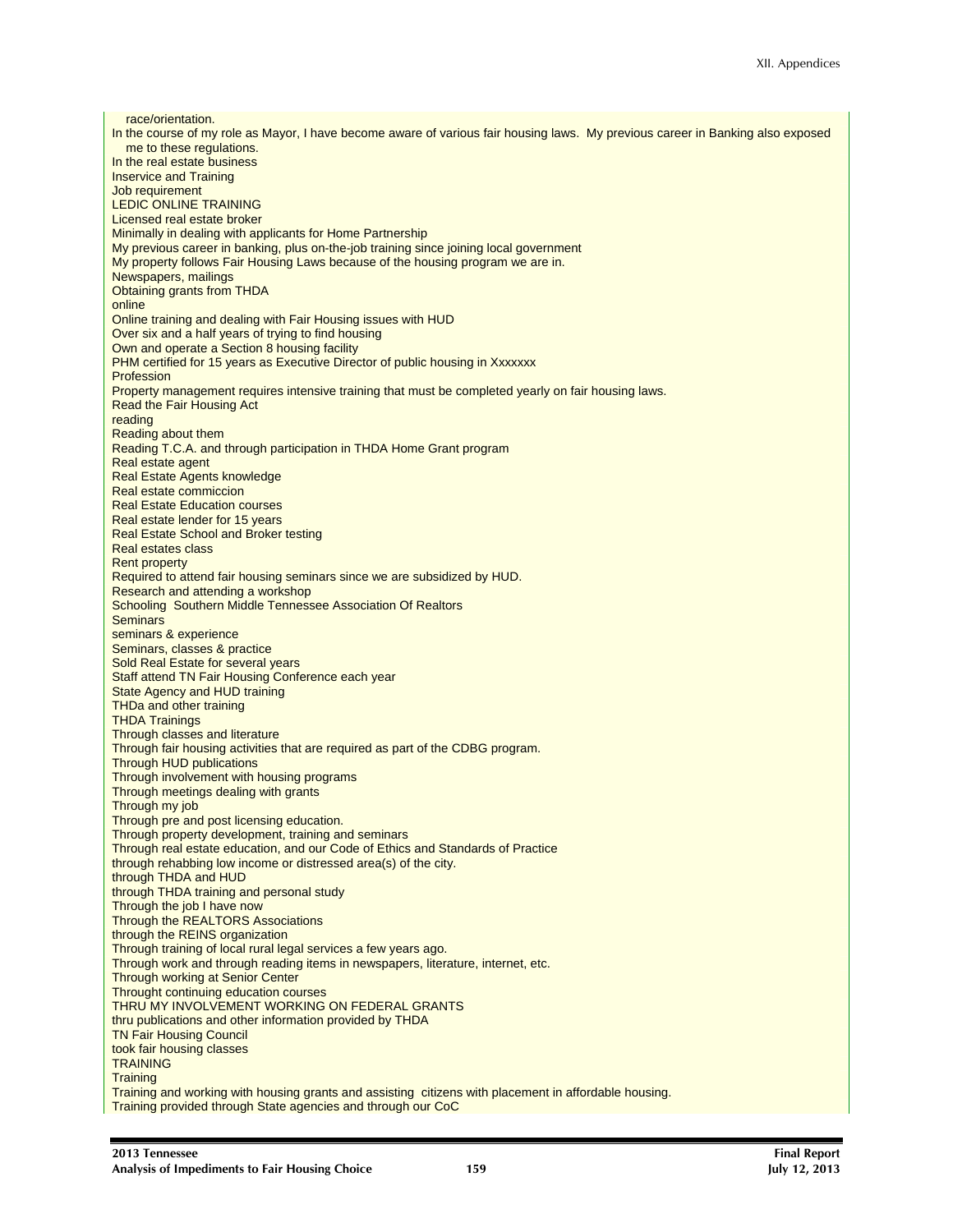race/orientation.

In the course of my role as Mayor, I have become aware of various fair housing laws. My previous career in Banking also exposed me to these regulations.

In the real estate business

Inservice and Training

Job requirement

LEDIC ONLINE TRAINING

Licensed real estate broker

Minimally in dealing with applicants for Home Partnership

My previous career in banking, plus on-the-job training since joining local government

My property follows Fair Housing Laws because of the housing program we are in.

Newspapers, mailings

Obtaining grants from THDA

online

Online training and dealing with Fair Housing issues with HUD

Over six and a half years of trying to find housing

Own and operate a Section 8 housing facility

PHM certified for 15 years as Executive Director of public housing in Xxxxxxx

Profession

Property management requires intensive training that must be completed yearly on fair housing laws.

Read the Fair Housing Act

reading

Reading about them

Reading T.C.A. and through participation in THDA Home Grant program

Real estate agent

Real Estate Agents knowledge

Real estate commiccion

Real Estate Education courses

Real estate lender for 15 years

Real Estate School and Broker testing

Real estates class

Rent property

Required to attend fair housing seminars since we are subsidized by HUD.

Research and attending a workshop

Schooling Southern Middle Tennessee Association Of Realtors

Seminars

seminars & experience

Seminars, classes & practice

Sold Real Estate for several years

Staff attend TN Fair Housing Conference each year

State Agency and HUD training

THDa and other training

THDA Trainings

Through classes and literature

Through fair housing activities that are required as part of the CDBG program.

Through HUD publications

Through involvement with housing programs

Through meetings dealing with grants

Through my job

Through pre and post licensing education.

Through property development, training and seminars

Through real estate education, and our Code of Ethics and Standards of Practice

through rehabbing low income or distressed area(s) of the city.

through THDA and HUD

through THDA training and personal study

Through the job I have now

Through the REALTORS Associations

through the REINS organization

Through training of local rural legal services a few years ago.

Through work and through reading items in newspapers, literature, internet, etc.

Through working at Senior Center

Throught continuing education courses

THRU MY INVOLVEMENT WORKING ON FEDERAL GRANTS

thru publications and other information provided by THDA

TN Fair Housing Council

took fair housing classes

TRAINING

Training

Training and working with housing grants and assisting citizens with placement in affordable housing.

Training provided through State agencies and through our CoC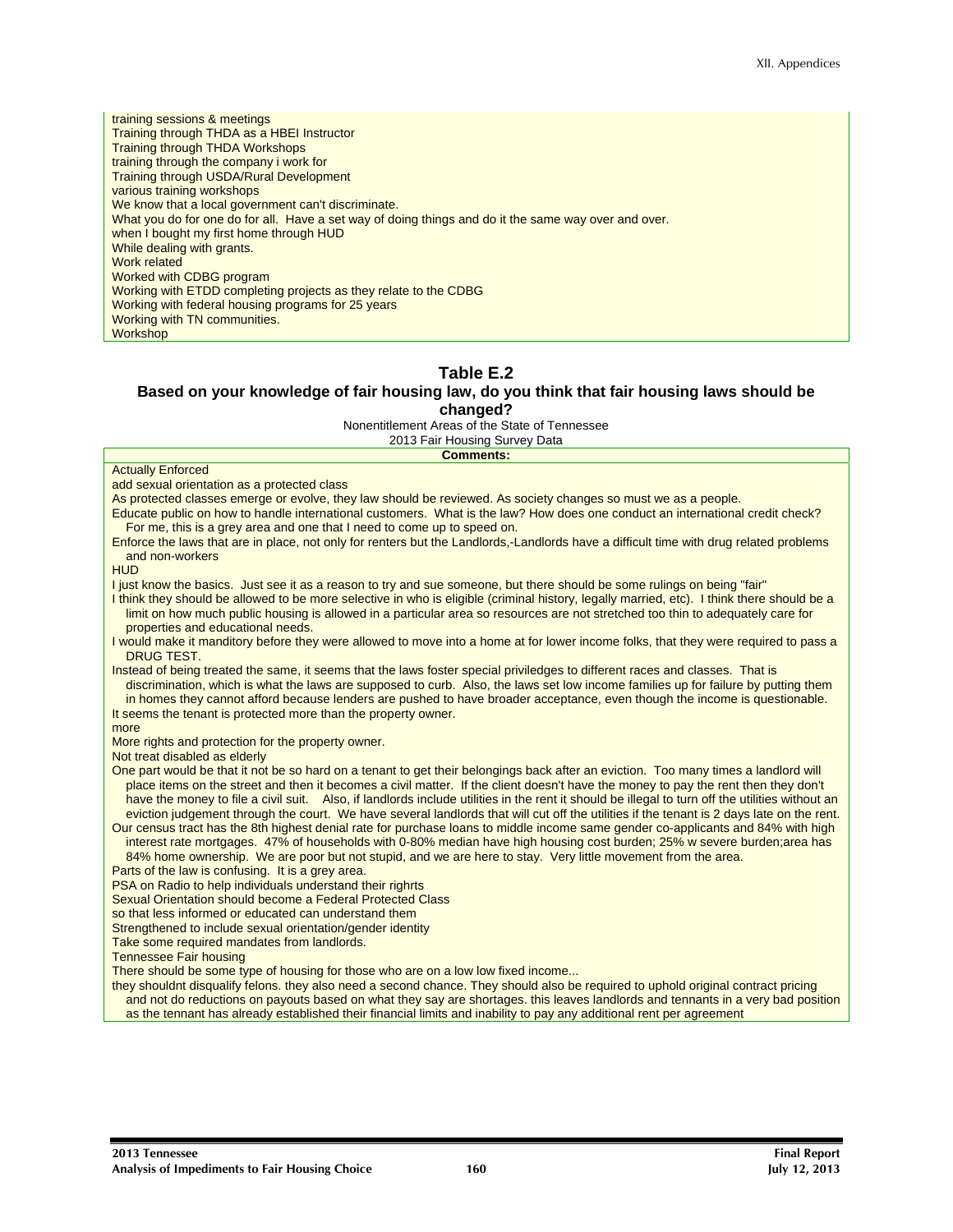| |
|---|
| training sessions & meetings |
| Training through THDA as a HBEI Instructor |
| Training through THDA Workshops |
| training through the company i work for |
| Training through USDA/Rural Development |
| various training workshops |
| We know that a local government can't discriminate. |
| What you do for one do for all. Have a set way of doing things and do it the same way over and over. |
| when I bought my first home through HUD |
| While dealing with grants. |
| Work related |
| Worked with CDBG program |
| Working with ETDD completing projects as they relate to the CDBG |
| Working with federal housing programs for 25 years |
| Working with TN communities. |
| Workshop |

## Table E.2
### Based on your knowledge of fair housing law, do you think that fair housing laws should be changed?

Nonentitlement Areas of the State of Tennessee
2013 Fair Housing Survey Data

| Comments: |
|---|
| Actually Enforced |
| add sexual orientation as a protected class |
| As protected classes emerge or evolve, they law should be reviewed. As society changes so must we as a people. |
| Educate public on how to handle international customers. What is the law? How does one conduct an international credit check? For me, this is a grey area and one that I need to come up to speed on. |
| Enforce the laws that are in place, not only for renters but the Landlords,-Landlords have a difficult time with drug related problems and non-workers |
| HUD |
| I just know the basics. Just see it as a reason to try and sue someone, but there should be some rulings on being "fair" |
| I think they should be allowed to be more selective in who is eligible (criminal history, legally married, etc). I think there should be a limit on how much public housing is allowed in a particular area so resources are not stretched too thin to adequately care for properties and educational needs. |
| I would make it manditory before they were allowed to move into a home at for lower income folks, that they were required to pass a DRUG TEST. |
| Instead of being treated the same, it seems that the laws foster special priviledges to different races and classes. That is discrimination, which is what the laws are supposed to curb. Also, the laws set low income families up for failure by putting them in homes they cannot afford because lenders are pushed to have broader acceptance, even though the income is questionable. |
| It seems the tenant is protected more than the property owner. |
| more |
| More rights and protection for the property owner. |
| Not treat disabled as elderly |
| One part would be that it not be so hard on a tenant to get their belongings back after an eviction. Too many times a landlord will place items on the street and then it becomes a civil matter. If the client doesn't have the money to pay the rent then they don't have the money to file a civil suit. Also, if landlords include utilities in the rent it should be illegal to turn off the utilities without an eviction judgement through the court. We have several landlords that will cut off the utilities if the tenant is 2 days late on the rent. |
| Our census tract has the 8th highest denial rate for purchase loans to middle income same gender co-applicants and 84% with high interest rate mortgages. 47% of households with 0-80% median have high housing cost burden; 25% w severe burden;area has 84% home ownership. We are poor but not stupid, and we are here to stay. Very little movement from the area. |
| Parts of the law is confusing. It is a grey area. |
| PSA on Radio to help individuals understand their righrts |
| Sexual Orientation should become a Federal Protected Class |
| so that less informed or educated can understand them |
| Strengthened to include sexual orientation/gender identity |
| Take some required mandates from landlords. |
| Tennessee Fair housing |
| There should be some type of housing for those who are on a low low fixed income... |
| they shouldnt disqualify felons. they also need a second chance. They should also be required to uphold original contract pricing and not do reductions on payouts based on what they say are shortages. this leaves landlords and tennants in a very bad position as the tennant has already established their financial limits and inability to pay any additional rent per agreement |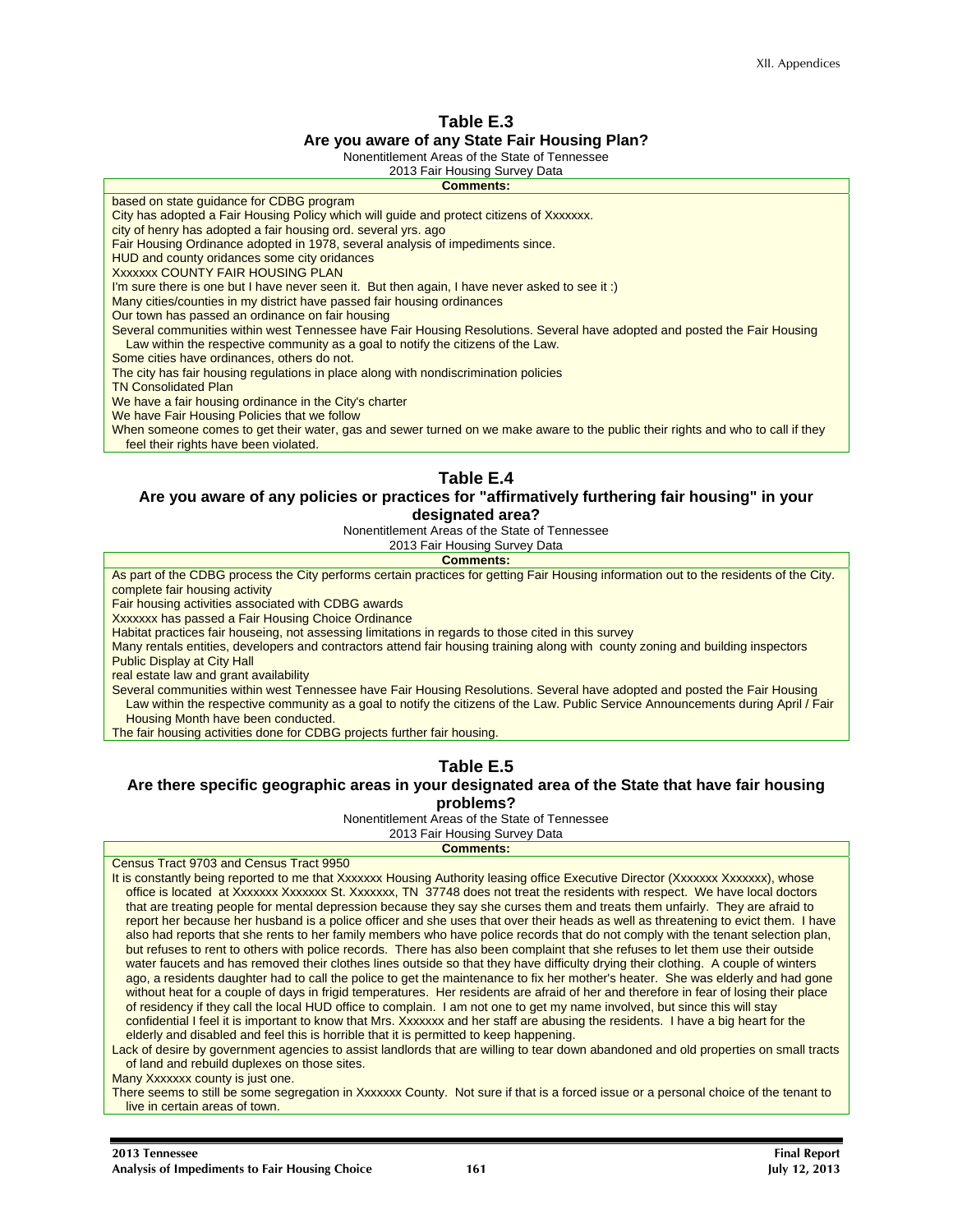## Table E.3

### Are you aware of any State Fair Housing Plan?

Nonentitlement Areas of the State of Tennessee

2013 Fair Housing Survey Data

| Comments: |
|---|
| based on state guidance for CDBG program |
| City has adopted a Fair Housing Policy which will guide and protect citizens of Xxxxxxx. |
| city of henry has adopted a fair housing ord. several yrs. ago |
| Fair Housing Ordinance adopted in 1978, several analysis of impediments since. |
| HUD and county oridances some city oridances |
| Xxxxxxx COUNTY FAIR HOUSING PLAN |
| I'm sure there is one but I have never seen it. But then again, I have never asked to see it :) |
| Many cities/counties in my district have passed fair housing ordinances |
| Our town has passed an ordinance on fair housing |
| Several communities within west Tennessee have Fair Housing Resolutions. Several have adopted and posted the Fair Housing Law within the respective community as a goal to notify the citizens of the Law. |
| Some cities have ordinances, others do not. |
| The city has fair housing regulations in place along with nondiscrimination policies |
| TN Consolidated Plan |
| We have a fair housing ordinance in the City's charter |
| We have Fair Housing Policies that we follow |
| When someone comes to get their water, gas and sewer turned on we make aware to the public their rights and who to call if they feel their rights have been violated. |

## Table E.4

### Are you aware of any policies or practices for "affirmatively furthering fair housing" in your designated area?

Nonentitlement Areas of the State of Tennessee

2013 Fair Housing Survey Data

| Comments: |
|---|
| As part of the CDBG process the City performs certain practices for getting Fair Housing information out to the residents of the City. |
| complete fair housing activity |
| Fair housing activities associated with CDBG awards |
| Xxxxxxx has passed a Fair Housing Choice Ordinance |
| Habitat practices fair houseing, not assessing limitations in regards to those cited in this survey |
| Many rentals entities, developers and contractors attend fair housing training along with county zoning and building inspectors |
| Public Display at City Hall |
| real estate law and grant availability |
| Several communities within west Tennessee have Fair Housing Resolutions. Several have adopted and posted the Fair Housing Law within the respective community as a goal to notify the citizens of the Law. Public Service Announcements during April / Fair Housing Month have been conducted. |
| The fair housing activities done for CDBG projects further fair housing. |

## Table E.5

### Are there specific geographic areas in your designated area of the State that have fair housing problems?

Nonentitlement Areas of the State of Tennessee

2013 Fair Housing Survey Data

| Comments: |
|---|
| Census Tract 9703 and Census Tract 9950 |
| It is constantly being reported to me that Xxxxxxx Housing Authority leasing office Executive Director (Xxxxxxx Xxxxxxx), whose office is located at Xxxxxxx Xxxxxxx St. Xxxxxxx, TN 37748 does not treat the residents with respect. We have local doctors that are treating people for mental depression because they say she curses them and treats them unfairly. They are afraid to report her because her husband is a police officer and she uses that over their heads as well as threatening to evict them. I have also had reports that she rents to her family members who have police records that do not comply with the tenant selection plan, but refuses to rent to others with police records. There has also been complaint that she refuses to let them use their outside water faucets and has removed their clothes lines outside so that they have difficulty drying their clothing. A couple of winters ago, a residents daughter had to call the police to get the maintenance to fix her mother's heater. She was elderly and had gone without heat for a couple of days in frigid temperatures. Her residents are afraid of her and therefore in fear of losing their place of residency if they call the local HUD office to complain. I am not one to get my name involved, but since this will stay confidential I feel it is important to know that Mrs. Xxxxxxx and her staff are abusing the residents. I have a big heart for the elderly and disabled and feel this is horrible that it is permitted to keep happening. |
| Lack of desire by government agencies to assist landlords that are willing to tear down abandoned and old properties on small tracts of land and rebuild duplexes on those sites. |
| Many Xxxxxxx county is just one. |
| There seems to still be some segregation in Xxxxxxx County. Not sure if that is a forced issue or a personal choice of the tenant to live in certain areas of town. |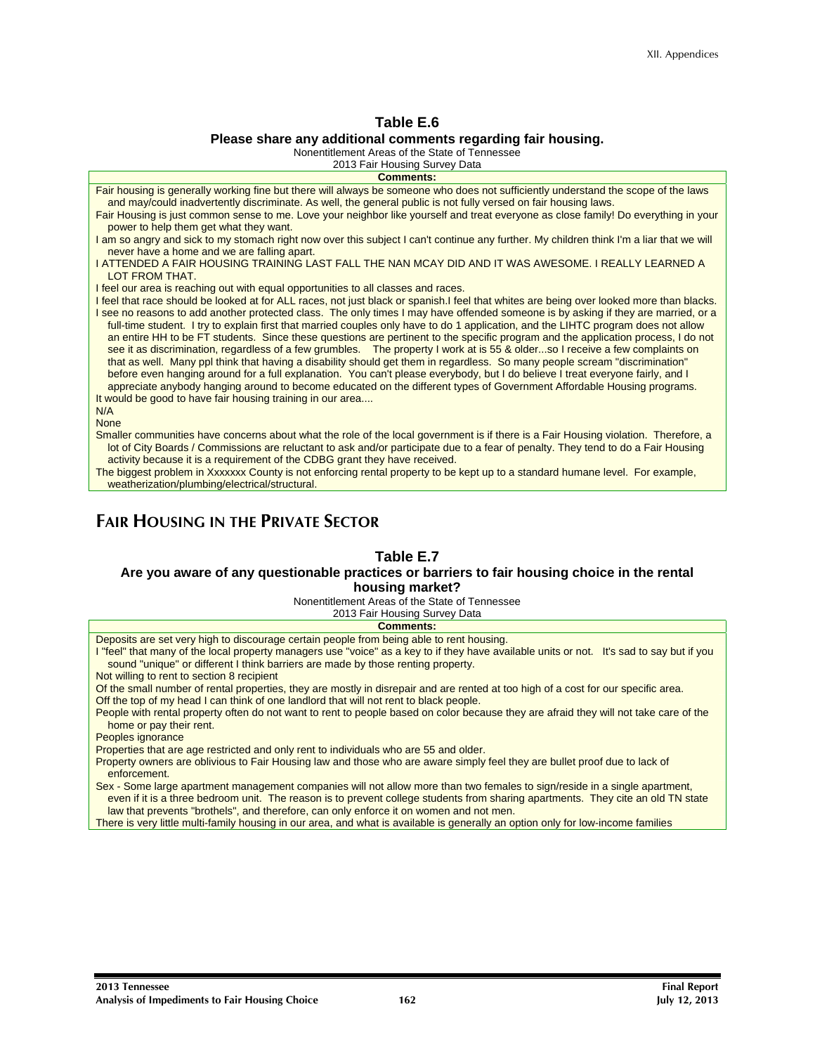## Table E.6

### Please share any additional comments regarding fair housing.

Nonentitlement Areas of the State of Tennessee
2013 Fair Housing Survey Data

| Comments: |
| --- |
| Fair housing is generally working fine but there will always be someone who does not sufficiently understand the scope of the laws and may/could inadvertently discriminate. As well, the general public is not fully versed on fair housing laws. |
| Fair Housing is just common sense to me. Love your neighbor like yourself and treat everyone as close family! Do everything in your power to help them get what they want. |
| I am so angry and sick to my stomach right now over this subject I can't continue any further. My children think I'm a liar that we will never have a home and we are falling apart. |
| I ATTENDED A FAIR HOUSING TRAINING LAST FALL THE NAN MCAY DID AND IT WAS AWESOME. I REALLY LEARNED A LOT FROM THAT. |
| I feel our area is reaching out with equal opportunities to all classes and races. |
| I feel that race should be looked at for ALL races, not just black or spanish.I feel that whites are being over looked more than blacks. |
| I see no reasons to add another protected class. The only times I may have offended someone is by asking if they are married, or a full-time student. I try to explain first that married couples only have to do 1 application, and the LIHTC program does not allow an entire HH to be FT students. Since these questions are pertinent to the specific program and the application process, I do not see it as discrimination, regardless of a few grumbles. The property I work at is 55 & older...so I receive a few complaints on that as well. Many ppl think that having a disability should get them in regardless. So many people scream "discrimination" before even hanging around for a full explanation. You can't please everybody, but I do believe I treat everyone fairly, and I appreciate anybody hanging around to become educated on the different types of Government Affordable Housing programs. |
| It would be good to have fair housing training in our area.... |
| N/A |
| None |
| Smaller communities have concerns about what the role of the local government is if there is a Fair Housing violation. Therefore, a lot of City Boards / Commissions are reluctant to ask and/or participate due to a fear of penalty. They tend to do a Fair Housing activity because it is a requirement of the CDBG grant they have received. |
| The biggest problem in Xxxxxxx County is not enforcing rental property to be kept up to a standard humane level. For example, weatherization/plumbing/electrical/structural. |

# Fair Housing in the Private Sector

## Table E.7

### Are you aware of any questionable practices or barriers to fair housing choice in the rental housing market?

Nonentitlement Areas of the State of Tennessee
2013 Fair Housing Survey Data

| Comments: |
| --- |
| Deposits are set very high to discourage certain people from being able to rent housing. |
| I "feel" that many of the local property managers use "voice" as a key to if they have available units or not. It's sad to say but if you sound "unique" or different I think barriers are made by those renting property. |
| Not willing to rent to section 8 recipient |
| Of the small number of rental properties, they are mostly in disrepair and are rented at too high of a cost for our specific area. |
| Off the top of my head I can think of one landlord that will not rent to black people. |
| People with rental property often do not want to rent to people based on color because they are afraid they will not take care of the home or pay their rent. |
| Peoples ignorance |
| Properties that are age restricted and only rent to individuals who are 55 and older. |
| Property owners are oblivious to Fair Housing law and those who are aware simply feel they are bullet proof due to lack of enforcement. |
| Sex - Some large apartment management companies will not allow more than two females to sign/reside in a single apartment, even if it is a three bedroom unit. The reason is to prevent college students from sharing apartments. They cite an old TN state law that prevents "brothels", and therefore, can only enforce it on women and not men. |
| There is very little multi-family housing in our area, and what is available is generally an option only for low-income families |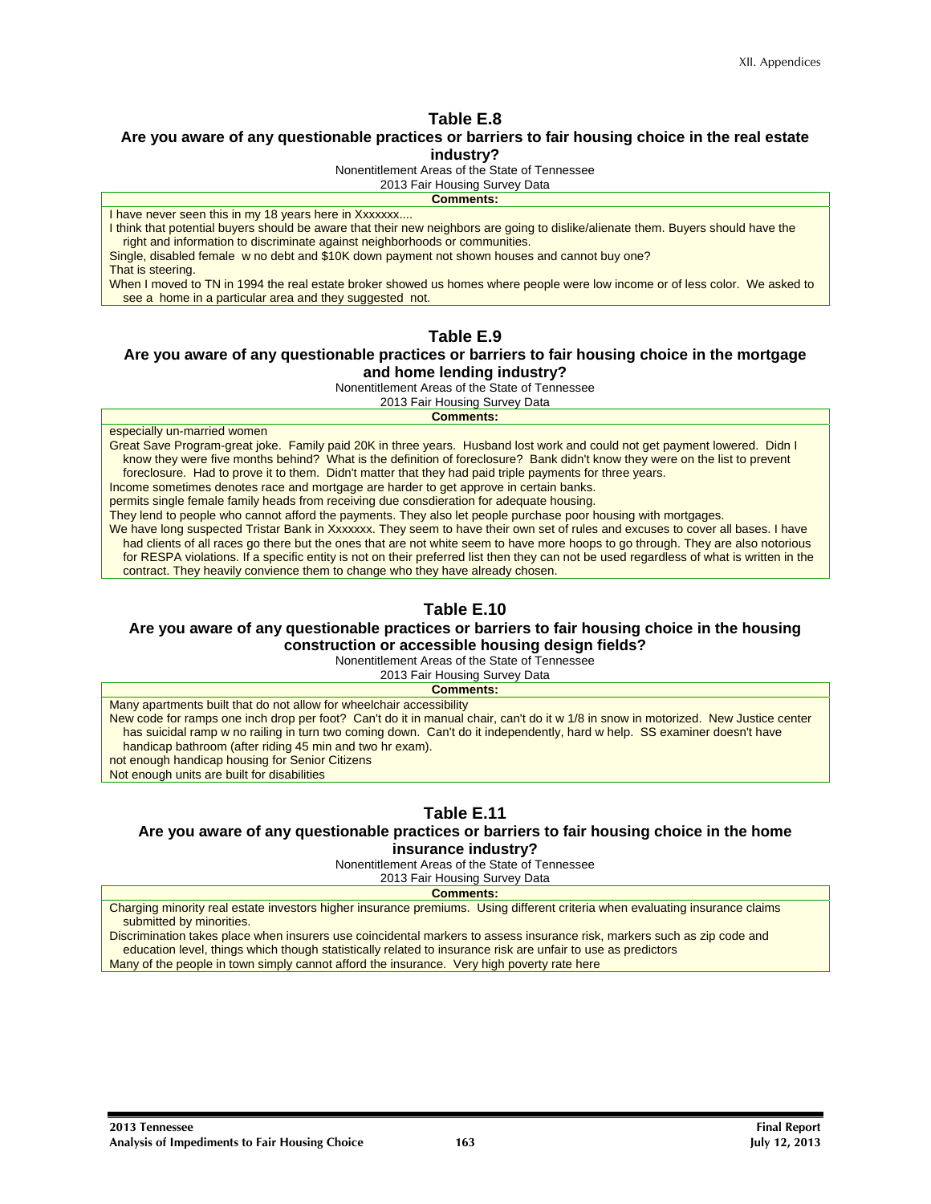## Table E.8

### Are you aware of any questionable practices or barriers to fair housing choice in the real estate industry?

Nonentitlement Areas of the State of Tennessee
2013 Fair Housing Survey Data

| Comments: |
|---|
| I have never seen this in my 18 years here in Xxxxxxx.... |
| I think that potential buyers should be aware that their new neighbors are going to dislike/alienate them. Buyers should have the right and information to discriminate against neighborhoods or communities. |
| Single, disabled female w no debt and $10K down payment not shown houses and cannot buy one? |
| That is steering. |
| When I moved to TN in 1994 the real estate broker showed us homes where people were low income or of less color. We asked to see a home in a particular area and they suggested not. |

## Table E.9

### Are you aware of any questionable practices or barriers to fair housing choice in the mortgage and home lending industry?

Nonentitlement Areas of the State of Tennessee
2013 Fair Housing Survey Data

| Comments: |
|---|
| especially un-married women |
| Great Save Program-great joke. Family paid 20K in three years. Husband lost work and could not get payment lowered. Didn I know they were five months behind? What is the definition of foreclosure? Bank didn't know they were on the list to prevent foreclosure. Had to prove it to them. Didn't matter that they had paid triple payments for three years. |
| Income sometimes denotes race and mortgage are harder to get approve in certain banks. |
| permits single female family heads from receiving due consdieration for adequate housing. |
| They lend to people who cannot afford the payments. They also let people purchase poor housing with mortgages. |
| We have long suspected Tristar Bank in Xxxxxxx. They seem to have their own set of rules and excuses to cover all bases. I have had clients of all races go there but the ones that are not white seem to have more hoops to go through. They are also notorious for RESPA violations. If a specific entity is not on their preferred list then they can not be used regardless of what is written in the contract. They heavily convience them to change who they have already chosen. |

## Table E.10

### Are you aware of any questionable practices or barriers to fair housing choice in the housing construction or accessible housing design fields?

Nonentitlement Areas of the State of Tennessee
2013 Fair Housing Survey Data

| Comments: |
|---|
| Many apartments built that do not allow for wheelchair accessibility |
| New code for ramps one inch drop per foot? Can't do it in manual chair, can't do it w 1/8 in snow in motorized. New Justice center has suicidal ramp w no railing in turn two coming down. Can't do it independently, hard w help. SS examiner doesn't have handicap bathroom (after riding 45 min and two hr exam). |
| not enough handicap housing for Senior Citizens |
| Not enough units are built for disabilities |

## Table E.11

### Are you aware of any questionable practices or barriers to fair housing choice in the home insurance industry?

Nonentitlement Areas of the State of Tennessee
2013 Fair Housing Survey Data

| Comments: |
|---|
| Charging minority real estate investors higher insurance premiums. Using different criteria when evaluating insurance claims submitted by minorities. |
| Discrimination takes place when insurers use coincidental markers to assess insurance risk, markers such as zip code and education level, things which though statistically related to insurance risk are unfair to use as predictors |
| Many of the people in town simply cannot afford the insurance. Very high poverty rate here |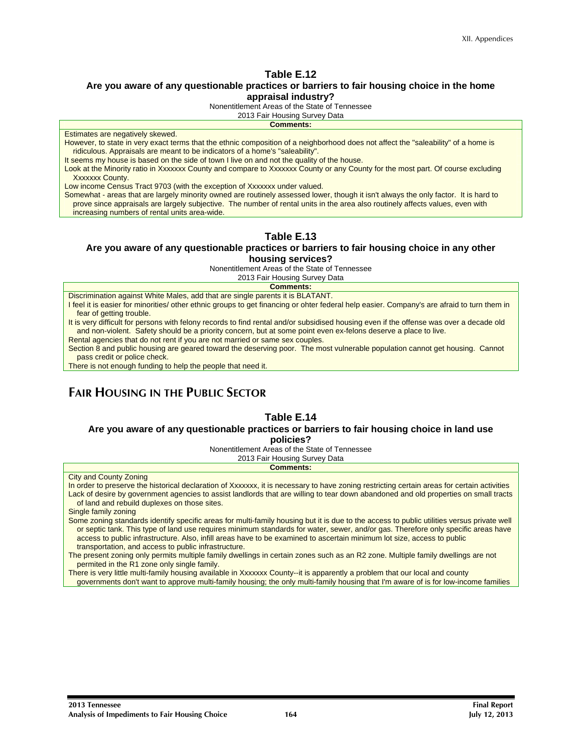## Table E.12

### Are you aware of any questionable practices or barriers to fair housing choice in the home appraisal industry?

Nonentitlement Areas of the State of Tennessee
2013 Fair Housing Survey Data

| Comments: |
|---|
| Estimates are negatively skewed. |
| However, to state in very exact terms that the ethnic composition of a neighborhood does not affect the "saleability" of a home is ridiculous. Appraisals are meant to be indicators of a home's "saleability". |
| It seems my house is based on the side of town I live on and not the quality of the house. |
| Look at the Minority ratio in Xxxxxxx County and compare to Xxxxxxx County or any County for the most part. Of course excluding Xxxxxxx County. |
| Low income Census Tract 9703 (with the exception of Xxxxxxx under valued. |
| Somewhat - areas that are largely minority owned are routinely assessed lower, though it isn't always the only factor. It is hard to prove since appraisals are largely subjective. The number of rental units in the area also routinely affects values, even with increasing numbers of rental units area-wide. |

## Table E.13

### Are you aware of any questionable practices or barriers to fair housing choice in any other housing services?

Nonentitlement Areas of the State of Tennessee
2013 Fair Housing Survey Data

| Comments: |
|---|
| Discrimination against White Males, add that are single parents it is BLATANT. |
| I feel it is easier for minorities/ other ethnic groups to get financing or ohter federal help easier. Company's are afraid to turn them in fear of getting trouble. |
| It is very difficult for persons with felony records to find rental and/or subsidised housing even if the offense was over a decade old and non-violent. Safety should be a priority concern, but at some point even ex-felons deserve a place to live. |
| Rental agencies that do not rent if you are not married or same sex couples. |
| Section 8 and public housing are geared toward the deserving poor. The most vulnerable population cannot get housing. Cannot pass credit or police check. |
| There is not enough funding to help the people that need it. |

# Fair Housing in the Public Sector

## Table E.14

### Are you aware of any questionable practices or barriers to fair housing choice in land use policies?

Nonentitlement Areas of the State of Tennessee
2013 Fair Housing Survey Data

| Comments: |
|---|
| City and County Zoning |
| In order to preserve the historical declaration of Xxxxxxx, it is necessary to have zoning restricting certain areas for certain activities |
| Lack of desire by government agencies to assist landlords that are willing to tear down abandoned and old properties on small tracts of land and rebuild duplexes on those sites. |
| Single family zoning |
| Some zoning standards identify specific areas for multi-family housing but it is due to the access to public utilities versus private well or septic tank. This type of land use requires minimum standards for water, sewer, and/or gas. Therefore only specific areas have access to public infrastructure. Also, infill areas have to be examined to ascertain minimum lot size, access to public transportation, and access to public infrastructure. |
| The present zoning only permits multiple family dwellings in certain zones such as an R2 zone. Multiple family dwellings are not permited in the R1 zone only single family. |
| There is very little multi-family housing available in Xxxxxxx County--it is apparently a problem that our local and county governments don't want to approve multi-family housing; the only multi-family housing that I'm aware of is for low-income families |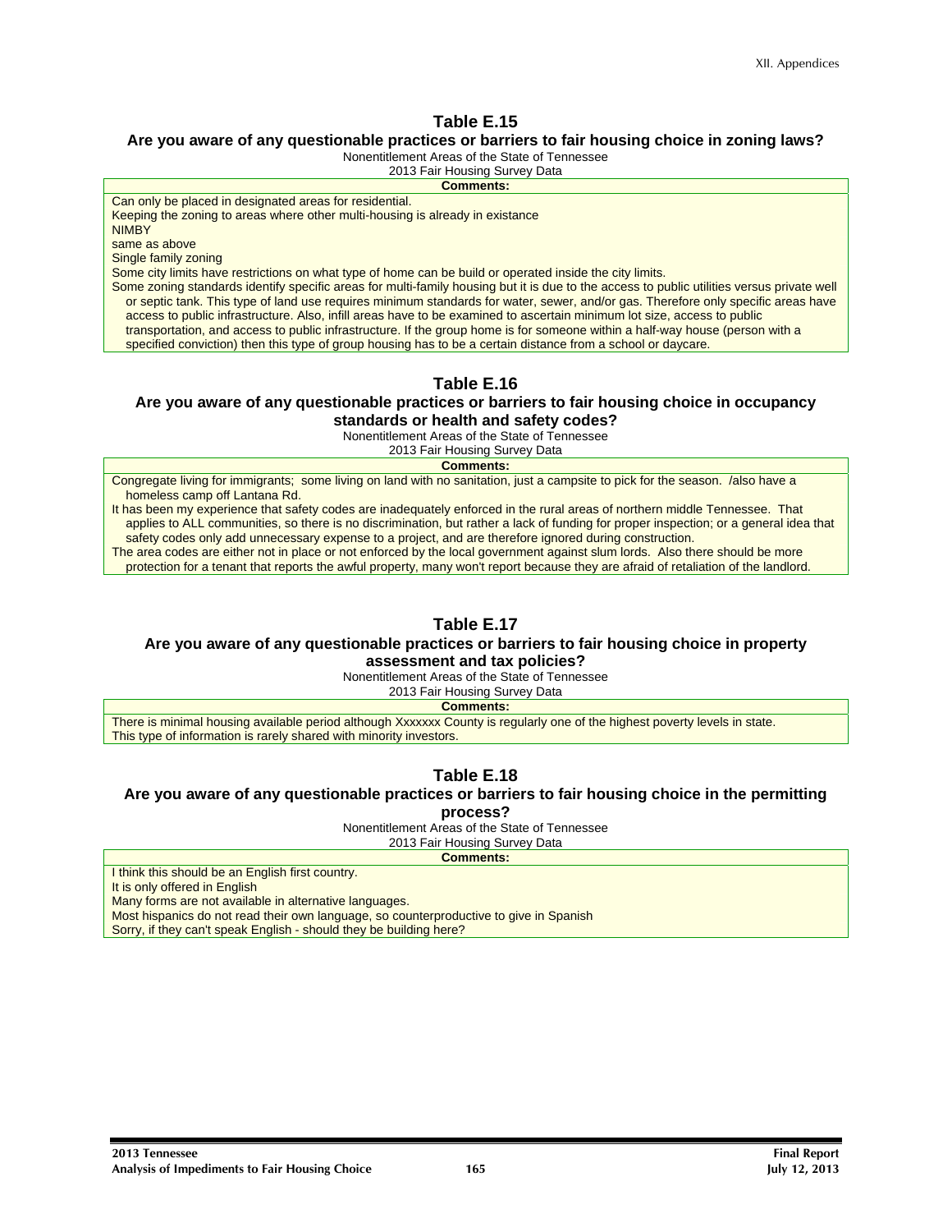## Table E.15

### Are you aware of any questionable practices or barriers to fair housing choice in zoning laws?

Nonentitlement Areas of the State of Tennessee
2013 Fair Housing Survey Data

| Comments: |
|---|
| Can only be placed in designated areas for residential. |
| Keeping the zoning to areas where other multi-housing is already in existance |
| NIMBY |
| same as above |
| Single family zoning |
| Some city limits have restrictions on what type of home can be build or operated inside the city limits. |
| Some zoning standards identify specific areas for multi-family housing but it is due to the access to public utilities versus private well or septic tank. This type of land use requires minimum standards for water, sewer, and/or gas. Therefore only specific areas have access to public infrastructure. Also, infill areas have to be examined to ascertain minimum lot size, access to public transportation, and access to public infrastructure. If the group home is for someone within a half-way house (person with a specified conviction) then this type of group housing has to be a certain distance from a school or daycare. |

## Table E.16

### Are you aware of any questionable practices or barriers to fair housing choice in occupancy standards or health and safety codes?

Nonentitlement Areas of the State of Tennessee
2013 Fair Housing Survey Data

| Comments: |
|---|
| Congregate living for immigrants; some living on land with no sanitation, just a campsite to pick for the season. /also have a homeless camp off Lantana Rd. |
| It has been my experience that safety codes are inadequately enforced in the rural areas of northern middle Tennessee. That applies to ALL communities, so there is no discrimination, but rather a lack of funding for proper inspection; or a general idea that safety codes only add unnecessary expense to a project, and are therefore ignored during construction. |
| The area codes are either not in place or not enforced by the local government against slum lords. Also there should be more protection for a tenant that reports the awful property, many won't report because they are afraid of retaliation of the landlord. |

## Table E.17

### Are you aware of any questionable practices or barriers to fair housing choice in property assessment and tax policies?

Nonentitlement Areas of the State of Tennessee
2013 Fair Housing Survey Data

| Comments: |
|---|
| There is minimal housing available period although Xxxxxxx County is regularly one of the highest poverty levels in state. |
| This type of information is rarely shared with minority investors. |

## Table E.18

### Are you aware of any questionable practices or barriers to fair housing choice in the permitting process?

Nonentitlement Areas of the State of Tennessee
2013 Fair Housing Survey Data

| Comments: |
|---|
| I think this should be an English first country. |
| It is only offered in English |
| Many forms are not available in alternative languages. |
| Most hispanics do not read their own language, so counterproductive to give in Spanish |
| Sorry, if they can't speak English - should they be building here? |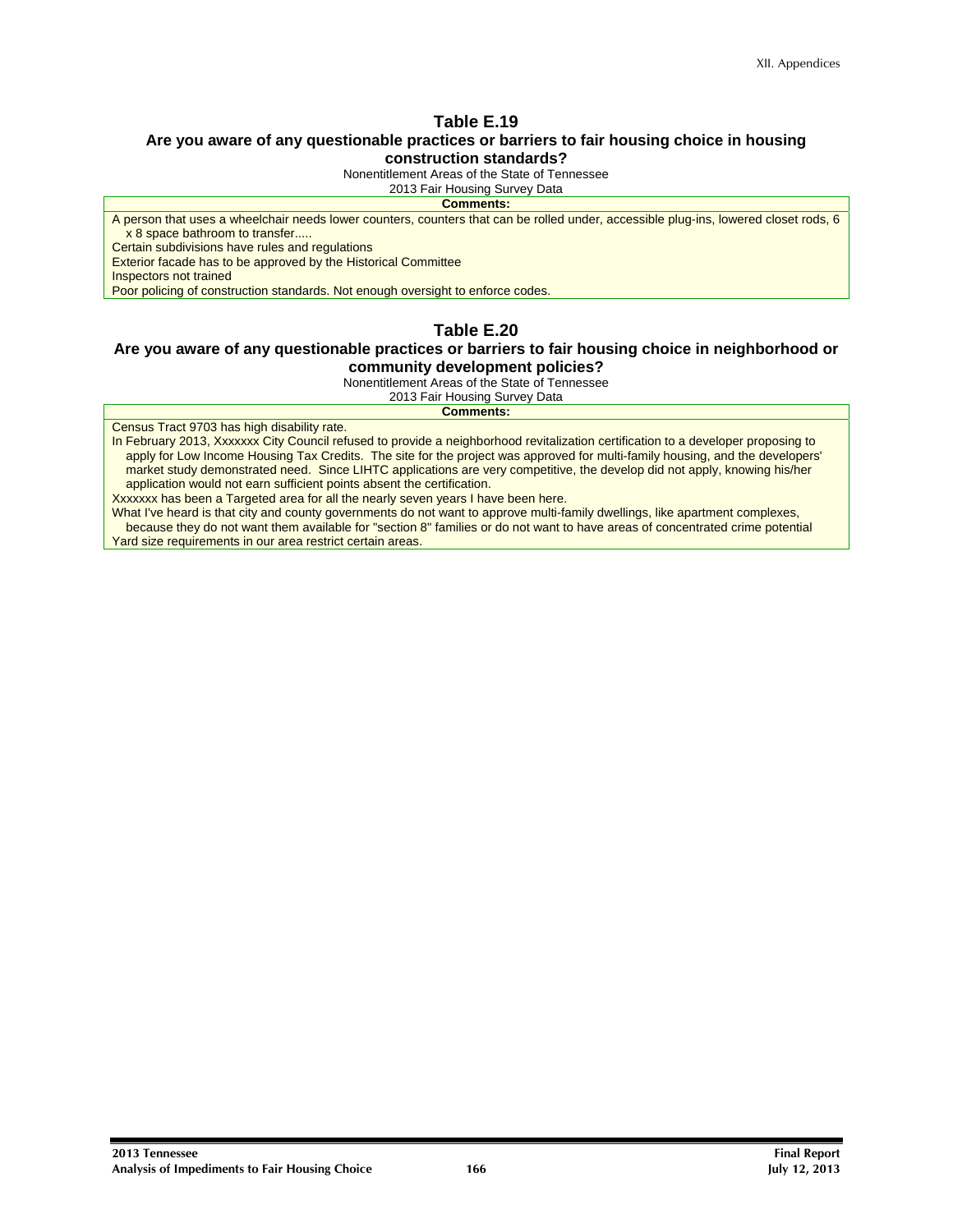## Table E.19

### Are you aware of any questionable practices or barriers to fair housing choice in housing construction standards?

Nonentitlement Areas of the State of Tennessee
2013 Fair Housing Survey Data

| Comments: |
| --- |
| A person that uses a wheelchair needs lower counters, counters that can be rolled under, accessible plug-ins, lowered closet rods, 6 x 8 space bathroom to transfer..... |
| Certain subdivisions have rules and regulations |
| Exterior facade has to be approved by the Historical Committee |
| Inspectors not trained |
| Poor policing of construction standards. Not enough oversight to enforce codes. |

## Table E.20

### Are you aware of any questionable practices or barriers to fair housing choice in neighborhood or community development policies?

Nonentitlement Areas of the State of Tennessee
2013 Fair Housing Survey Data

| Comments: |
| --- |
| Census Tract 9703 has high disability rate. |
| In February 2013, Xxxxxxx City Council refused to provide a neighborhood revitalization certification to a developer proposing to apply for Low Income Housing Tax Credits. The site for the project was approved for multi-family housing, and the developers' market study demonstrated need. Since LIHTC applications are very competitive, the develop did not apply, knowing his/her application would not earn sufficient points absent the certification. |
| Xxxxxxx has been a Targeted area for all the nearly seven years I have been here. |
| What I've heard is that city and county governments do not want to approve multi-family dwellings, like apartment complexes, because they do not want them available for "section 8" families or do not want to have areas of concentrated crime potential |
| Yard size requirements in our area restrict certain areas. |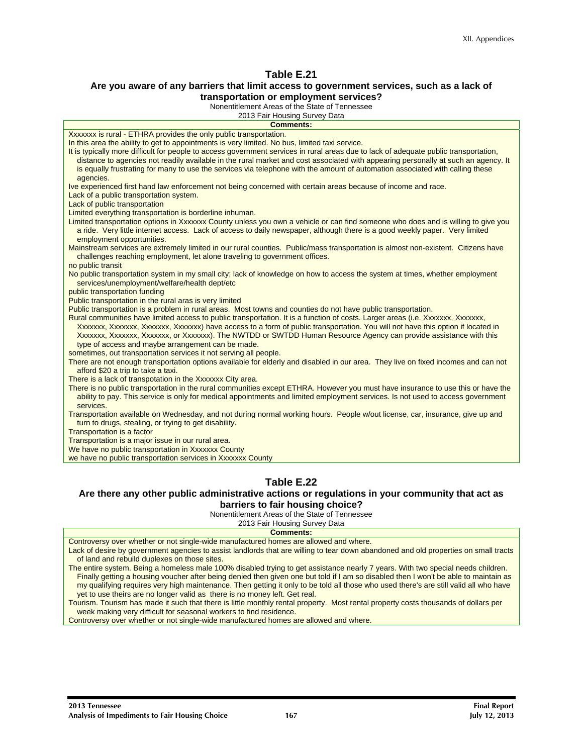## Table E.21

### Are you aware of any barriers that limit access to government services, such as a lack of transportation or employment services?

Nonentitlement Areas of the State of Tennessee
2013 Fair Housing Survey Data

| Comments: |
|---|
| Xxxxxxx is rural - ETHRA provides the only public transportation. |
| In this area the ability to get to appointments is very limited. No bus, limited taxi service. |
| It is typically more difficult for people to access government services in rural areas due to lack of adequate public transportation, distance to agencies not readily available in the rural market and cost associated with appearing personally at such an agency. It is equally frustrating for many to use the services via telephone with the amount of automation associated with calling these agencies. |
| Ive experienced first hand law enforcement not being concerned with certain areas because of income and race. |
| Lack of a public transportation system. |
| Lack of public transportation |
| Limited everything transportation is borderline inhuman. |
| Limited transportation options in Xxxxxxx County unless you own a vehicle or can find someone who does and is willing to give you a ride. Very little internet access. Lack of access to daily newspaper, although there is a good weekly paper. Very limited employment opportunities. |
| Mainstream services are extremely limited in our rural counties. Public/mass transportation is almost non-existent. Citizens have challenges reaching employment, let alone traveling to government offices. |
| no public transit |
| No public transportation system in my small city; lack of knowledge on how to access the system at times, whether employment services/unemployment/welfare/health dept/etc |
| public transportation funding |
| Public transportation in the rural aras is very limited |
| Public transportation is a problem in rural areas. Most towns and counties do not have public transportation. |
| Rural communities have limited access to public transportation. It is a function of costs. Larger areas (i.e. Xxxxxxx, Xxxxxxx, Xxxxxxx, Xxxxxxx, Xxxxxxx, Xxxxxxx) have access to a form of public transportation. You will not have this option if located in Xxxxxxx, Xxxxxxx, Xxxxxxx, or Xxxxxxx). The NWTDD or SWTDD Human Resource Agency can provide assistance with this type of access and maybe arrangement can be made. |
| sometimes, out transportation services it not serving all people. |
| There are not enough transportation options available for elderly and disabled in our area. They live on fixed incomes and can not afford $20 a trip to take a taxi. |
| There is a lack of transpotation in the Xxxxxxx City area. |
| There is no public transportation in the rural communities except ETHRA. However you must have insurance to use this or have the ability to pay. This service is only for medical appointments and limited employment services. Is not used to access government services. |
| Transportation available on Wednesday, and not during normal working hours. People w/out license, car, insurance, give up and turn to drugs, stealing, or trying to get disability. |
| Transportation is a factor |
| Transportation is a major issue in our rural area. |
| We have no public transportation in Xxxxxxx County |
| we have no public transportation services in Xxxxxxx County |

## Table E.22

### Are there any other public administrative actions or regulations in your community that act as barriers to fair housing choice?

Nonentitlement Areas of the State of Tennessee
2013 Fair Housing Survey Data

| Comments: |
|---|
| Controversy over whether or not single-wide manufactured homes are allowed and where. |
| Lack of desire by government agencies to assist landlords that are willing to tear down abandoned and old properties on small tracts of land and rebuild duplexes on those sites. |
| The entire system. Being a homeless male 100% disabled trying to get assistance nearly 7 years. With two special needs children. Finally getting a housing voucher after being denied then given one but told if I am so disabled then I won't be able to maintain as my qualifying requires very high maintenance. Then getting it only to be told all those who used there's are still valid all who have yet to use theirs are no longer valid as there is no money left. Get real. |
| Tourism. Tourism has made it such that there is little monthly rental property. Most rental property costs thousands of dollars per week making very difficult for seasonal workers to find residence. |
| Controversy over whether or not single-wide manufactured homes are allowed and where. |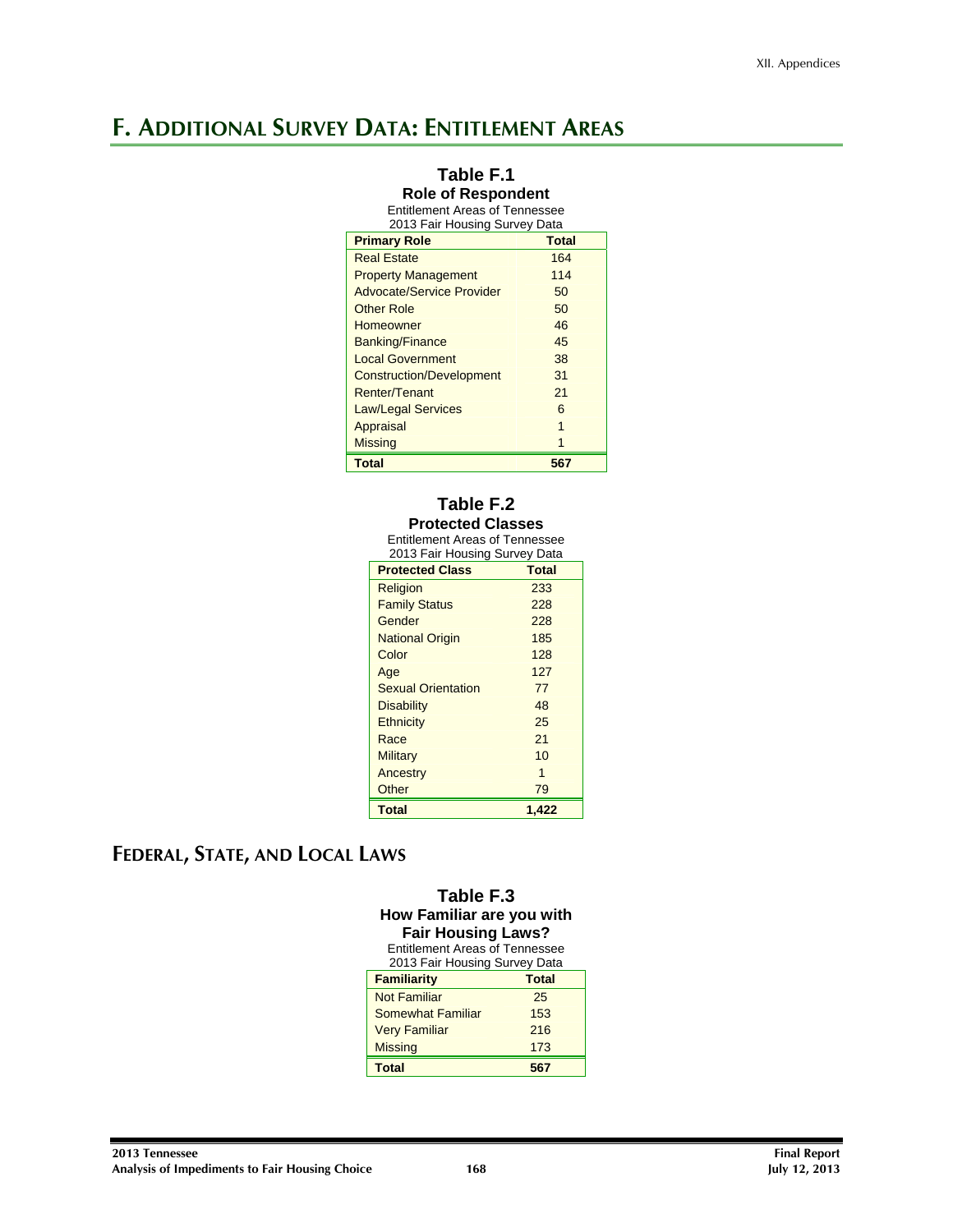# F. ADDITIONAL SURVEY DATA: ENTITLEMENT AREAS

**Table F.1**
**Role of Respondent**
Entitlement Areas of Tennessee
2013 Fair Housing Survey Data

| Primary Role | Total |
|---|---|
| Real Estate | 164 |
| Property Management | 114 |
| Advocate/Service Provider | 50 |
| Other Role | 50 |
| Homeowner | 46 |
| Banking/Finance | 45 |
| Local Government | 38 |
| Construction/Development | 31 |
| Renter/Tenant | 21 |
| Law/Legal Services | 6 |
| Appraisal | 1 |
| Missing | 1 |
| **Total** | **567** |

**Table F.2**
**Protected Classes**
Entitlement Areas of Tennessee
2013 Fair Housing Survey Data

| Protected Class | Total |
|---|---|
| Religion | 233 |
| Family Status | 228 |
| Gender | 228 |
| National Origin | 185 |
| Color | 128 |
| Age | 127 |
| Sexual Orientation | 77 |
| Disability | 48 |
| Ethnicity | 25 |
| Race | 21 |
| Military | 10 |
| Ancestry | 1 |
| Other | 79 |
| **Total** | **1,422** |

## FEDERAL, STATE, AND LOCAL LAWS

**Table F.3**
**How Familiar are you with Fair Housing Laws?**
Entitlement Areas of Tennessee
2013 Fair Housing Survey Data

| Familiarity | Total |
|---|---|
| Not Familiar | 25 |
| Somewhat Familiar | 153 |
| Very Familiar | 216 |
| Missing | 173 |
| **Total** | **567** |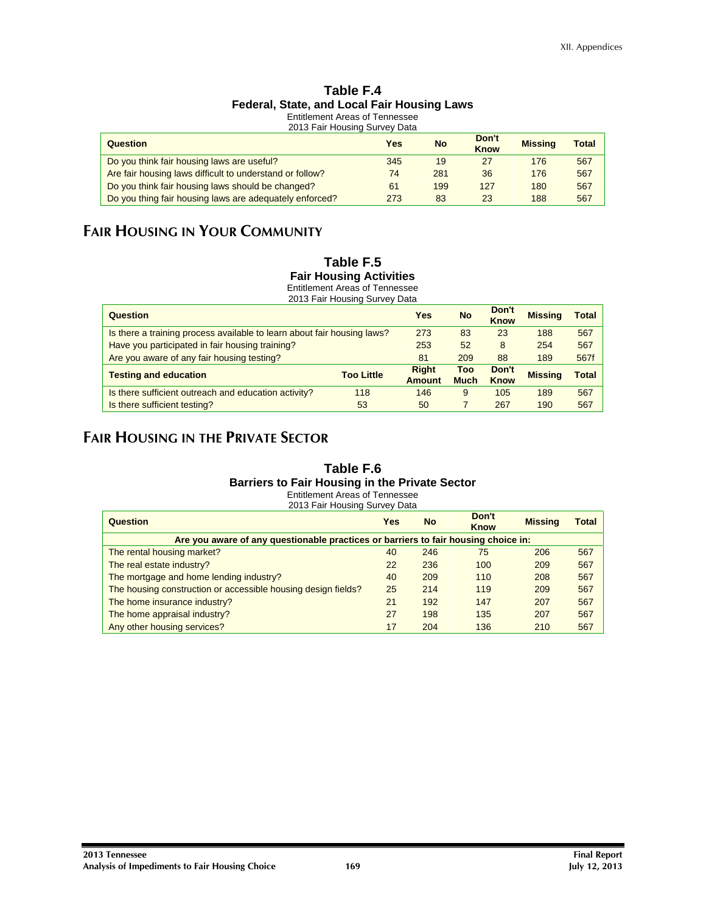**Table F.4**
**Federal, State, and Local Fair Housing Laws**
Entitlement Areas of Tennessee
2013 Fair Housing Survey Data

| Question | Yes | No | Don't Know | Missing | Total |
|---|---|---|---|---|---|
| Do you think fair housing laws are useful? | 345 | 19 | 27 | 176 | 567 |
| Are fair housing laws difficult to understand or follow? | 74 | 281 | 36 | 176 | 567 |
| Do you think fair housing laws should be changed? | 61 | 199 | 127 | 180 | 567 |
| Do you thing fair housing laws are adequately enforced? | 273 | 83 | 23 | 188 | 567 |

## Fair Housing in Your Community

**Table F.5**
**Fair Housing Activities**
Entitlement Areas of Tennessee
2013 Fair Housing Survey Data

| Question | | Yes | No | Don't Know | Missing | Total |
|---|---|---|---|---|---|---|
| Is there a training process available to learn about fair housing laws? | | 273 | 83 | 23 | 188 | 567 |
| Have you participated in fair housing training? | | 253 | 52 | 8 | 254 | 567 |
| Are you aware of any fair housing testing? | | 81 | 209 | 88 | 189 | 567f |
| **Testing and education** | **Too Little** | **Right Amount** | **Too Much** | **Don't Know** | **Missing** | **Total** |
| Is there sufficient outreach and education activity? | 118 | 146 | 9 | 105 | 189 | 567 |
| Is there sufficient testing? | 53 | 50 | 7 | 267 | 190 | 567 |

## Fair Housing in the Private Sector

**Table F.6**
**Barriers to Fair Housing in the Private Sector**
Entitlement Areas of Tennessee
2013 Fair Housing Survey Data

| Question | Yes | No | Don't Know | Missing | Total |
|---|---|---|---|---|---|
| **Are you aware of any questionable practices or barriers to fair housing choice in:** | | | | | |
| The rental housing market? | 40 | 246 | 75 | 206 | 567 |
| The real estate industry? | 22 | 236 | 100 | 209 | 567 |
| The mortgage and home lending industry? | 40 | 209 | 110 | 208 | 567 |
| The housing construction or accessible housing design fields? | 25 | 214 | 119 | 209 | 567 |
| The home insurance industry? | 21 | 192 | 147 | 207 | 567 |
| The home appraisal industry? | 27 | 198 | 135 | 207 | 567 |
| Any other housing services? | 17 | 204 | 136 | 210 | 567 |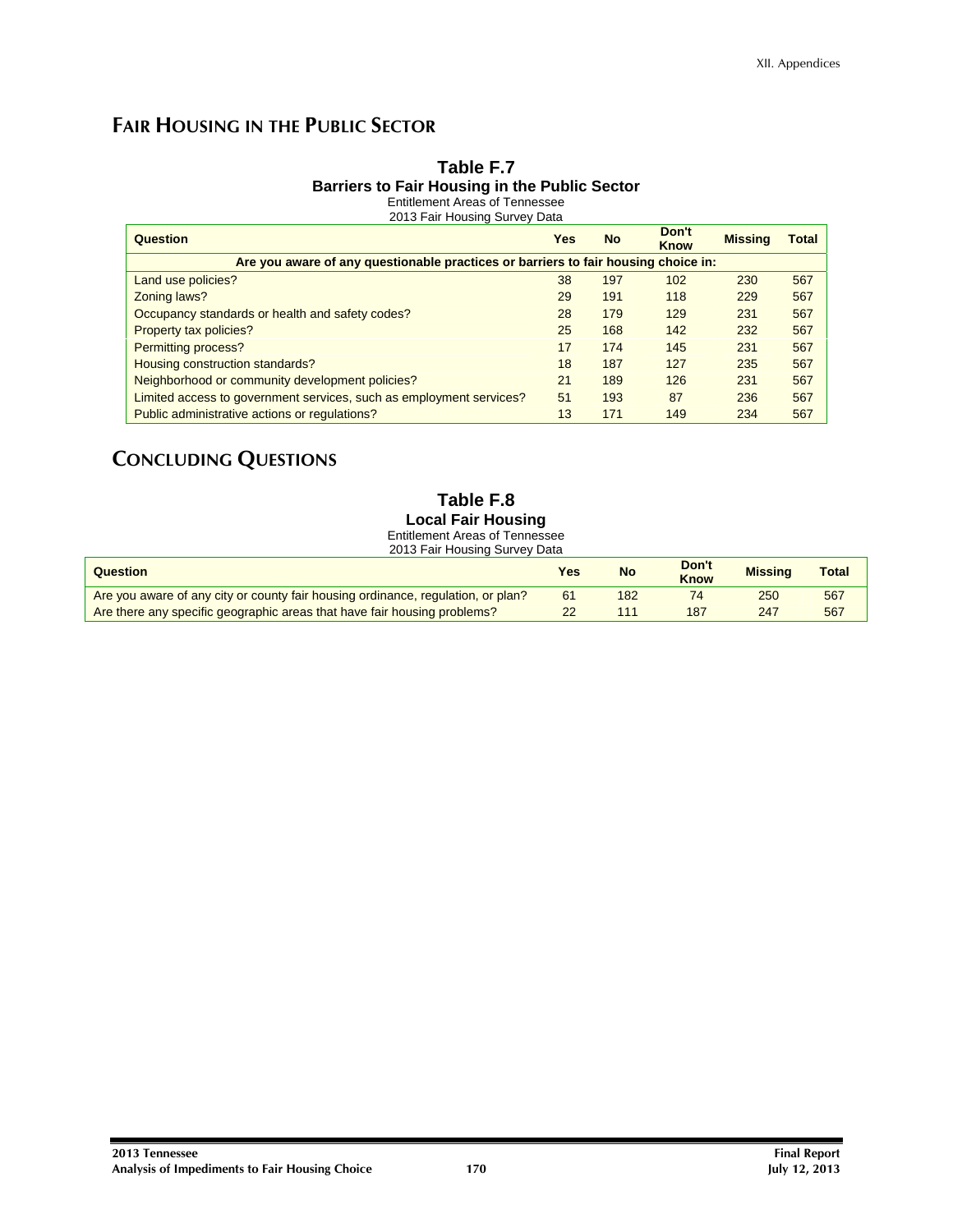## Fair Housing in the Public Sector

**Table F.7**
**Barriers to Fair Housing in the Public Sector**
Entitlement Areas of Tennessee
2013 Fair Housing Survey Data

| Question | Yes | No | Don't Know | Missing | Total |
|---|---|---|---|---|---|
| **Are you aware of any questionable practices or barriers to fair housing choice in:** | | | | | |
| Land use policies? | 38 | 197 | 102 | 230 | 567 |
| Zoning laws? | 29 | 191 | 118 | 229 | 567 |
| Occupancy standards or health and safety codes? | 28 | 179 | 129 | 231 | 567 |
| Property tax policies? | 25 | 168 | 142 | 232 | 567 |
| Permitting process? | 17 | 174 | 145 | 231 | 567 |
| Housing construction standards? | 18 | 187 | 127 | 235 | 567 |
| Neighborhood or community development policies? | 21 | 189 | 126 | 231 | 567 |
| Limited access to government services, such as employment services? | 51 | 193 | 87 | 236 | 567 |
| Public administrative actions or regulations? | 13 | 171 | 149 | 234 | 567 |

## Concluding Questions

**Table F.8**
**Local Fair Housing**
Entitlement Areas of Tennessee
2013 Fair Housing Survey Data

| Question | Yes | No | Don't Know | Missing | Total |
|---|---|---|---|---|---|
| Are you aware of any city or county fair housing ordinance, regulation, or plan? | 61 | 182 | 74 | 250 | 567 |
| Are there any specific geographic areas that have fair housing problems? | 22 | 111 | 187 | 247 | 567 |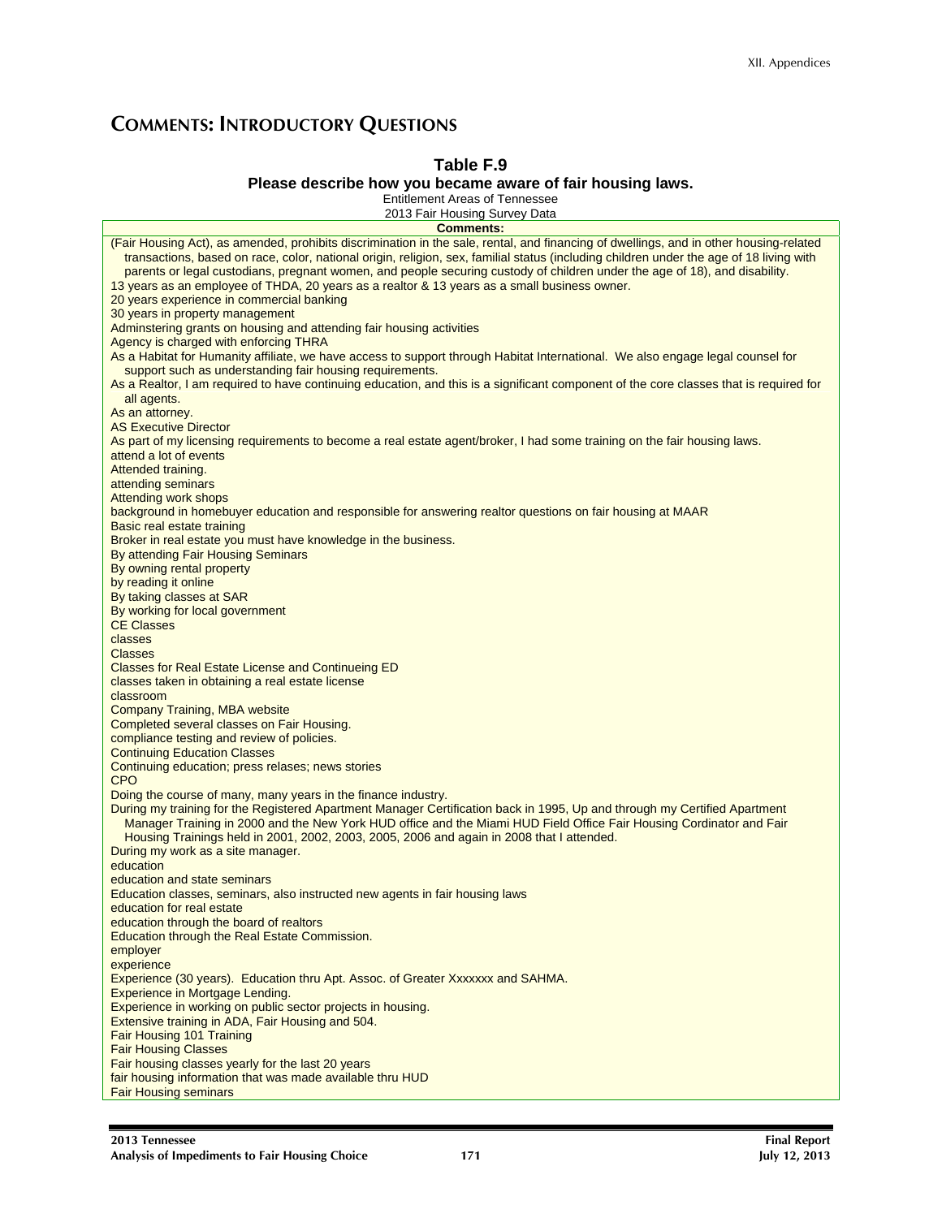# COMMENTS: INTRODUCTORY QUESTIONS

**Table F.9**
**Please describe how you became aware of fair housing laws.**
Entitlement Areas of Tennessee
2013 Fair Housing Survey Data

| Comments: |
|---|
| (Fair Housing Act), as amended, prohibits discrimination in the sale, rental, and financing of dwellings, and in other housing-related transactions, based on race, color, national origin, religion, sex, familial status (including children under the age of 18 living with parents or legal custodians, pregnant women, and people securing custody of children under the age of 18), and disability. |
| 13 years as an employee of THDA, 20 years as a realtor & 13 years as a small business owner. |
| 20 years experience in commercial banking |
| 30 years in property management |
| Adminstering grants on housing and attending fair housing activities |
| Agency is charged with enforcing THRA |
| As a Habitat for Humanity affiliate, we have access to support through Habitat International. We also engage legal counsel for support such as understanding fair housing requirements. |
| As a Realtor, I am required to have continuing education, and this is a significant component of the core classes that is required for all agents. |
| As an attorney. |
| AS Executive Director |
| As part of my licensing requirements to become a real estate agent/broker, I had some training on the fair housing laws. |
| attend a lot of events |
| Attended training. |
| attending seminars |
| Attending work shops |
| background in homebuyer education and responsible for answering realtor questions on fair housing at MAAR |
| Basic real estate training |
| Broker in real estate you must have knowledge in the business. |
| By attending Fair Housing Seminars |
| By owning rental property |
| by reading it online |
| By taking classes at SAR |
| By working for local government |
| CE Classes |
| classes |
| Classes |
| Classes for Real Estate License and Continueing ED |
| classes taken in obtaining a real estate license |
| classroom |
| Company Training, MBA website |
| Completed several classes on Fair Housing. |
| compliance testing and review of policies. |
| Continuing Education Classes |
| Continuing education; press relases; news stories |
| CPO |
| Doing the course of many, many years in the finance industry. |
| During my training for the Registered Apartment Manager Certification back in 1995, Up and through my Certified Apartment Manager Training in 2000 and the New York HUD office and the Miami HUD Field Office Fair Housing Cordinator and Fair Housing Trainings held in 2001, 2002, 2003, 2005, 2006 and again in 2008 that I attended. |
| During my work as a site manager. |
| education |
| education and state seminars |
| Education classes, seminars, also instructed new agents in fair housing laws |
| education for real estate |
| education through the board of realtors |
| Education through the Real Estate Commission. |
| employer |
| experience |
| Experience (30 years). Education thru Apt. Assoc. of Greater Xxxxxxx and SAHMA. |
| Experience in Mortgage Lending. |
| Experience in working on public sector projects in housing. |
| Extensive training in ADA, Fair Housing and 504. |
| Fair Housing 101 Training |
| Fair Housing Classes |
| Fair housing classes yearly for the last 20 years |
| fair housing information that was made available thru HUD |
| Fair Housing seminars |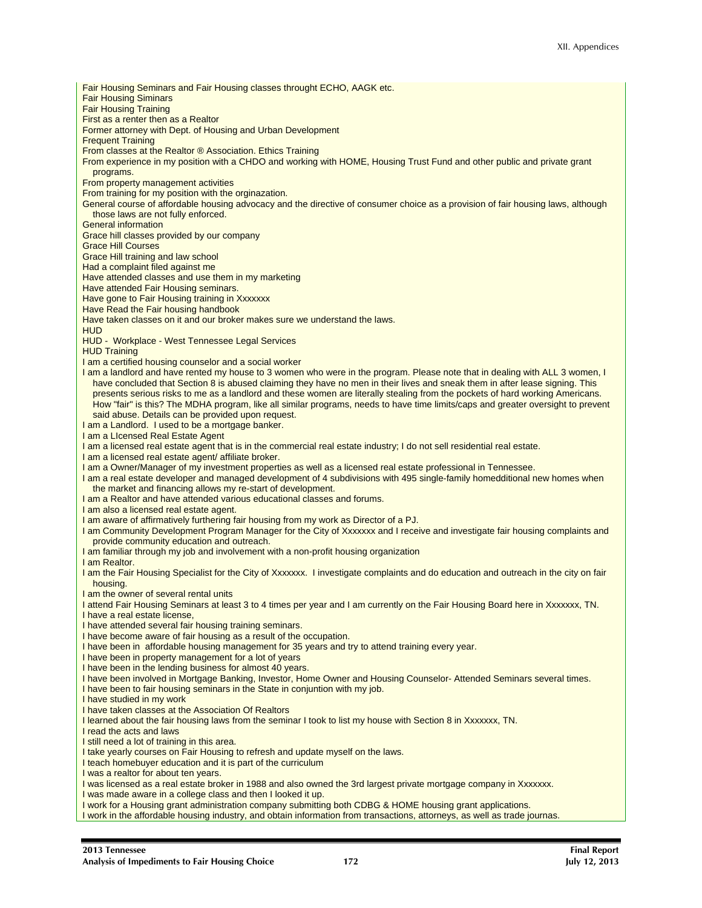Fair Housing Seminars and Fair Housing classes throught ECHO, AAGK etc.
Fair Housing Siminars
Fair Housing Training
First as a renter then as a Realtor
Former attorney with Dept. of Housing and Urban Development
Frequent Training
From classes at the Realtor ® Association. Ethics Training
From experience in my position with a CHDO and working with HOME, Housing Trust Fund and other public and private grant programs.
From property management activities
From training for my position with the orginazation.
General course of affordable housing advocacy and the directive of consumer choice as a provision of fair housing laws, although those laws are not fully enforced.
General information
Grace hill classes provided by our company
Grace Hill Courses
Grace Hill training and law school
Had a complaint filed against me
Have attended classes and use them in my marketing
Have attended Fair Housing seminars.
Have gone to Fair Housing training in Xxxxxxx
Have Read the Fair housing handbook
Have taken classes on it and our broker makes sure we understand the laws.
HUD
HUD - Workplace - West Tennessee Legal Services
HUD Training
I am a certified housing counselor and a social worker
I am a landlord and have rented my house to 3 women who were in the program. Please note that in dealing with ALL 3 women, I have concluded that Section 8 is abused claiming they have no men in their lives and sneak them in after lease signing. This presents serious risks to me as a landlord and these women are literally stealing from the pockets of hard working Americans. How "fair" is this? The MDHA program, like all similar programs, needs to have time limits/caps and greater oversight to prevent said abuse. Details can be provided upon request.
I am a Landlord. I used to be a mortgage banker.
I am a LIcensed Real Estate Agent
I am a licensed real estate agent that is in the commercial real estate industry; I do not sell residential real estate.
I am a licensed real estate agent/ affiliate broker.
I am a Owner/Manager of my investment properties as well as a licensed real estate professional in Tennessee.
I am a real estate developer and managed development of 4 subdivisions with 495 single-family homedditional new homes when the market and financing allows my re-start of development.
I am a Realtor and have attended various educational classes and forums.
I am also a licensed real estate agent.
I am aware of affirmatively furthering fair housing from my work as Director of a PJ.
I am Community Development Program Manager for the City of Xxxxxxx and I receive and investigate fair housing complaints and provide community education and outreach.
I am familiar through my job and involvement with a non-profit housing organization
I am Realtor.
I am the Fair Housing Specialist for the City of Xxxxxxx. I investigate complaints and do education and outreach in the city on fair housing.
I am the owner of several rental units
I attend Fair Housing Seminars at least 3 to 4 times per year and I am currently on the Fair Housing Board here in Xxxxxxx, TN.
I have a real estate license,
I have attended several fair housing training seminars.
I have become aware of fair housing as a result of the occupation.
I have been in affordable housing management for 35 years and try to attend training every year.
I have been in property management for a lot of years
I have been in the lending business for almost 40 years.
I have been involved in Mortgage Banking, Investor, Home Owner and Housing Counselor- Attended Seminars several times.
I have been to fair housing seminars in the State in conjuntion with my job.
I have studied in my work
I have taken classes at the Association Of Realtors
I learned about the fair housing laws from the seminar I took to list my house with Section 8 in Xxxxxxx, TN.
I read the acts and laws
I still need a lot of training in this area.
I take yearly courses on Fair Housing to refresh and update myself on the laws.
I teach homebuyer education and it is part of the curriculum
I was a realtor for about ten years.
I was licensed as a real estate broker in 1988 and also owned the 3rd largest private mortgage company in Xxxxxxx.
I was made aware in a college class and then I looked it up.
I work for a Housing grant administration company submitting both CDBG & HOME housing grant applications.
I work in the affordable housing industry, and obtain information from transactions, attorneys, as well as trade journas.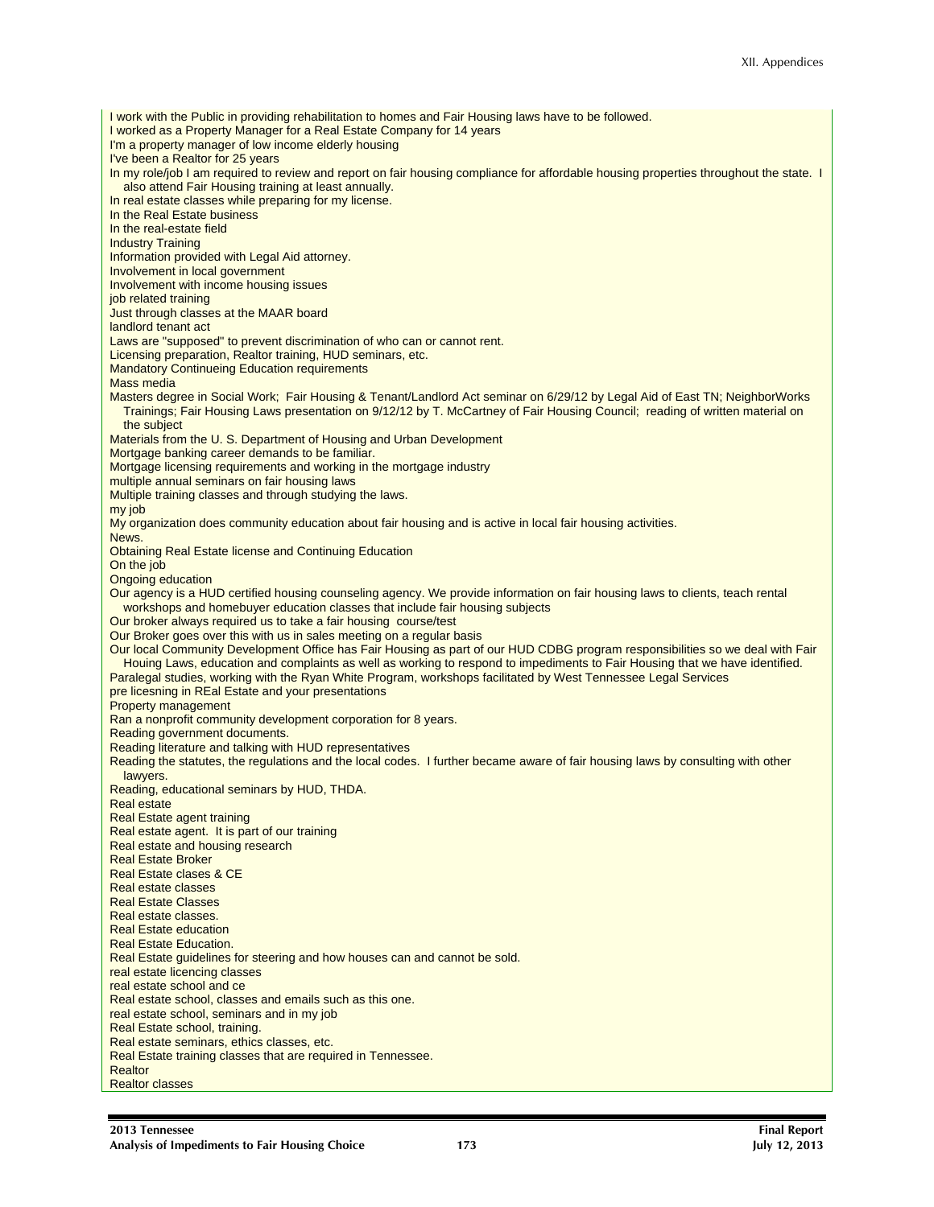I work with the Public in providing rehabilitation to homes and Fair Housing laws have to be followed.
I worked as a Property Manager for a Real Estate Company for 14 years
I'm a property manager of low income elderly housing
I've been a Realtor for 25 years
In my role/job I am required to review and report on fair housing compliance for affordable housing properties throughout the state. I also attend Fair Housing training at least annually.
In real estate classes while preparing for my license.
In the Real Estate business
In the real-estate field
Industry Training
Information provided with Legal Aid attorney.
Involvement in local government
Involvement with income housing issues
job related training
Just through classes at the MAAR board
landlord tenant act
Laws are "supposed" to prevent discrimination of who can or cannot rent.
Licensing preparation, Realtor training, HUD seminars, etc.
Mandatory Continueing Education requirements
Mass media
Masters degree in Social Work; Fair Housing & Tenant/Landlord Act seminar on 6/29/12 by Legal Aid of East TN; NeighborWorks Trainings; Fair Housing Laws presentation on 9/12/12 by T. McCartney of Fair Housing Council; reading of written material on the subject
Materials from the U. S. Department of Housing and Urban Development
Mortgage banking career demands to be familiar.
Mortgage licensing requirements and working in the mortgage industry
multiple annual seminars on fair housing laws
Multiple training classes and through studying the laws.
my job
My organization does community education about fair housing and is active in local fair housing activities.
News.
Obtaining Real Estate license and Continuing Education
On the job
Ongoing education
Our agency is a HUD certified housing counseling agency. We provide information on fair housing laws to clients, teach rental workshops and homebuyer education classes that include fair housing subjects
Our broker always required us to take a fair housing course/test
Our Broker goes over this with us in sales meeting on a regular basis
Our local Community Development Office has Fair Housing as part of our HUD CDBG program responsibilities so we deal with Fair Houing Laws, education and complaints as well as working to respond to impediments to Fair Housing that we have identified.
Paralegal studies, working with the Ryan White Program, workshops facilitated by West Tennessee Legal Services
pre licesning in REal Estate and your presentations
Property management
Ran a nonprofit community development corporation for 8 years.
Reading government documents.
Reading literature and talking with HUD representatives
Reading the statutes, the regulations and the local codes. I further became aware of fair housing laws by consulting with other lawyers.
Reading, educational seminars by HUD, THDA.
Real estate
Real Estate agent training
Real estate agent. It is part of our training
Real estate and housing research
Real Estate Broker
Real Estate clases & CE
Real estate classes
Real Estate Classes
Real estate classes.
Real Estate education
Real Estate Education.
Real Estate guidelines for steering and how houses can and cannot be sold.
real estate licencing classes
real estate school and ce
Real estate school, classes and emails such as this one.
real estate school, seminars and in my job
Real Estate school, training.
Real estate seminars, ethics classes, etc.
Real Estate training classes that are required in Tennessee.
Realtor
Realtor classes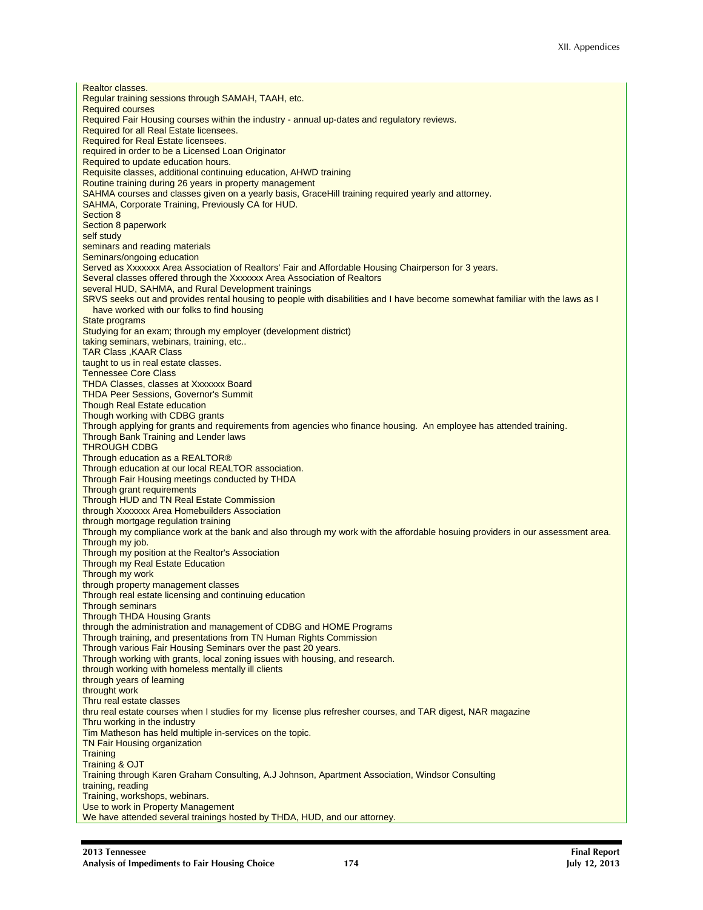Realtor classes.
Regular training sessions through SAMAH, TAAH, etc.
Required courses
Required Fair Housing courses within the industry - annual up-dates and regulatory reviews.
Required for all Real Estate licensees.
Required for Real Estate licensees.
required in order to be a Licensed Loan Originator
Required to update education hours.
Requisite classes, additional continuing education, AHWD training
Routine training during 26 years in property management
SAHMA courses and classes given on a yearly basis, GraceHill training required yearly and attorney.
SAHMA, Corporate Training, Previously CA for HUD.
Section 8
Section 8 paperwork
self study
seminars and reading materials
Seminars/ongoing education
Served as Xxxxxxx Area Association of Realtors' Fair and Affordable Housing Chairperson for 3 years.
Several classes offered through the Xxxxxxx Area Association of Realtors
several HUD, SAHMA, and Rural Development trainings
SRVS seeks out and provides rental housing to people with disabilities and I have become somewhat familiar with the laws as I have worked with our folks to find housing
State programs
Studying for an exam; through my employer (development district)
taking seminars, webinars, training, etc..
TAR Class ,KAAR Class
taught to us in real estate classes.
Tennessee Core Class
THDA Classes, classes at Xxxxxxx Board
THDA Peer Sessions, Governor's Summit
Though Real Estate education
Though working with CDBG grants
Through applying for grants and requirements from agencies who finance housing. An employee has attended training.
Through Bank Training and Lender laws
THROUGH CDBG
Through education as a REALTOR®
Through education at our local REALTOR association.
Through Fair Housing meetings conducted by THDA
Through grant requirements
Through HUD and TN Real Estate Commission
through Xxxxxxx Area Homebuilders Association
through mortgage regulation training
Through my compliance work at the bank and also through my work with the affordable hosuing providers in our assessment area.
Through my job.
Through my position at the Realtor's Association
Through my Real Estate Education
Through my work
through property management classes
Through real estate licensing and continuing education
Through seminars
Through THDA Housing Grants
through the administration and management of CDBG and HOME Programs
Through training, and presentations from TN Human Rights Commission
Through various Fair Housing Seminars over the past 20 years.
Through working with grants, local zoning issues with housing, and research.
through working with homeless mentally ill clients
through years of learning
throught work
Thru real estate classes
thru real estate courses when I studies for my license plus refresher courses, and TAR digest, NAR magazine
Thru working in the industry
Tim Matheson has held multiple in-services on the topic.
TN Fair Housing organization
Training
Training & OJT
Training through Karen Graham Consulting, A.J Johnson, Apartment Association, Windsor Consulting
training, reading
Training, workshops, webinars.
Use to work in Property Management
We have attended several trainings hosted by THDA, HUD, and our attorney.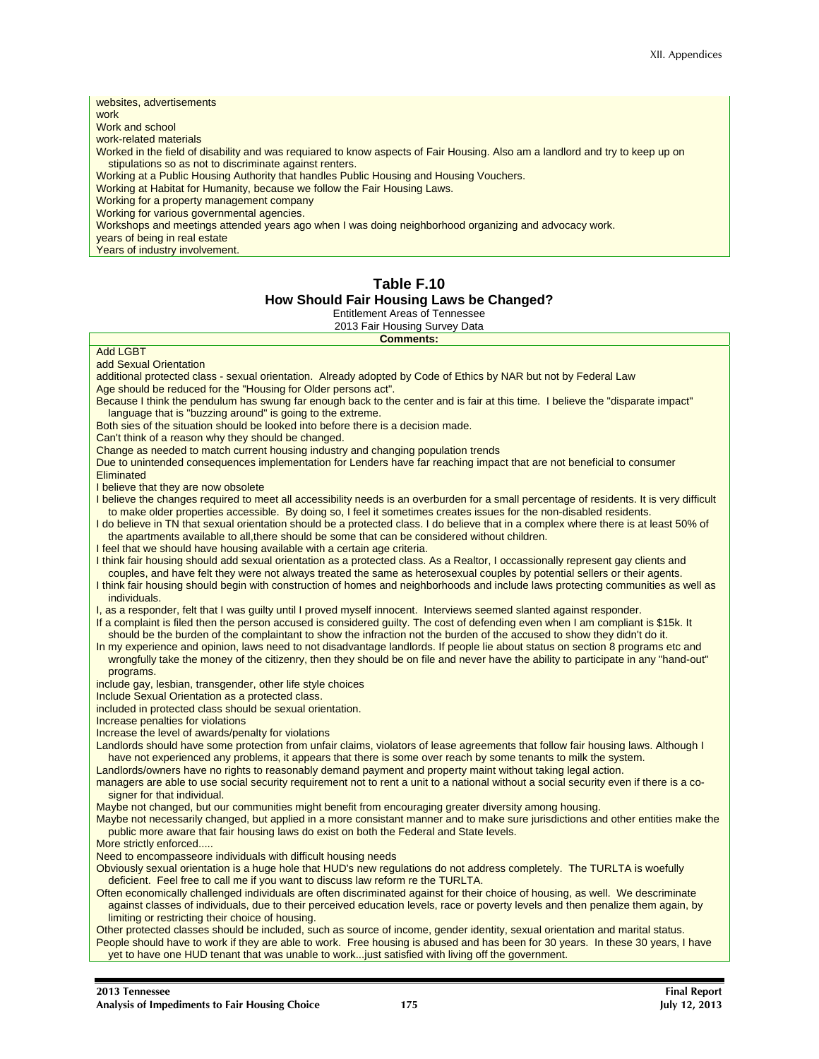| |
|---|
| websites, advertisements |
| work |
| Work and school |
| work-related materials |
| Worked in the field of disability and was requiared to know aspects of Fair Housing. Also am a landlord and try to keep up on stipulations so as not to discriminate against renters. |
| Working at a Public Housing Authority that handles Public Housing and Housing Vouchers. |
| Working at Habitat for Humanity, because we follow the Fair Housing Laws. |
| Working for a property management company |
| Working for various governmental agencies. |
| Workshops and meetings attended years ago when I was doing neighborhood organizing and advocacy work. |
| years of being in real estate |
| Years of industry involvement. |

**Table F.10**
**How Should Fair Housing Laws be Changed?**
Entitlement Areas of Tennessee
2013 Fair Housing Survey Data

| Comments: |
|---|
| Add LGBT |
| add Sexual Orientation |
| additional protected class - sexual orientation. Already adopted by Code of Ethics by NAR but not by Federal Law |
| Age should be reduced for the "Housing for Older persons act". |
| Because I think the pendulum has swung far enough back to the center and is fair at this time. I believe the "disparate impact" language that is "buzzing around" is going to the extreme. |
| Both sies of the situation should be looked into before there is a decision made. |
| Can't think of a reason why they should be changed. |
| Change as needed to match current housing industry and changing population trends |
| Due to unintended consequences implementation for Lenders have far reaching impact that are not beneficial to consumer |
| Eliminated |
| I believe that they are now obsolete |
| I believe the changes required to meet all accessibility needs is an overburden for a small percentage of residents. It is very difficult to make older properties accessible. By doing so, I feel it sometimes creates issues for the non-disabled residents. |
| I do believe in TN that sexual orientation should be a protected class. I do believe that in a complex where there is at least 50% of the apartments available to all,there should be some that can be considered without children. |
| I feel that we should have housing available with a certain age criteria. |
| I think fair housing should add sexual orientation as a protected class. As a Realtor, I occassionally represent gay clients and couples, and have felt they were not always treated the same as heterosexual couples by potential sellers or their agents. |
| I think fair housing should begin with construction of homes and neighborhoods and include laws protecting communities as well as individuals. |
| I, as a responder, felt that I was guilty until I proved myself innocent. Interviews seemed slanted against responder. |
| If a complaint is filed then the person accused is considered guilty. The cost of defending even when I am compliant is $15k. It should be the burden of the complaintant to show the infraction not the burden of the accused to show they didn't do it. |
| In my experience and opinion, laws need to not disadvantage landlords. If people lie about status on section 8 programs etc and wrongfully take the money of the citizenry, then they should be on file and never have the ability to participate in any "hand-out" programs. |
| include gay, lesbian, transgender, other life style choices |
| Include Sexual Orientation as a protected class. |
| included in protected class should be sexual orientation. |
| Increase penalties for violations |
| Increase the level of awards/penalty for violations |
| Landlords should have some protection from unfair claims, violators of lease agreements that follow fair housing laws. Although I have not experienced any problems, it appears that there is some over reach by some tenants to milk the system. |
| Landlords/owners have no rights to reasonably demand payment and property maint without taking legal action. |
| managers are able to use social security requirement not to rent a unit to a national without a social security even if there is a co-signer for that individual. |
| Maybe not changed, but our communities might benefit from encouraging greater diversity among housing. |
| Maybe not necessarily changed, but applied in a more consistant manner and to make sure jurisdictions and other entities make the public more aware that fair housing laws do exist on both the Federal and State levels. |
| More strictly enforced..... |
| Need to encompasseore individuals with difficult housing needs |
| Obviously sexual orientation is a huge hole that HUD's new regulations do not address completely. The TURLTA is woefully deficient. Feel free to call me if you want to discuss law reform re the TURLTA. |
| Often economically challenged individuals are often discriminated against for their choice of housing, as well. We descriminate against classes of individuals, due to their perceived education levels, race or poverty levels and then penalize them again, by limiting or restricting their choice of housing. |
| Other protected classes should be included, such as source of income, gender identity, sexual orientation and marital status. |
| People should have to work if they are able to work. Free housing is abused and has been for 30 years. In these 30 years, I have yet to have one HUD tenant that was unable to work...just satisfied with living off the government. |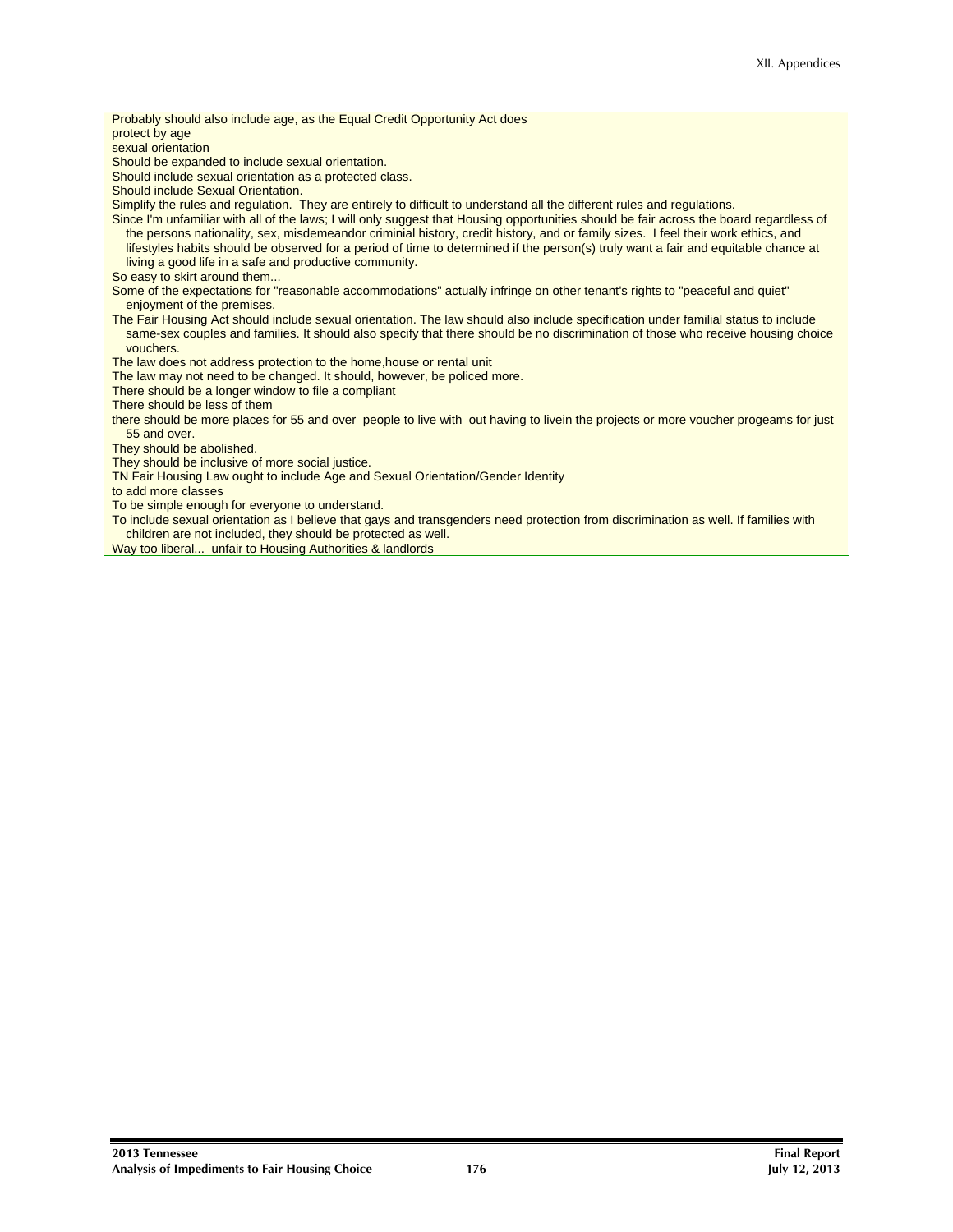Probably should also include age, as the Equal Credit Opportunity Act does

protect by age

sexual orientation

Should be expanded to include sexual orientation.

Should include sexual orientation as a protected class.

Should include Sexual Orientation.

Simplify the rules and regulation. They are entirely to difficult to understand all the different rules and regulations.

Since I'm unfamiliar with all of the laws; I will only suggest that Housing opportunities should be fair across the board regardless of the persons nationality, sex, misdemeandor criminial history, credit history, and or family sizes. I feel their work ethics, and lifestyles habits should be observed for a period of time to determined if the person(s) truly want a fair and equitable chance at living a good life in a safe and productive community.

So easy to skirt around them...

Some of the expectations for "reasonable accommodations" actually infringe on other tenant's rights to "peaceful and quiet" enjoyment of the premises.

The Fair Housing Act should include sexual orientation. The law should also include specification under familial status to include same-sex couples and families. It should also specify that there should be no discrimination of those who receive housing choice vouchers.

The law does not address protection to the home,house or rental unit

The law may not need to be changed. It should, however, be policed more.

There should be a longer window to file a compliant

There should be less of them

there should be more places for 55 and over people to live with out having to livein the projects or more voucher progeams for just 55 and over.

They should be abolished.

They should be inclusive of more social justice.

TN Fair Housing Law ought to include Age and Sexual Orientation/Gender Identity

to add more classes

To be simple enough for everyone to understand.

To include sexual orientation as I believe that gays and transgenders need protection from discrimination as well. If families with children are not included, they should be protected as well.

Way too liberal... unfair to Housing Authorities & landlords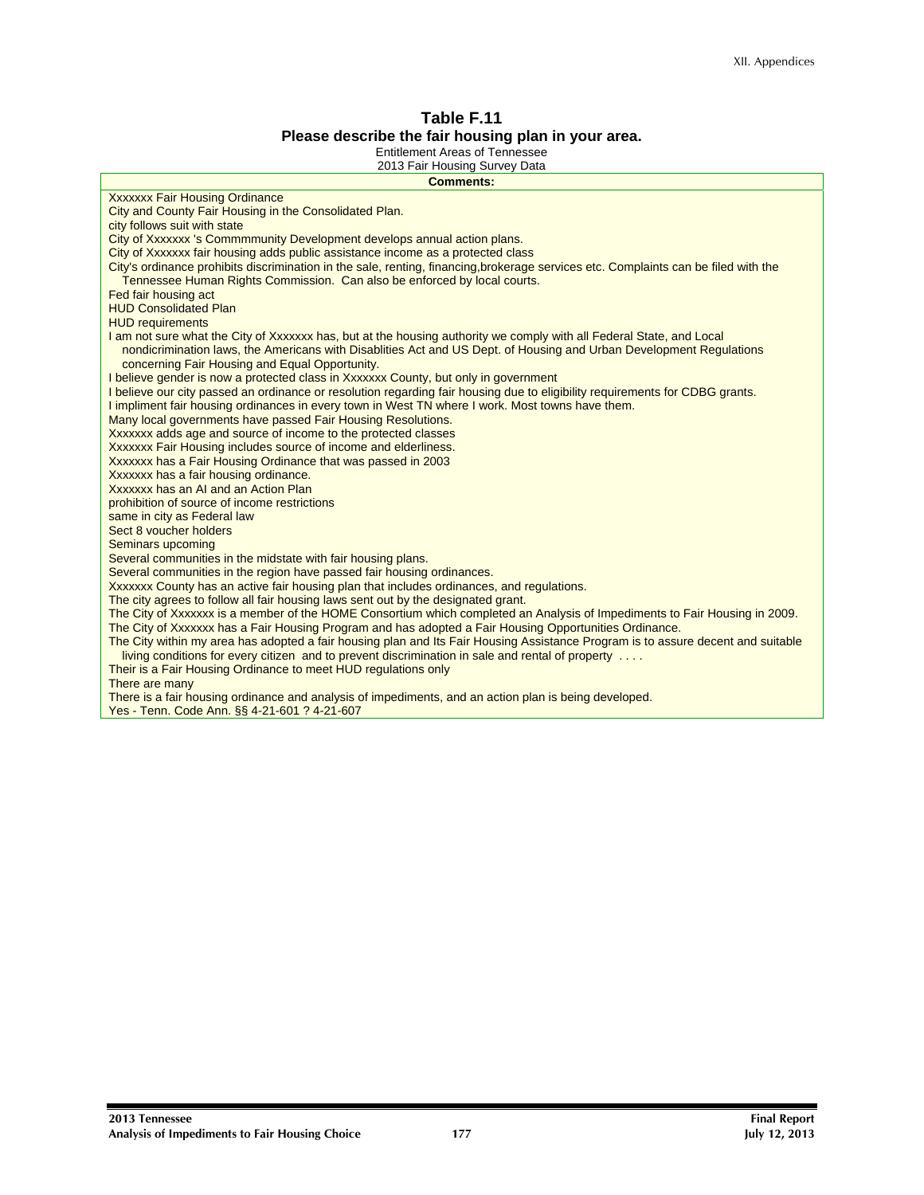**Table F.11**
**Please describe the fair housing plan in your area.**
Entitlement Areas of Tennessee
2013 Fair Housing Survey Data

| Comments: |
|---|
| Xxxxxxx Fair Housing Ordinance |
| City and County Fair Housing in the Consolidated Plan. |
| city follows suit with state |
| City of Xxxxxxx 's Commmmunity Development develops annual action plans. |
| City of Xxxxxxx fair housing adds public assistance income as a protected class |
| City's ordinance prohibits discrimination in the sale, renting, financing,brokerage services etc. Complaints can be filed with the Tennessee Human Rights Commission. Can also be enforced by local courts. |
| Fed fair housing act |
| HUD Consolidated Plan |
| HUD requirements |
| I am not sure what the City of Xxxxxxx has, but at the housing authority we comply with all Federal State, and Local nondicrimination laws, the Americans with Disablities Act and US Dept. of Housing and Urban Development Regulations concerning Fair Housing and Equal Opportunity. |
| I believe gender is now a protected class in Xxxxxxx County, but only in government |
| I believe our city passed an ordinance or resolution regarding fair housing due to eligibility requirements for CDBG grants. |
| I impliment fair housing ordinances in every town in West TN where I work. Most towns have them. |
| Many local governments have passed Fair Housing Resolutions. |
| Xxxxxxx adds age and source of income to the protected classes |
| Xxxxxxx Fair Housing includes source of income and elderliness. |
| Xxxxxxx has a Fair Housing Ordinance that was passed in 2003 |
| Xxxxxxx has a fair housing ordinance. |
| Xxxxxxx has an AI and an Action Plan |
| prohibition of source of income restrictions |
| same in city as Federal law |
| Sect 8 voucher holders |
| Seminars upcoming |
| Several communities in the midstate with fair housing plans. |
| Several communities in the region have passed fair housing ordinances. |
| Xxxxxxx County has an active fair housing plan that includes ordinances, and regulations. |
| The city agrees to follow all fair housing laws sent out by the designated grant. |
| The City of Xxxxxxx is a member of the HOME Consortium which completed an Analysis of Impediments to Fair Housing in 2009. |
| The City of Xxxxxxx has a Fair Housing Program and has adopted a Fair Housing Opportunities Ordinance. |
| The City within my area has adopted a fair housing plan and Its Fair Housing Assistance Program is to assure decent and suitable living conditions for every citizen and to prevent discrimination in sale and rental of property . . . . |
| Their is a Fair Housing Ordinance to meet HUD regulations only |
| There are many |
| There is a fair housing ordinance and analysis of impediments, and an action plan is being developed. |
| Yes - Tenn. Code Ann. §§ 4-21-601 ? 4-21-607 |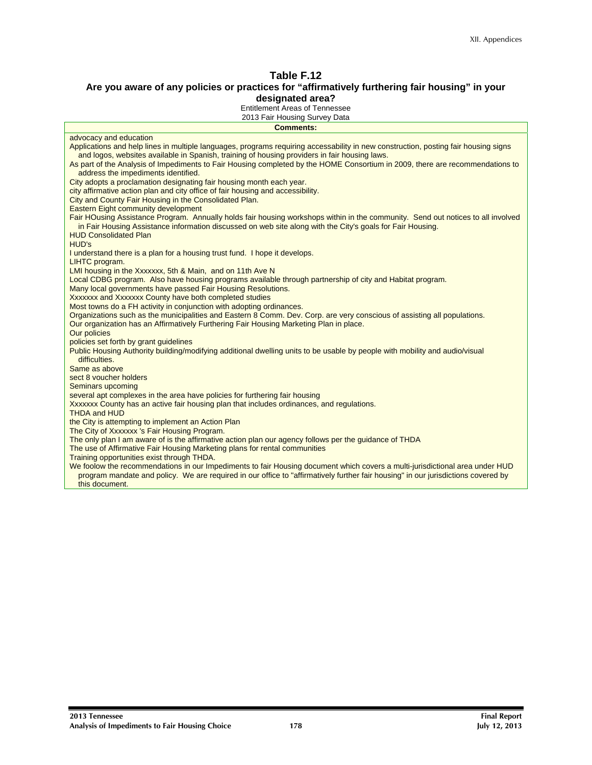**Table F.12**
**Are you aware of any policies or practices for "affirmatively furthering fair housing" in your designated area?**

Entitlement Areas of Tennessee
2013 Fair Housing Survey Data

| Comments: |
|---|
| advocacy and education |
| Applications and help lines in multiple languages, programs requiring accessability in new construction, posting fair housing signs and logos, websites available in Spanish, training of housing providers in fair housing laws. |
| As part of the Analysis of Impediments to Fair Housing completed by the HOME Consortium in 2009, there are recommendations to address the impediments identified. |
| City adopts a proclamation designating fair housing month each year. |
| city affirmative action plan and city office of fair housing and accessibility. |
| City and County Fair Housing in the Consolidated Plan. |
| Eastern Eight community development |
| Fair HOusing Assistance Program. Annually holds fair housing workshops within in the community. Send out notices to all involved in Fair Housing Assistance information discussed on web site along with the City's goals for Fair Housing. |
| HUD Consolidated Plan |
| HUD's |
| I understand there is a plan for a housing trust fund. I hope it develops. |
| LIHTC program. |
| LMI housing in the Xxxxxxx, 5th & Main, and on 11th Ave N |
| Local CDBG program. Also have housing programs available through partnership of city and Habitat program. |
| Many local governments have passed Fair Housing Resolutions. |
| Xxxxxxx and Xxxxxxx County have both completed studies |
| Most towns do a FH activity in conjunction with adopting ordinances. |
| Organizations such as the municipalities and Eastern 8 Comm. Dev. Corp. are very conscious of assisting all populations. |
| Our organization has an Affirmatively Furthering Fair Housing Marketing Plan in place. |
| Our policies |
| policies set forth by grant guidelines |
| Public Housing Authority building/modifying additional dwelling units to be usable by people with mobility and audio/visual difficulties. |
| Same as above |
| sect 8 voucher holders |
| Seminars upcoming |
| several apt complexes in the area have policies for furthering fair housing |
| Xxxxxxx County has an active fair housing plan that includes ordinances, and regulations. |
| THDA and HUD |
| the City is attempting to implement an Action Plan |
| The City of Xxxxxxx 's Fair Housing Program. |
| The only plan I am aware of is the affirmative action plan our agency follows per the guidance of THDA |
| The use of Affirmative Fair Housing Marketing plans for rental communities |
| Training opportunities exist through THDA. |
| We foolow the recommendations in our Impediments to fair Housing document which covers a multi-jurisdictional area under HUD program mandate and policy. We are required in our office to "affirmatively further fair housing" in our jurisdictions covered by this document. |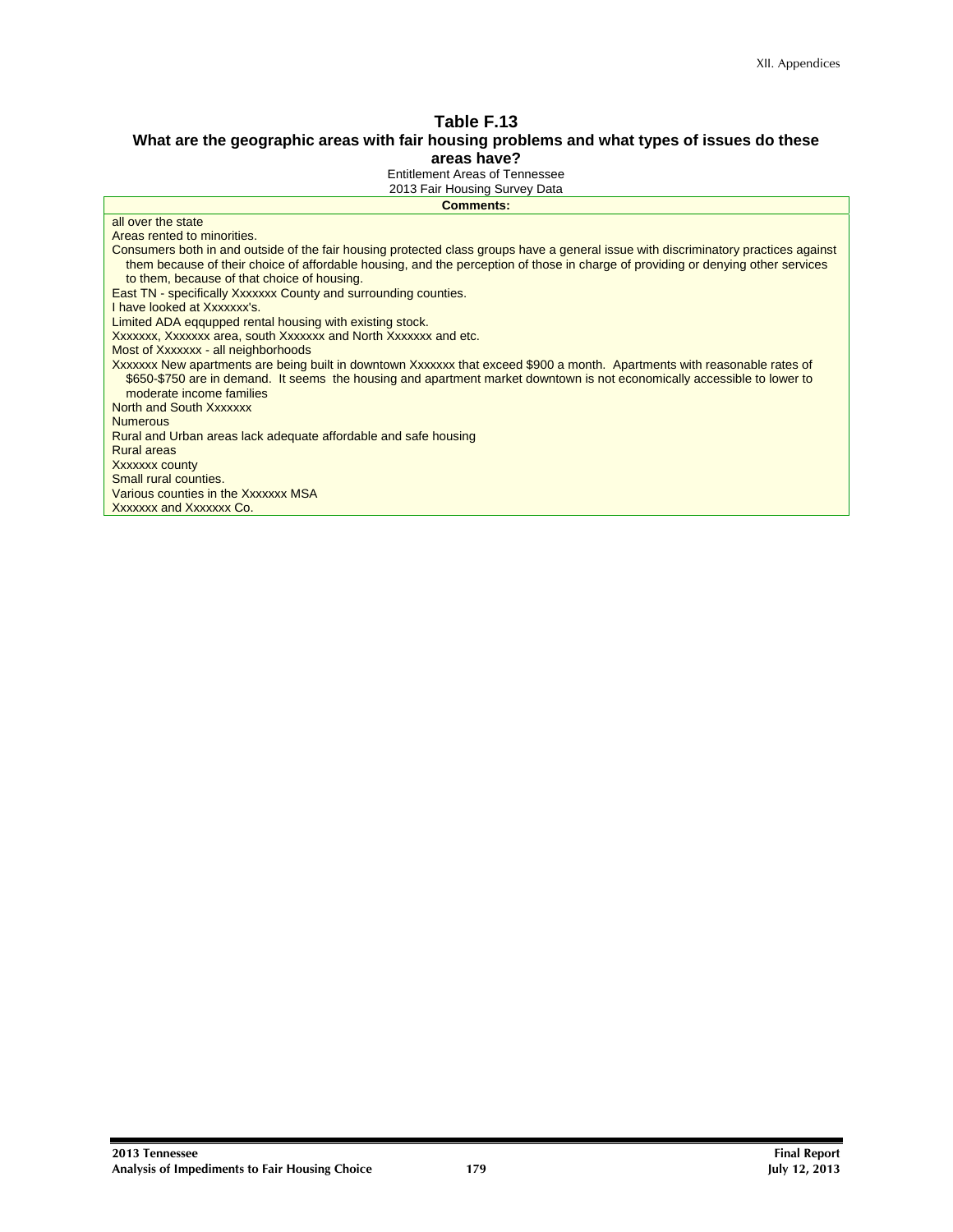**Table F.13**
**What are the geographic areas with fair housing problems and what types of issues do these areas have?**
Entitlement Areas of Tennessee
2013 Fair Housing Survey Data

| Comments: |
| --- |
| all over the state |
| Areas rented to minorities. |
| Consumers both in and outside of the fair housing protected class groups have a general issue with discriminatory practices against them because of their choice of affordable housing, and the perception of those in charge of providing or denying other services to them, because of that choice of housing. |
| East TN - specifically Xxxxxxx County and surrounding counties. |
| I have looked at Xxxxxxx's. |
| Limited ADA eqqupped rental housing with existing stock. |
| Xxxxxxx, Xxxxxxx area, south Xxxxxxx and North Xxxxxxx and etc. |
| Most of Xxxxxxx - all neighborhoods |
| Xxxxxxx New apartments are being built in downtown Xxxxxxx that exceed $900 a month. Apartments with reasonable rates of $650-$750 are in demand. It seems the housing and apartment market downtown is not economically accessible to lower to moderate income families |
| North and South Xxxxxxx |
| Numerous |
| Rural and Urban areas lack adequate affordable and safe housing |
| Rural areas |
| Xxxxxxx county |
| Small rural counties. |
| Various counties in the Xxxxxxx MSA |
| Xxxxxxx and Xxxxxxx Co. |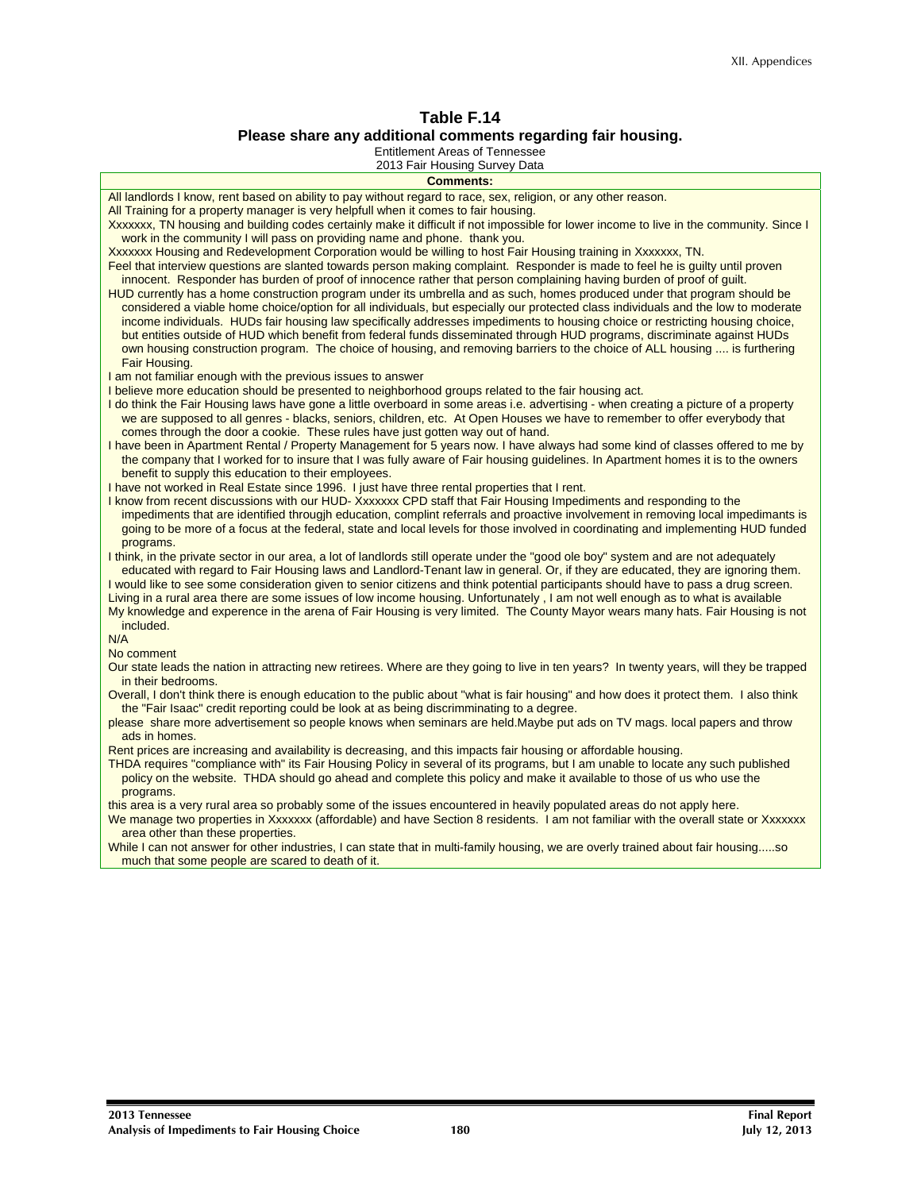## Table F.14

### Please share any additional comments regarding fair housing.

Entitlement Areas of Tennessee
2013 Fair Housing Survey Data

| Comments: |
|---|
| All landlords I know, rent based on ability to pay without regard to race, sex, religion, or any other reason. |
| All Training for a property manager is very helpfull when it comes to fair housing. |
| Xxxxxxx, TN housing and building codes certainly make it difficult if not impossible for lower income to live in the community. Since I work in the community I will pass on providing name and phone. thank you. |
| Xxxxxxx Housing and Redevelopment Corporation would be willing to host Fair Housing training in Xxxxxxx, TN. |
| Feel that interview questions are slanted towards person making complaint. Responder is made to feel he is guilty until proven innocent. Responder has burden of proof of innocence rather that person complaining having burden of proof of guilt. |
| HUD currently has a home construction program under its umbrella and as such, homes produced under that program should be considered a viable home choice/option for all individuals, but especially our protected class individuals and the low to moderate income individuals. HUDs fair housing law specifically addresses impediments to housing choice or restricting housing choice, but entities outside of HUD which benefit from federal funds disseminated through HUD programs, discriminate against HUDs own housing construction program. The choice of housing, and removing barriers to the choice of ALL housing .... is furthering Fair Housing. |
| I am not familiar enough with the previous issues to answer |
| I believe more education should be presented to neighborhood groups related to the fair housing act. |
| I do think the Fair Housing laws have gone a little overboard in some areas i.e. advertising - when creating a picture of a property we are supposed to all genres - blacks, seniors, children, etc. At Open Houses we have to remember to offer everybody that comes through the door a cookie. These rules have just gotten way out of hand. |
| I have been in Apartment Rental / Property Management for 5 years now. I have always had some kind of classes offered to me by the company that I worked for to insure that I was fully aware of Fair housing guidelines. In Apartment homes it is to the owners benefit to supply this education to their employees. |
| I have not worked in Real Estate since 1996. I just have three rental properties that I rent. |
| I know from recent discussions with our HUD- Xxxxxxx CPD staff that Fair Housing Impediments and responding to the impediments that are identified througjh education, complint referrals and proactive involvement in removing local impedimants is going to be more of a focus at the federal, state and local levels for those involved in coordinating and implementing HUD funded programs. |
| I think, in the private sector in our area, a lot of landlords still operate under the "good ole boy" system and are not adequately educated with regard to Fair Housing laws and Landlord-Tenant law in general. Or, if they are educated, they are ignoring them. |
| I would like to see some consideration given to senior citizens and think potential participants should have to pass a drug screen. |
| Living in a rural area there are some issues of low income housing. Unfortunately , I am not well enough as to what is available |
| My knowledge and experence in the arena of Fair Housing is very limited. The County Mayor wears many hats. Fair Housing is not included. |
| N/A |
| No comment |
| Our state leads the nation in attracting new retirees. Where are they going to live in ten years? In twenty years, will they be trapped in their bedrooms. |
| Overall, I don't think there is enough education to the public about "what is fair housing" and how does it protect them. I also think the "Fair Isaac" credit reporting could be look at as being discrimminating to a degree. |
| please share more advertisement so people knows when seminars are held.Maybe put ads on TV mags. local papers and throw ads in homes. |
| Rent prices are increasing and availability is decreasing, and this impacts fair housing or affordable housing. |
| THDA requires "compliance with" its Fair Housing Policy in several of its programs, but I am unable to locate any such published policy on the website. THDA should go ahead and complete this policy and make it available to those of us who use the programs. |
| this area is a very rural area so probably some of the issues encountered in heavily populated areas do not apply here. |
| We manage two properties in Xxxxxxx (affordable) and have Section 8 residents. I am not familiar with the overall state or Xxxxxxx area other than these properties. |
| While I can not answer for other industries, I can state that in multi-family housing, we are overly trained about fair housing.....so much that some people are scared to death of it. |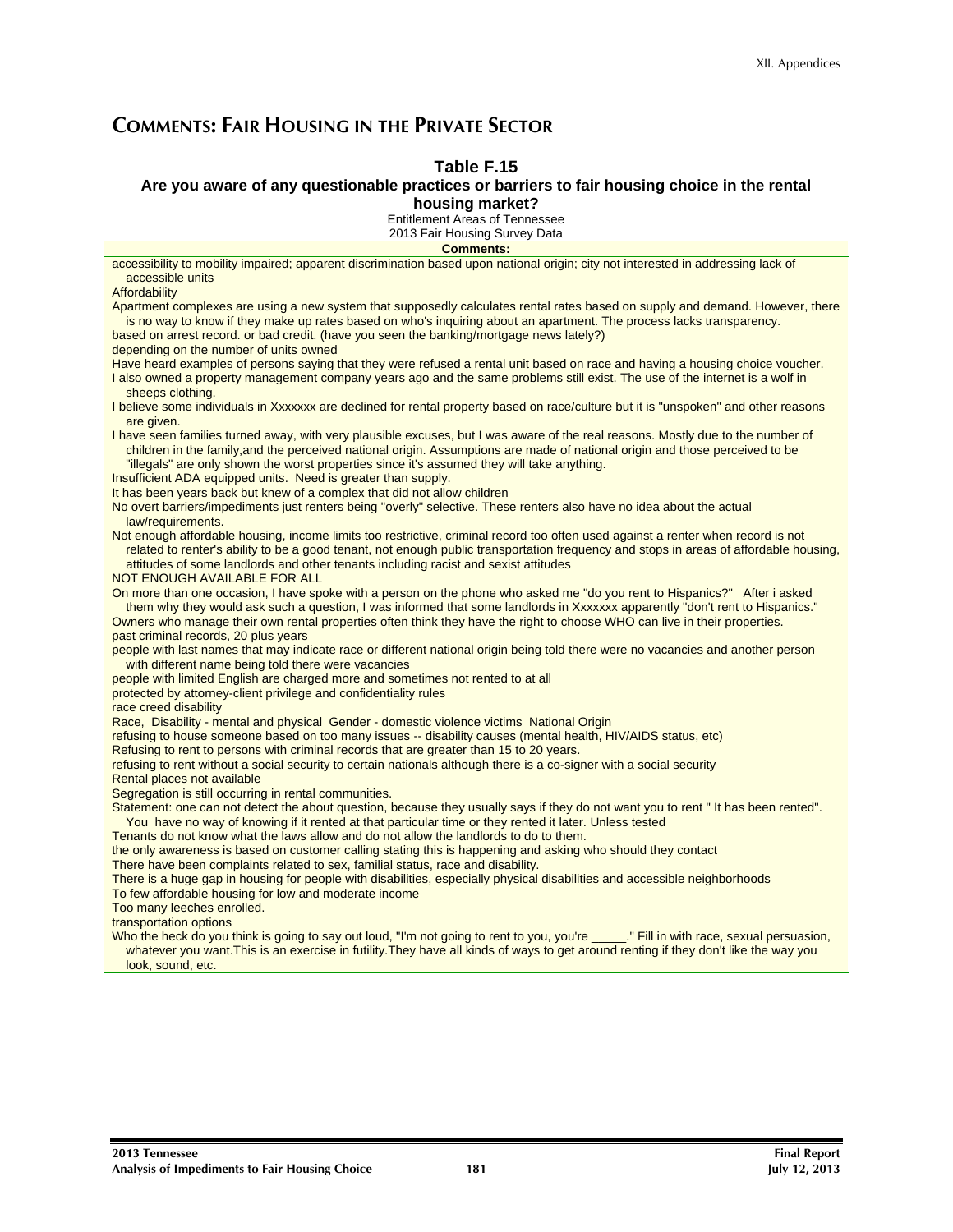# Comments: Fair Housing in the Private Sector

### Table F.15
### Are you aware of any questionable practices or barriers to fair housing choice in the rental housing market?

Entitlement Areas of Tennessee
2013 Fair Housing Survey Data

| Comments: |
|---|
| accessibility to mobility impaired; apparent discrimination based upon national origin; city not interested in addressing lack of accessible units |
| Affordability |
| Apartment complexes are using a new system that supposedly calculates rental rates based on supply and demand. However, there is no way to know if they make up rates based on who's inquiring about an apartment. The process lacks transparency. |
| based on arrest record. or bad credit. (have you seen the banking/mortgage news lately?) |
| depending on the number of units owned |
| Have heard examples of persons saying that they were refused a rental unit based on race and having a housing choice voucher. |
| I also owned a property management company years ago and the same problems still exist. The use of the internet is a wolf in sheeps clothing. |
| I believe some individuals in Xxxxxxx are declined for rental property based on race/culture but it is "unspoken" and other reasons are given. |
| I have seen families turned away, with very plausible excuses, but I was aware of the real reasons. Mostly due to the number of children in the family,and the perceived national origin. Assumptions are made of national origin and those perceived to be "illegals" are only shown the worst properties since it's assumed they will take anything. |
| Insufficient ADA equipped units. Need is greater than supply. |
| It has been years back but knew of a complex that did not allow children |
| No overt barriers/impediments just renters being "overly" selective. These renters also have no idea about the actual law/requirements. |
| Not enough affordable housing, income limits too restrictive, criminal record too often used against a renter when record is not related to renter's ability to be a good tenant, not enough public transportation frequency and stops in areas of affordable housing, attitudes of some landlords and other tenants including racist and sexist attitudes |
| NOT ENOUGH AVAILABLE FOR ALL |
| On more than one occasion, I have spoke with a person on the phone who asked me "do you rent to Hispanics?" After i asked them why they would ask such a question, I was informed that some landlords in Xxxxxxx apparently "don't rent to Hispanics." |
| Owners who manage their own rental properties often think they have the right to choose WHO can live in their properties. |
| past criminal records, 20 plus years |
| people with last names that may indicate race or different national origin being told there were no vacancies and another person with different name being told there were vacancies |
| people with limited English are charged more and sometimes not rented to at all |
| protected by attorney-client privilege and confidentiality rules |
| race creed disability |
| Race, Disability - mental and physical Gender - domestic violence victims National Origin |
| refusing to house someone based on too many issues -- disability causes (mental health, HIV/AIDS status, etc) |
| Refusing to rent to persons with criminal records that are greater than 15 to 20 years. |
| refusing to rent without a social security to certain nationals although there is a co-signer with a social security |
| Rental places not available |
| Segregation is still occurring in rental communities. |
| Statement: one can not detect the about question, because they usually says if they do not want you to rent " It has been rented". You have no way of knowing if it rented at that particular time or they rented it later. Unless tested |
| Tenants do not know what the laws allow and do not allow the landlords to do to them. |
| the only awareness is based on customer calling stating this is happening and asking who should they contact |
| There have been complaints related to sex, familial status, race and disability. |
| There is a huge gap in housing for people with disabilities, especially physical disabilities and accessible neighborhoods |
| To few affordable housing for low and moderate income |
| Too many leeches enrolled. |
| transportation options |
| Who the heck do you think is going to say out loud, "I'm not going to rent to you, you're _____." Fill in with race, sexual persuasion, whatever you want.This is an exercise in futility.They have all kinds of ways to get around renting if they don't like the way you look, sound, etc. |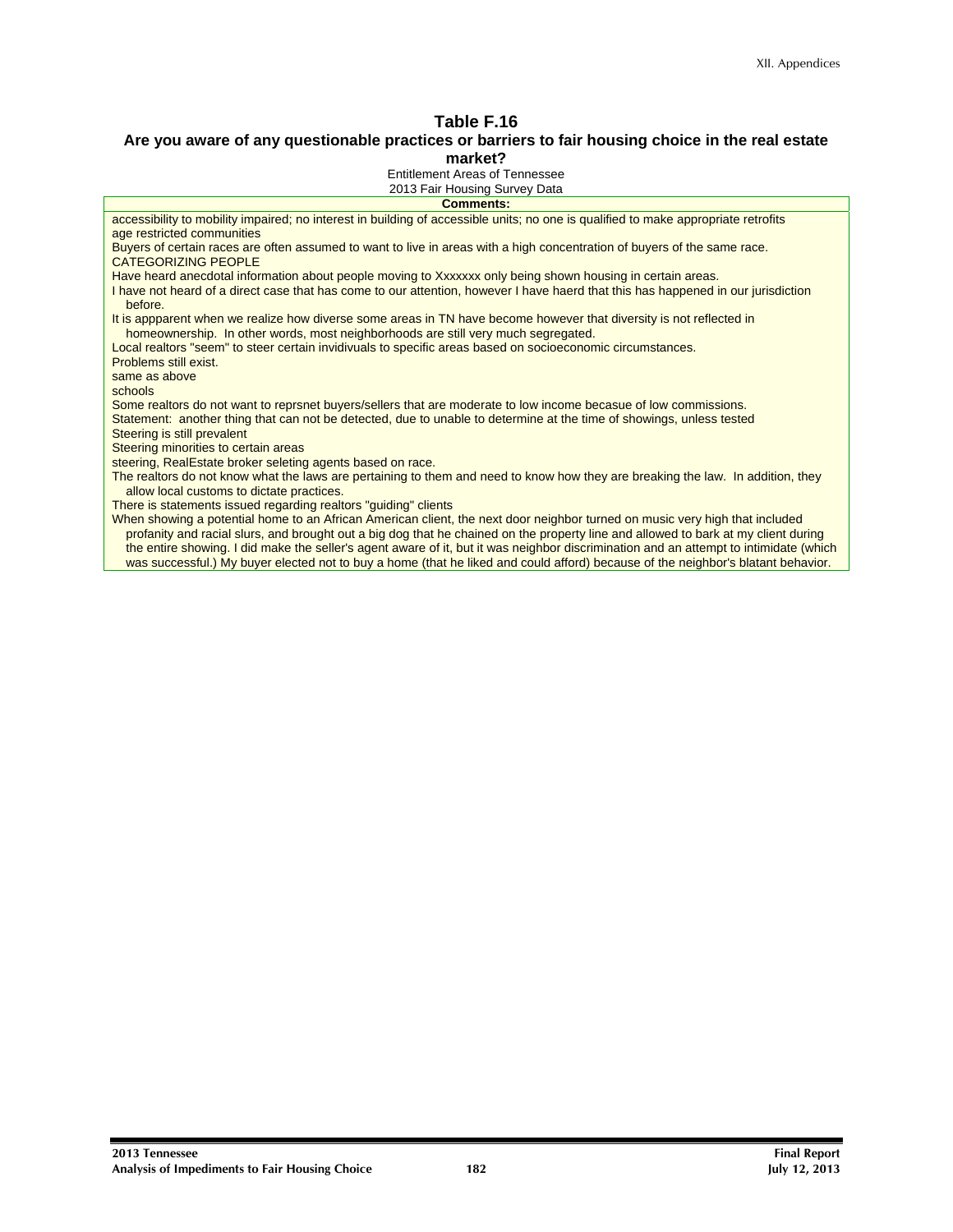## Table F.16
### Are you aware of any questionable practices or barriers to fair housing choice in the real estate market?

Entitlement Areas of Tennessee
2013 Fair Housing Survey Data

| Comments: |
|---|
| accessibility to mobility impaired; no interest in building of accessible units; no one is qualified to make appropriate retrofits |
| age restricted communities |
| Buyers of certain races are often assumed to want to live in areas with a high concentration of buyers of the same race. |
| CATEGORIZING PEOPLE |
| Have heard anecdotal information about people moving to Xxxxxxx only being shown housing in certain areas. |
| I have not heard of a direct case that has come to our attention, however I have haerd that this has happened in our jurisdiction before. |
| It is appparent when we realize how diverse some areas in TN have become however that diversity is not reflected in homeownership. In other words, most neighborhoods are still very much segregated. |
| Local realtors "seem" to steer certain invidivuals to specific areas based on socioeconomic circumstances. |
| Problems still exist. |
| same as above |
| schools |
| Some realtors do not want to reprsnet buyers/sellers that are moderate to low income becasue of low commissions. |
| Statement: another thing that can not be detected, due to unable to determine at the time of showings, unless tested |
| Steering is still prevalent |
| Steering minorities to certain areas |
| steering, RealEstate broker seleting agents based on race. |
| The realtors do not know what the laws are pertaining to them and need to know how they are breaking the law. In addition, they allow local customs to dictate practices. |
| There is statements issued regarding realtors "guiding" clients |
| When showing a potential home to an African American client, the next door neighbor turned on music very high that included profanity and racial slurs, and brought out a big dog that he chained on the property line and allowed to bark at my client during the entire showing. I did make the seller's agent aware of it, but it was neighbor discrimination and an attempt to intimidate (which was successful.) My buyer elected not to buy a home (that he liked and could afford) because of the neighbor's blatant behavior. |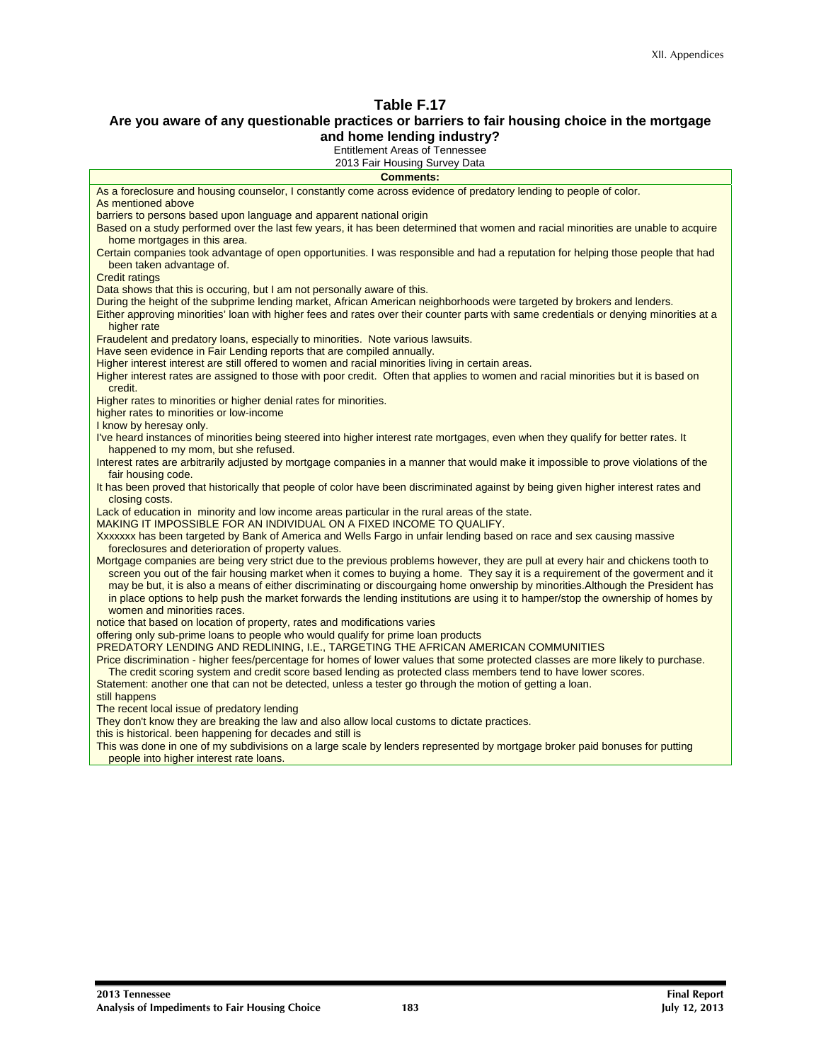## Table F.17

### Are you aware of any questionable practices or barriers to fair housing choice in the mortgage and home lending industry?

Entitlement Areas of Tennessee
2013 Fair Housing Survey Data

| Comments: |
|---|
| As a foreclosure and housing counselor, I constantly come across evidence of predatory lending to people of color. |
| As mentioned above |
| barriers to persons based upon language and apparent national origin |
| Based on a study performed over the last few years, it has been determined that women and racial minorities are unable to acquire home mortgages in this area. |
| Certain companies took advantage of open opportunities. I was responsible and had a reputation for helping those people that had been taken advantage of. |
| Credit ratings |
| Data shows that this is occuring, but I am not personally aware of this. |
| During the height of the subprime lending market, African American neighborhoods were targeted by brokers and lenders. |
| Either approving minorities' loan with higher fees and rates over their counter parts with same credentials or denying minorities at a higher rate |
| Fraudelent and predatory loans, especially to minorities. Note various lawsuits. |
| Have seen evidence in Fair Lending reports that are compiled annually. |
| Higher interest interest are still offered to women and racial minorities living in certain areas. |
| Higher interest rates are assigned to those with poor credit. Often that applies to women and racial minorities but it is based on credit. |
| Higher rates to minorities or higher denial rates for minorities. |
| higher rates to minorities or low-income |
| I know by heresay only. |
| I've heard instances of minorities being steered into higher interest rate mortgages, even when they qualify for better rates. It happened to my mom, but she refused. |
| Interest rates are arbitrarily adjusted by mortgage companies in a manner that would make it impossible to prove violations of the fair housing code. |
| It has been proved that historically that people of color have been discriminated against by being given higher interest rates and closing costs. |
| Lack of education in minority and low income areas particular in the rural areas of the state. |
| MAKING IT IMPOSSIBLE FOR AN INDIVIDUAL ON A FIXED INCOME TO QUALIFY. |
| Xxxxxxx has been targeted by Bank of America and Wells Fargo in unfair lending based on race and sex causing massive foreclosures and deterioration of property values. |
| Mortgage companies are being very strict due to the previous problems however, they are pull at every hair and chickens tooth to screen you out of the fair housing market when it comes to buying a home. They say it is a requirement of the goverment and it may be but, it is also a means of either discriminating or discourgaing home onwership by minorities.Although the President has in place options to help push the market forwards the lending institutions are using it to hamper/stop the ownership of homes by women and minorities races. |
| notice that based on location of property, rates and modifications varies |
| offering only sub-prime loans to people who would qualify for prime loan products |
| PREDATORY LENDING AND REDLINING, I.E., TARGETING THE AFRICAN AMERICAN COMMUNITIES |
| Price discrimination - higher fees/percentage for homes of lower values that some protected classes are more likely to purchase. The credit scoring system and credit score based lending as protected class members tend to have lower scores. |
| Statement: another one that can not be detected, unless a tester go through the motion of getting a loan. |
| still happens |
| The recent local issue of predatory lending |
| They don't know they are breaking the law and also allow local customs to dictate practices. |
| this is historical. been happening for decades and still is |
| This was done in one of my subdivisions on a large scale by lenders represented by mortgage broker paid bonuses for putting people into higher interest rate loans. |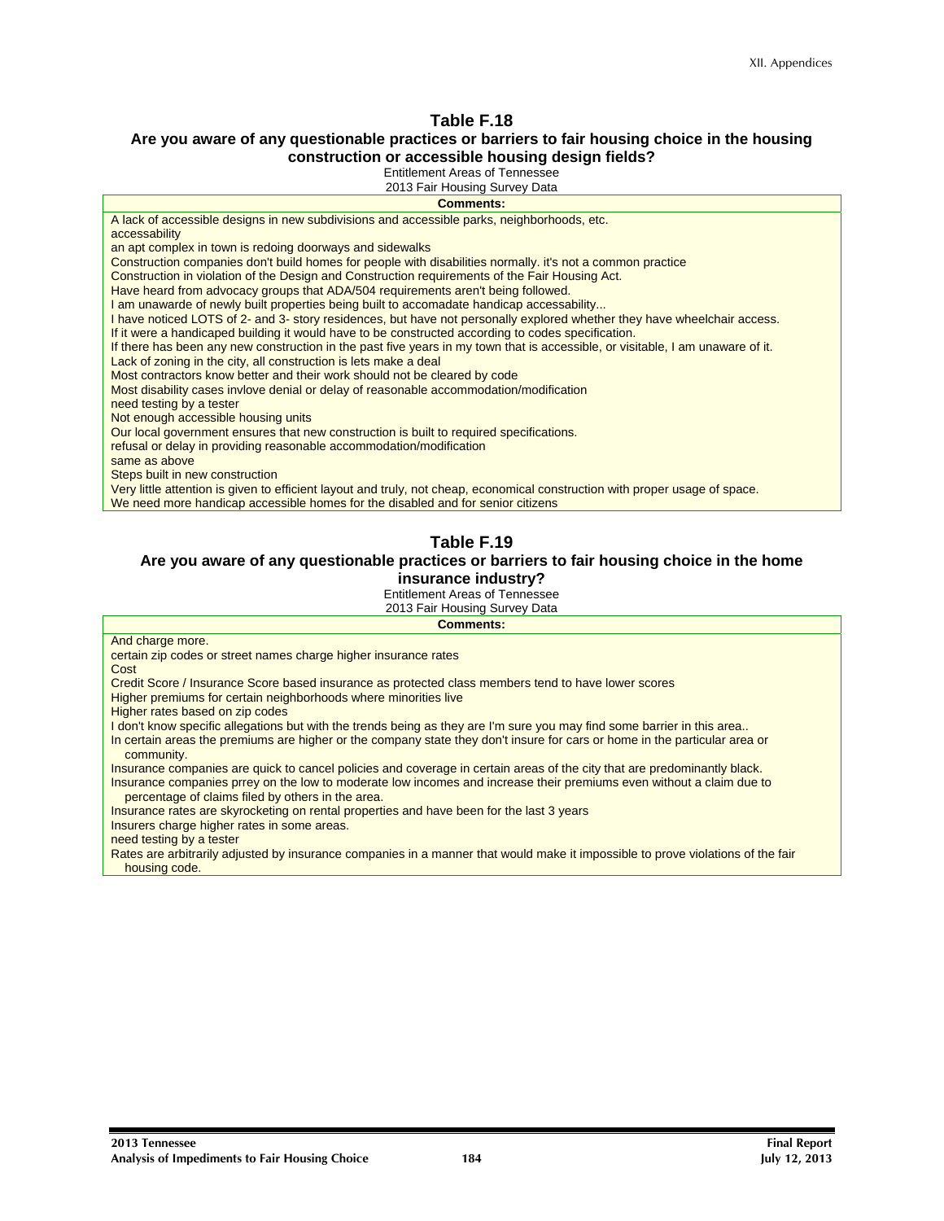**Table F.18**
**Are you aware of any questionable practices or barriers to fair housing choice in the housing construction or accessible housing design fields?**
Entitlement Areas of Tennessee
2013 Fair Housing Survey Data

| Comments: |
|---|
| A lack of accessible designs in new subdivisions and accessible parks, neighborhoods, etc. |
| accessability |
| an apt complex in town is redoing doorways and sidewalks |
| Construction companies don't build homes for people with disabilities normally. it's not a common practice |
| Construction in violation of the Design and Construction requirements of the Fair Housing Act. |
| Have heard from advocacy groups that ADA/504 requirements aren't being followed. |
| I am unawarde of newly built properties being built to accomadate handicap accessability... |
| I have noticed LOTS of 2- and 3- story residences, but have not personally explored whether they have wheelchair access. |
| If it were a handicaped building it would have to be constructed according to codes specification. |
| If there has been any new construction in the past five years in my town that is accessible, or visitable, I am unaware of it. |
| Lack of zoning in the city, all construction is lets make a deal |
| Most contractors know better and their work should not be cleared by code |
| Most disability cases invlove denial or delay of reasonable accommodation/modification |
| need testing by a tester |
| Not enough accessible housing units |
| Our local government ensures that new construction is built to required specifications. |
| refusal or delay in providing reasonable accommodation/modification |
| same as above |
| Steps built in new construction |
| Very little attention is given to efficient layout and truly, not cheap, economical construction with proper usage of space. |
| We need more handicap accessible homes for the disabled and for senior citizens |

**Table F.19**
**Are you aware of any questionable practices or barriers to fair housing choice in the home insurance industry?**
Entitlement Areas of Tennessee
2013 Fair Housing Survey Data

| Comments: |
|---|
| And charge more. |
| certain zip codes or street names charge higher insurance rates |
| Cost |
| Credit Score / Insurance Score based insurance as protected class members tend to have lower scores |
| Higher premiums for certain neighborhoods where minorities live |
| Higher rates based on zip codes |
| I don't know specific allegations but with the trends being as they are I'm sure you may find some barrier in this area.. |
| In certain areas the premiums are higher or the company state they don't insure for cars or home in the particular area or community. |
| Insurance companies are quick to cancel policies and coverage in certain areas of the city that are predominantly black. |
| Insurance companies prrey on the low to moderate low incomes and increase their premiums even without a claim due to percentage of claims filed by others in the area. |
| Insurance rates are skyrocketing on rental properties and have been for the last 3 years |
| Insurers charge higher rates in some areas. |
| need testing by a tester |
| Rates are arbitrarily adjusted by insurance companies in a manner that would make it impossible to prove violations of the fair housing code. |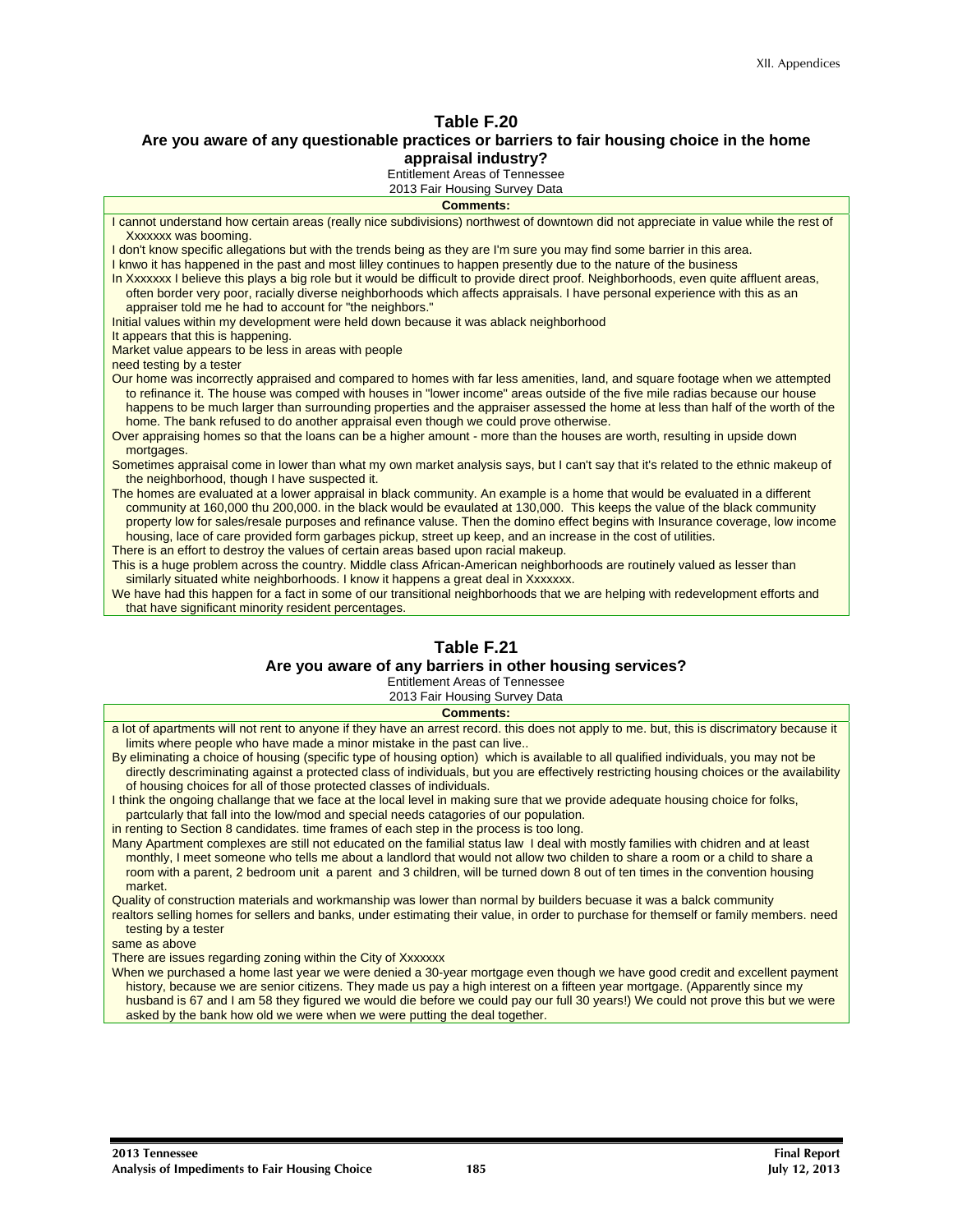## Table F.20

### Are you aware of any questionable practices or barriers to fair housing choice in the home appraisal industry?

Entitlement Areas of Tennessee
2013 Fair Housing Survey Data

| Comments: |
|---|
| I cannot understand how certain areas (really nice subdivisions) northwest of downtown did not appreciate in value while the rest of Xxxxxxx was booming. |
| I don't know specific allegations but with the trends being as they are I'm sure you may find some barrier in this area. |
| I knwo it has happened in the past and most lilley continues to happen presently due to the nature of the business |
| In Xxxxxxx I believe this plays a big role but it would be difficult to provide direct proof. Neighborhoods, even quite affluent areas, often border very poor, racially diverse neighborhoods which affects appraisals. I have personal experience with this as an appraiser told me he had to account for "the neighbors." |
| Initial values within my development were held down because it was ablack neighborhood |
| It appears that this is happening. |
| Market value appears to be less in areas with people |
| need testing by a tester |
| Our home was incorrectly appraised and compared to homes with far less amenities, land, and square footage when we attempted to refinance it. The house was comped with houses in "lower income" areas outside of the five mile radius because our house happens to be much larger than surrounding properties and the appraiser assessed the home at less than half of the worth of the home. The bank refused to do another appraisal even though we could prove otherwise. |
| Over appraising homes so that the loans can be a higher amount - more than the houses are worth, resulting in upside down mortgages. |
| Sometimes appraisal come in lower than what my own market analysis says, but I can't say that it's related to the ethnic makeup of the neighborhood, though I have suspected it. |
| The homes are evaluated at a lower appraisal in black community. An example is a home that would be evaluated in a different community at 160,000 thu 200,000. in the black would be evaulated at 130,000. This keeps the value of the black community property low for sales/resale purposes and refinance valuse. Then the domino effect begins with Insurance coverage, low income housing, lace of care provided form garbages pickup, street up keep, and an increase in the cost of utilities. |
| There is an effort to destroy the values of certain areas based upon racial makeup. |
| This is a huge problem across the country. Middle class African-American neighborhoods are routinely valued as lesser than similarly situated white neighborhoods. I know it happens a great deal in Xxxxxxx. |
| We have had this happen for a fact in some of our transitional neighborhoods that we are helping with redevelopment efforts and that have significant minority resident percentages. |

## Table F.21

### Are you aware of any barriers in other housing services?

Entitlement Areas of Tennessee
2013 Fair Housing Survey Data

| Comments: |
|---|
| a lot of apartments will not rent to anyone if they have an arrest record. this does not apply to me. but, this is discrimatory because it limits where people who have made a minor mistake in the past can live.. |
| By eliminating a choice of housing (specific type of housing option) which is available to all qualified individuals, you may not be directly descriminating against a protected class of individuals, but you are effectively restricting housing choices or the availability of housing choices for all of those protected classes of individuals. |
| I think the ongoing challange that we face at the local level in making sure that we provide adequate housing choice for folks, partcularly that fall into the low/mod and special needs catagories of our population. |
| in renting to Section 8 candidates. time frames of each step in the process is too long. |
| Many Apartment complexes are still not educated on the familial status law I deal with mostly families with chidren and at least monthly, I meet someone who tells me about a landlord that would not allow two childen to share a room or a child to share a room with a parent, 2 bedroom unit a parent and 3 children, will be turned down 8 out of ten times in the convention housing market. |
| Quality of construction materials and workmanship was lower than normal by builders becuase it was a balck community |
| realtors selling homes for sellers and banks, under estimating their value, in order to purchase for themself or family members. need testing by a tester |
| same as above |
| There are issues regarding zoning within the City of Xxxxxxx |
| When we purchased a home last year we were denied a 30-year mortgage even though we have good credit and excellent payment history, because we are senior citizens. They made us pay a high interest on a fifteen year mortgage. (Apparently since my husband is 67 and I am 58 they figured we would die before we could pay our full 30 years!) We could not prove this but we were asked by the bank how old we were when we were putting the deal together. |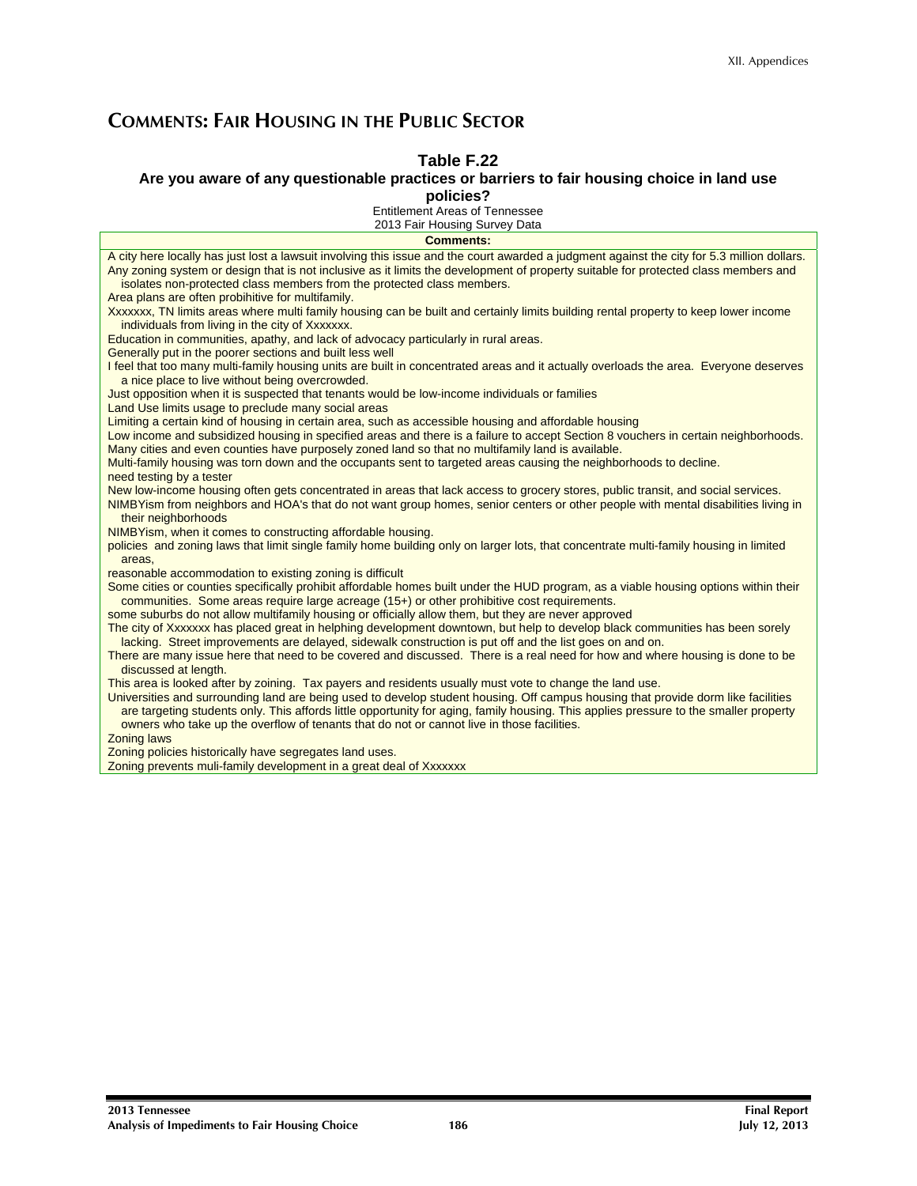# Comments: Fair Housing in the Public Sector

**Table F.22**
**Are you aware of any questionable practices or barriers to fair housing choice in land use policies?**
Entitlement Areas of Tennessee
2013 Fair Housing Survey Data

| Comments: |
|---|
| A city here locally has just lost a lawsuit involving this issue and the court awarded a judgment against the city for 5.3 million dollars. |
| Any zoning system or design that is not inclusive as it limits the development of property suitable for protected class members and isolates non-protected class members from the protected class members. |
| Area plans are often probihitive for multifamily. |
| Xxxxxxx, TN limits areas where multi family housing can be built and certainly limits building rental property to keep lower income individuals from living in the city of Xxxxxxx. |
| Education in communities, apathy, and lack of advocacy particularly in rural areas. |
| Generally put in the poorer sections and built less well |
| I feel that too many multi-family housing units are built in concentrated areas and it actually overloads the area. Everyone deserves a nice place to live without being overcrowded. |
| Just opposition when it is suspected that tenants would be low-income individuals or families |
| Land Use limits usage to preclude many social areas |
| Limiting a certain kind of housing in certain area, such as accessible housing and affordable housing |
| Low income and subsidized housing in specified areas and there is a failure to accept Section 8 vouchers in certain neighborhoods. |
| Many cities and even counties have purposely zoned land so that no multifamily land is available. |
| Multi-family housing was torn down and the occupants sent to targeted areas causing the neighborhoods to decline. |
| need testing by a tester |
| New low-income housing often gets concentrated in areas that lack access to grocery stores, public transit, and social services. |
| NIMBYism from neighbors and HOA's that do not want group homes, senior centers or other people with mental disabilities living in their neighborhoods |
| NIMBYism, when it comes to constructing affordable housing. |
| policies and zoning laws that limit single family home building only on larger lots, that concentrate multi-family housing in limited areas, |
| reasonable accommodation to existing zoning is difficult |
| Some cities or counties specifically prohibit affordable homes built under the HUD program, as a viable housing options within their communities. Some areas require large acreage (15+) or other prohibitive cost requirements. |
| some suburbs do not allow multifamily housing or officially allow them, but they are never approved |
| The city of Xxxxxxx has placed great in helphing development downtown, but help to develop black communities has been sorely lacking. Street improvements are delayed, sidewalk construction is put off and the list goes on and on. |
| There are many issue here that need to be covered and discussed. There is a real need for how and where housing is done to be discussed at length. |
| This area is looked after by zoining. Tax payers and residents usually must vote to change the land use. |
| Universities and surrounding land are being used to develop student housing. Off campus housing that provide dorm like facilities are targeting students only. This affords little opportunity for aging, family housing. This applies pressure to the smaller property owners who take up the overflow of tenants that do not or cannot live in those facilities. |
| Zoning laws |
| Zoning policies historically have segregates land uses. |
| Zoning prevents muli-family development in a great deal of Xxxxxxx |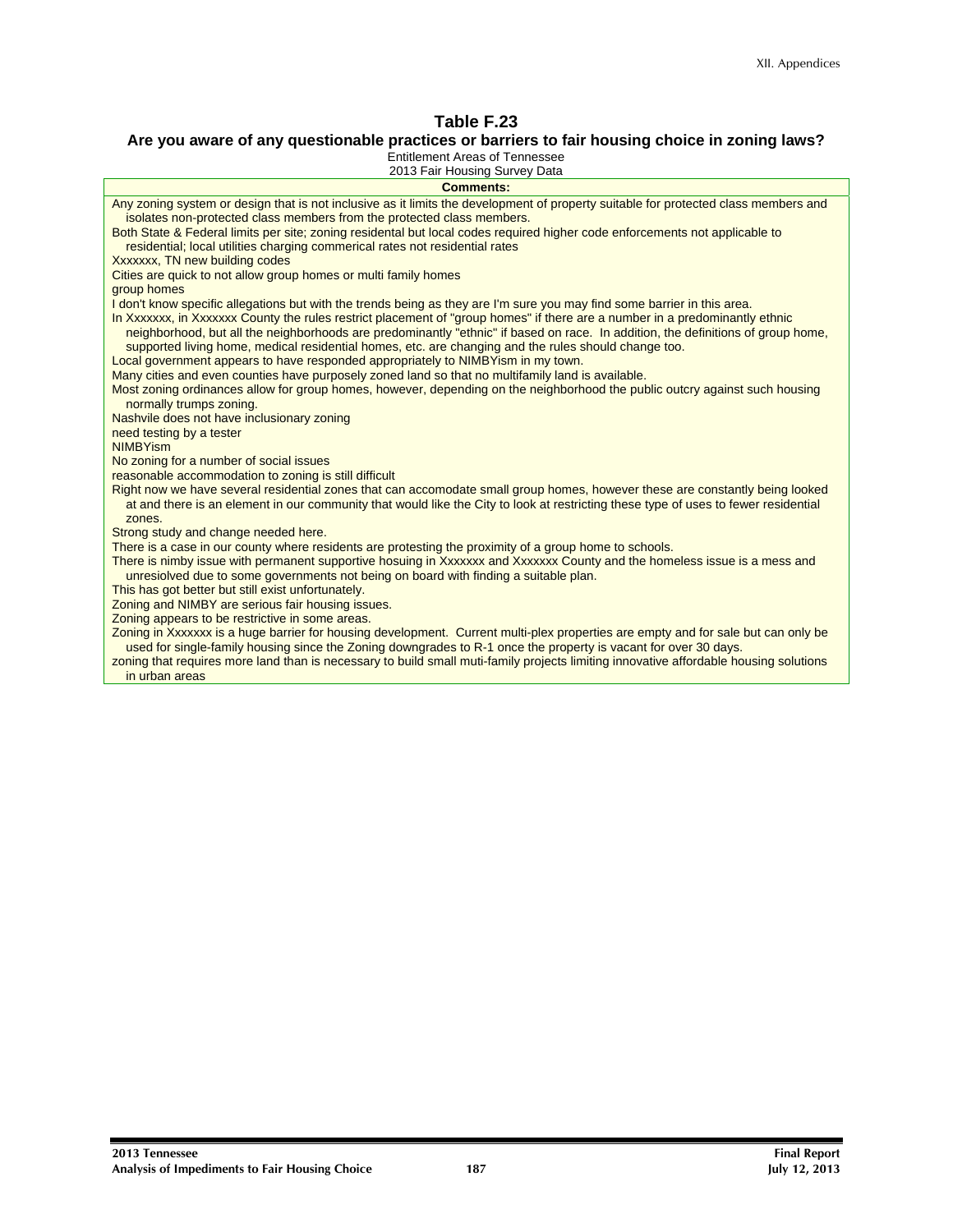## Table F.23

### Are you aware of any questionable practices or barriers to fair housing choice in zoning laws?

Entitlement Areas of Tennessee
2013 Fair Housing Survey Data

| Comments: |
|---|
| Any zoning system or design that is not inclusive as it limits the development of property suitable for protected class members and isolates non-protected class members from the protected class members. |
| Both State & Federal limits per site; zoning residental but local codes required higher code enforcements not applicable to residential; local utilities charging commerical rates not residential rates |
| Xxxxxxx, TN new building codes |
| Cities are quick to not allow group homes or multi family homes |
| group homes |
| I don't know specific allegations but with the trends being as they are I'm sure you may find some barrier in this area. |
| In Xxxxxxx, in Xxxxxxx County the rules restrict placement of "group homes" if there are a number in a predominantly ethnic neighborhood, but all the neighborhoods are predominantly "ethnic" if based on race. In addition, the definitions of group home, supported living home, medical residential homes, etc. are changing and the rules should change too. |
| Local government appears to have responded appropriately to NIMBYism in my town. |
| Many cities and even counties have purposely zoned land so that no multifamily land is available. |
| Most zoning ordinances allow for group homes, however, depending on the neighborhood the public outcry against such housing normally trumps zoning. |
| Nashvile does not have inclusionary zoning |
| need testing by a tester |
| NIMBYism |
| No zoning for a number of social issues |
| reasonable accommodation to zoning is still difficult |
| Right now we have several residential zones that can accomodate small group homes, however these are constantly being looked at and there is an element in our community that would like the City to look at restricting these type of uses to fewer residential zones. |
| Strong study and change needed here. |
| There is a case in our county where residents are protesting the proximity of a group home to schools. |
| There is nimby issue with permanent supportive hosuing in Xxxxxxx and Xxxxxxx County and the homeless issue is a mess and unresiolved due to some governments not being on board with finding a suitable plan. |
| This has got better but still exist unfortunately. |
| Zoning and NIMBY are serious fair housing issues. |
| Zoning appears to be restrictive in some areas. |
| Zoning in Xxxxxxx is a huge barrier for housing development. Current multi-plex properties are empty and for sale but can only be used for single-family housing since the Zoning downgrades to R-1 once the property is vacant for over 30 days. |
| zoning that requires more land than is necessary to build small muti-family projects limiting innovative affordable housing solutions in urban areas |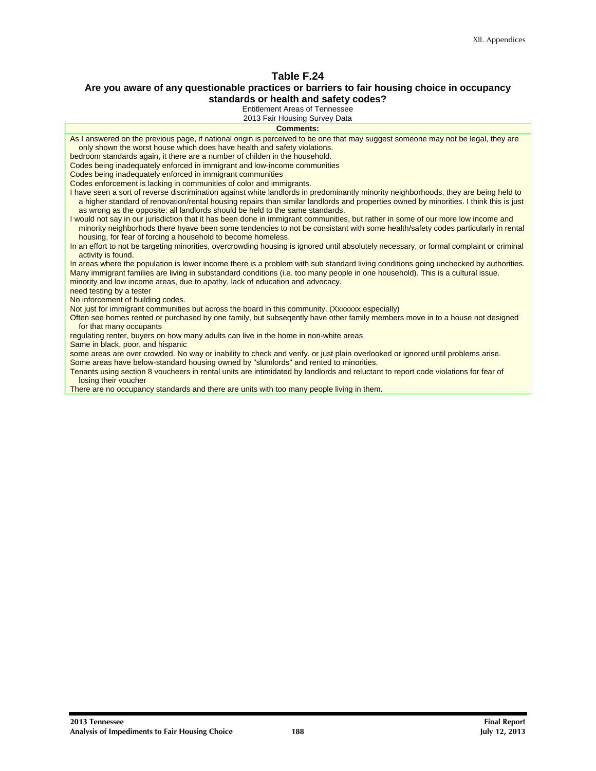**Table F.24**
**Are you aware of any questionable practices or barriers to fair housing choice in occupancy standards or health and safety codes?**

Entitlement Areas of Tennessee
2013 Fair Housing Survey Data

| Comments: |
|---|
| As I answered on the previous page, if national origin is perceived to be one that may suggest someone may not be legal, they are only shown the worst house which does have health and safety violations. |
| bedroom standards again, it there are a number of childen in the household. |
| Codes being inadequately enforced in immigrant and low-income communities |
| Codes being inadequately enforced in immigrant communities |
| Codes enforcement is lacking in communities of color and immigrants. |
| I have seen a sort of reverse discrimination against white landlords in predominantly minority neighborhoods, they are being held to a higher standard of renovation/rental housing repairs than similar landlords and properties owned by minorities. I think this is just as wrong as the opposite: all landlords should be held to the same standards. |
| I would not say in our jurisdiction that it has been done in immigrant communities, but rather in some of our more low income and minority neighborhods there hyave been some tendencies to not be consistant with some health/safety codes particularly in rental housing, for fear of forcing a household to become homeless. |
| In an effort to not be targeting minorities, overcrowding housing is ignored until absolutely necessary, or formal complaint or criminal activity is found. |
| In areas where the population is lower income there is a problem with sub standard living conditions going unchecked by authorities. |
| Many immigrant families are living in substandard conditions (i.e. too many people in one household). This is a cultural issue. |
| minority and low income areas, due to apathy, lack of education and advocacy. |
| need testing by a tester |
| No inforcement of building codes. |
| Not just for immigrant communities but across the board in this community. (Xxxxxxx especially) |
| Often see homes rented or purchased by one family, but subseqently have other family members move in to a house not designed for that many occupants |
| regulating renter, buyers on how many adults can live in the home in non-white areas |
| Same in black, poor, and hispanic |
| some areas are over crowded. No way or inability to check and verify. or just plain overlooked or ignored until problems arise. |
| Some areas have below-standard housing owned by "slumlords" and rented to minorities. |
| Tenants using section 8 voucheers in rental units are intimidated by landlords and reluctant to report code violations for fear of losing their voucher |
| There are no occupancy standards and there are units with too many people living in them. |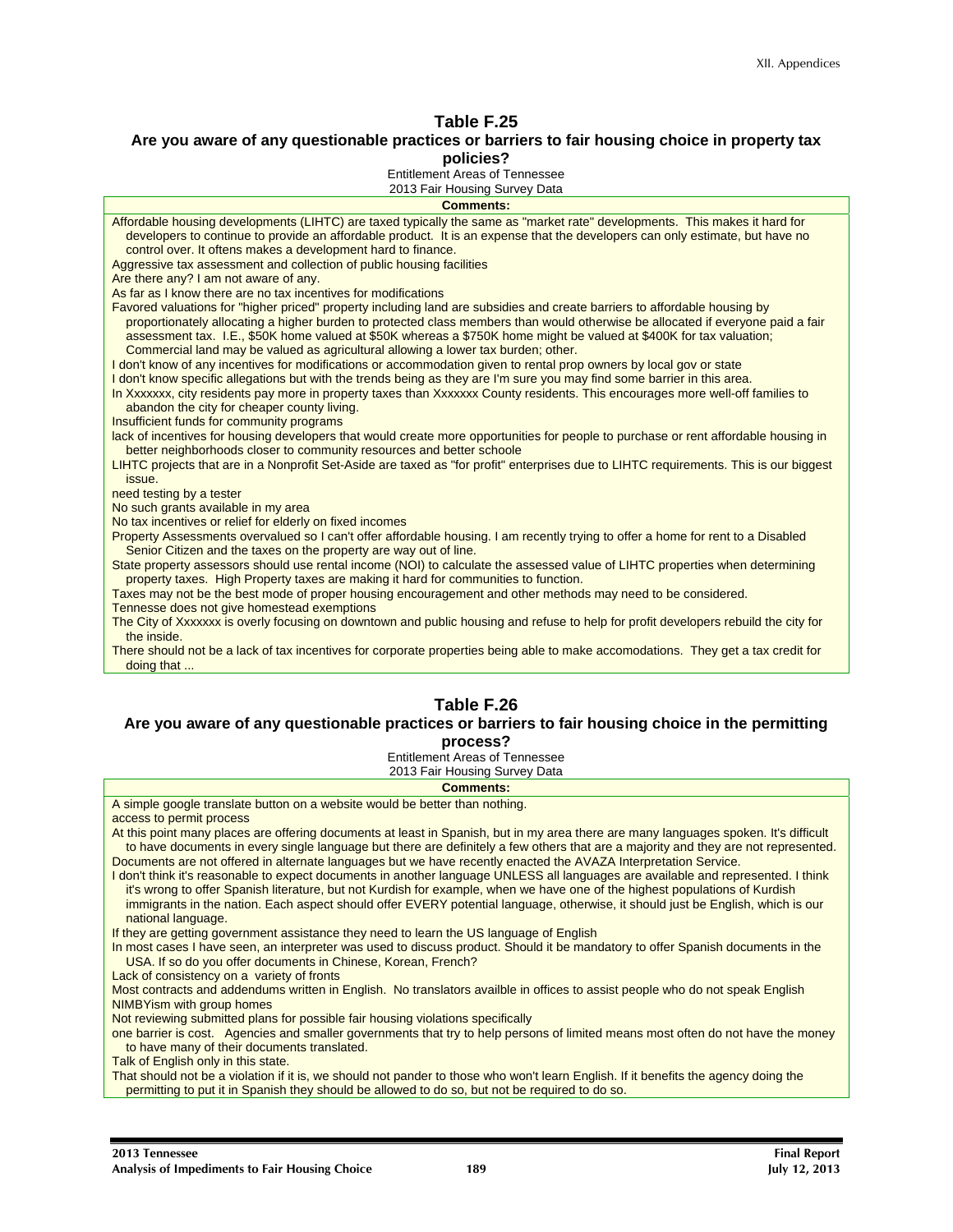## Table F.25

### Are you aware of any questionable practices or barriers to fair housing choice in property tax policies?

Entitlement Areas of Tennessee
2013 Fair Housing Survey Data

| Comments: |
|---|
| Affordable housing developments (LIHTC) are taxed typically the same as "market rate" developments. This makes it hard for developers to continue to provide an affordable product. It is an expense that the developers can only estimate, but have no control over. It oftens makes a development hard to finance. |
| Aggressive tax assessment and collection of public housing facilities |
| Are there any? I am not aware of any. |
| As far as I know there are no tax incentives for modifications |
| Favored valuations for "higher priced" property including land are subsidies and create barriers to affordable housing by proportionately allocating a higher burden to protected class members than would otherwise be allocated if everyone paid a fair assessment tax. I.E., $50K home valued at $50K whereas a $750K home might be valued at $400K for tax valuation; Commercial land may be valued as agricultural allowing a lower tax burden; other. |
| I don't know of any incentives for modifications or accommodation given to rental prop owners by local gov or state |
| I don't know specific allegations but with the trends being as they are I'm sure you may find some barrier in this area. |
| In Xxxxxxx, city residents pay more in property taxes than Xxxxxxx County residents. This encourages more well-off families to abandon the city for cheaper county living. |
| Insufficient funds for community programs |
| lack of incentives for housing developers that would create more opportunities for people to purchase or rent affordable housing in better neighborhoods closer to community resources and better schoole |
| LIHTC projects that are in a Nonprofit Set-Aside are taxed as "for profit" enterprises due to LIHTC requirements. This is our biggest issue. |
| need testing by a tester |
| No such grants available in my area |
| No tax incentives or relief for elderly on fixed incomes |
| Property Assessments overvalued so I can't offer affordable housing. I am recently trying to offer a home for rent to a Disabled Senior Citizen and the taxes on the property are way out of line. |
| State property assessors should use rental income (NOI) to calculate the assessed value of LIHTC properties when determining property taxes. High Property taxes are making it hard for communities to function. |
| Taxes may not be the best mode of proper housing encouragement and other methods may need to be considered. |
| Tennesse does not give homestead exemptions |
| The City of Xxxxxxx is overly focusing on downtown and public housing and refuse to help for profit developers rebuild the city for the inside. |
| There should not be a lack of tax incentives for corporate properties being able to make accomodations. They get a tax credit for doing that ... |

## Table F.26

### Are you aware of any questionable practices or barriers to fair housing choice in the permitting process?

Entitlement Areas of Tennessee
2013 Fair Housing Survey Data

| Comments: |
|---|
| A simple google translate button on a website would be better than nothing. |
| access to permit process |
| At this point many places are offering documents at least in Spanish, but in my area there are many languages spoken. It's difficult to have documents in every single language but there are definitely a few others that are a majority and they are not represented. |
| Documents are not offered in alternate languages but we have recently enacted the AVAZA Interpretation Service. |
| I don't think it's reasonable to expect documents in another language UNLESS all languages are available and represented. I think it's wrong to offer Spanish literature, but not Kurdish for example, when we have one of the highest populations of Kurdish immigrants in the nation. Each aspect should offer EVERY potential language, otherwise, it should just be English, which is our national language. |
| If they are getting government assistance they need to learn the US language of English |
| In most cases I have seen, an interpreter was used to discuss product. Should it be mandatory to offer Spanish documents in the USA. If so do you offer documents in Chinese, Korean, French? |
| Lack of consistency on a variety of fronts |
| Most contracts and addendums written in English. No translators availble in offices to assist people who do not speak English |
| NIMBYism with group homes |
| Not reviewing submitted plans for possible fair housing violations specifically |
| one barrier is cost. Agencies and smaller governments that try to help persons of limited means most often do not have the money to have many of their documents translated. |
| Talk of English only in this state. |
| That should not be a violation if it is, we should not pander to those who won't learn English. If it benefits the agency doing the permitting to put it in Spanish they should be allowed to do so, but not be required to do so. |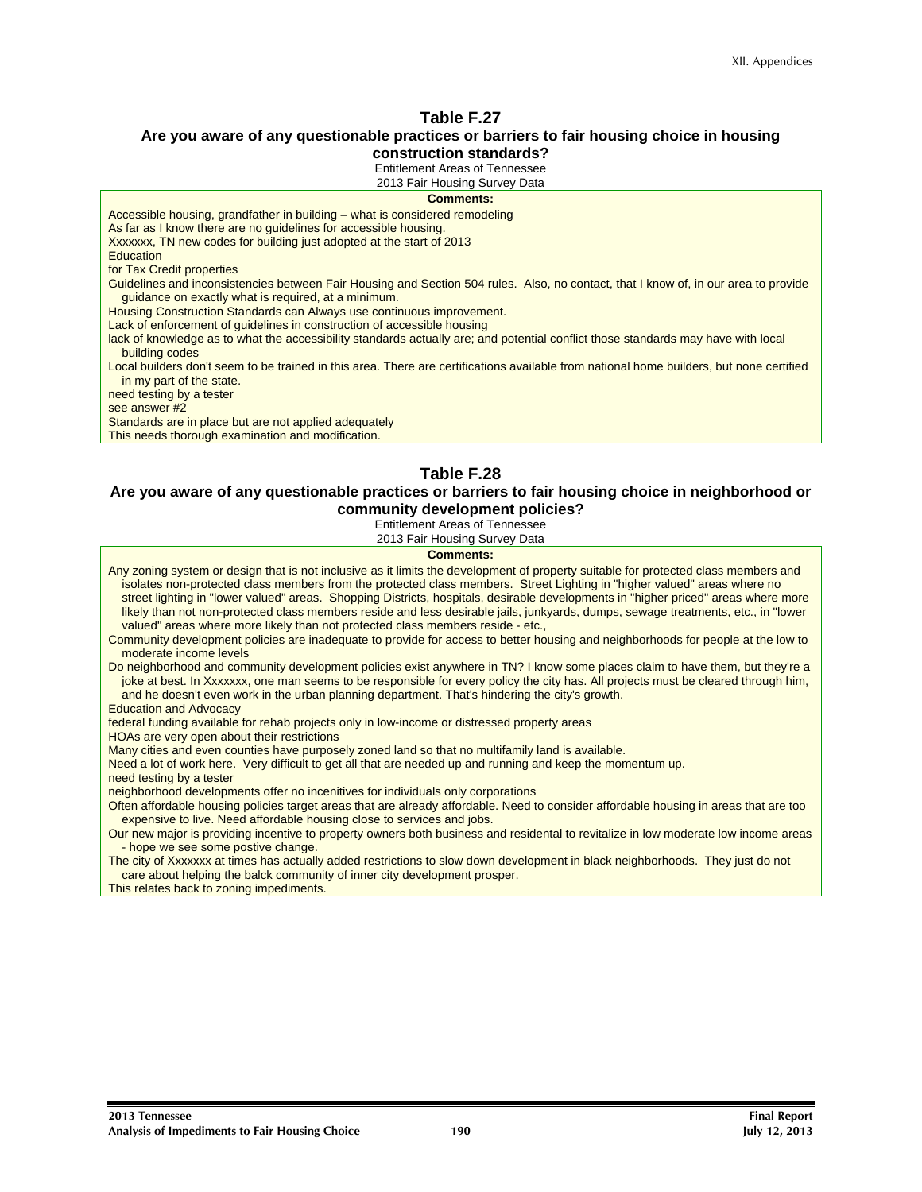## Table F.27

### Are you aware of any questionable practices or barriers to fair housing choice in housing construction standards?

Entitlement Areas of Tennessee
2013 Fair Housing Survey Data

| Comments: |
|---|
| Accessible housing, grandfather in building – what is considered remodeling |
| As far as I know there are no guidelines for accessible housing. |
| Xxxxxxx, TN new codes for building just adopted at the start of 2013 |
| Education |
| for Tax Credit properties |
| Guidelines and inconsistencies between Fair Housing and Section 504 rules. Also, no contact, that I know of, in our area to provide guidance on exactly what is required, at a minimum. |
| Housing Construction Standards can Always use continuous improvement. |
| Lack of enforcement of guidelines in construction of accessible housing |
| lack of knowledge as to what the accessibility standards actually are; and potential conflict those standards may have with local building codes |
| Local builders don't seem to be trained in this area. There are certifications available from national home builders, but none certified in my part of the state. |
| need testing by a tester |
| see answer #2 |
| Standards are in place but are not applied adequately |
| This needs thorough examination and modification. |

## Table F.28

### Are you aware of any questionable practices or barriers to fair housing choice in neighborhood or community development policies?

Entitlement Areas of Tennessee
2013 Fair Housing Survey Data

| Comments: |
|---|
| Any zoning system or design that is not inclusive as it limits the development of property suitable for protected class members and isolates non-protected class members from the protected class members. Street Lighting in "higher valued" areas where no street lighting in "lower valued" areas. Shopping Districts, hospitals, desirable developments in "higher priced" areas where more likely than not non-protected class members reside and less desirable jails, junkyards, dumps, sewage treatments, etc., in "lower valued" areas where more likely than not protected class members reside - etc., |
| Community development policies are inadequate to provide for access to better housing and neighborhoods for people at the low to moderate income levels |
| Do neighborhood and community development policies exist anywhere in TN? I know some places claim to have them, but they're a joke at best. In Xxxxxxx, one man seems to be responsible for every policy the city has. All projects must be cleared through him, and he doesn't even work in the urban planning department. That's hindering the city's growth. |
| Education and Advocacy |
| federal funding available for rehab projects only in low-income or distressed property areas |
| HOAs are very open about their restrictions |
| Many cities and even counties have purposely zoned land so that no multifamily land is available. |
| Need a lot of work here. Very difficult to get all that are needed up and running and keep the momentum up. |
| need testing by a tester |
| neighborhood developments offer no incenitives for individuals only corporations |
| Often affordable housing policies target areas that are already affordable. Need to consider affordable housing in areas that are too expensive to live. Need affordable housing close to services and jobs. |
| Our new major is providing incentive to property owners both business and residental to revitalize in low moderate low income areas - hope we see some postive change. |
| The city of Xxxxxxx at times has actually added restrictions to slow down development in black neighborhoods. They just do not care about helping the balck community of inner city development prosper. |
| This relates back to zoning impediments. |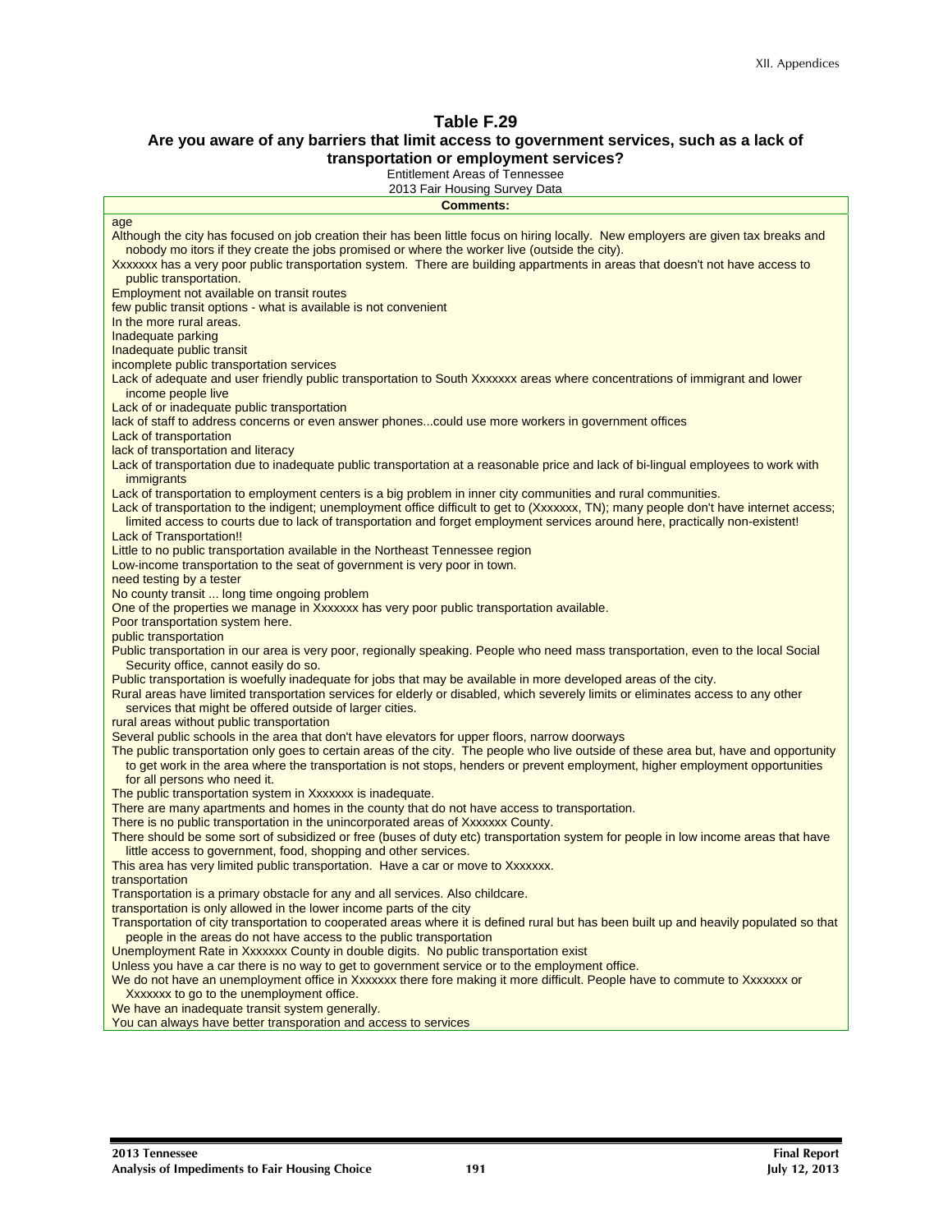**Table F.29**
**Are you aware of any barriers that limit access to government services, such as a lack of transportation or employment services?**
Entitlement Areas of Tennessee
2013 Fair Housing Survey Data

| Comments: |
|---|
| age |
| Although the city has focused on job creation their has been little focus on hiring locally. New employers are given tax breaks and nobody mo itors if they create the jobs promised or where the worker live (outside the city). |
| Xxxxxxx has a very poor public transportation system. There are building appartments in areas that doesn't not have access to public transportation. |
| Employment not available on transit routes |
| few public transit options - what is available is not convenient |
| In the more rural areas. |
| Inadequate parking |
| Inadequate public transit |
| incomplete public transportation services |
| Lack of adequate and user friendly public transportation to South Xxxxxxx areas where concentrations of immigrant and lower income people live |
| Lack of or inadequate public transportation |
| lack of staff to address concerns or even answer phones...could use more workers in government offices |
| Lack of transportation |
| lack of transportation and literacy |
| Lack of transportation due to inadequate public transportation at a reasonable price and lack of bi-lingual employees to work with immigrants |
| Lack of transportation to employment centers is a big problem in inner city communities and rural communities. |
| Lack of transportation to the indigent; unemployment office difficult to get to (Xxxxxxx, TN); many people don't have internet access; limited access to courts due to lack of transportation and forget employment services around here, practically non-existent! |
| Lack of Transportation!! |
| Little to no public transportation available in the Northeast Tennessee region |
| Low-income transportation to the seat of government is very poor in town. |
| need testing by a tester |
| No county transit ... long time ongoing problem |
| One of the properties we manage in Xxxxxxx has very poor public transportation available. |
| Poor transportation system here. |
| public transportation |
| Public transportation in our area is very poor, regionally speaking. People who need mass transportation, even to the local Social Security office, cannot easily do so. |
| Public transportation is woefully inadequate for jobs that may be available in more developed areas of the city. |
| Rural areas have limited transportation services for elderly or disabled, which severely limits or eliminates access to any other services that might be offered outside of larger cities. |
| rural areas without public transportation |
| Several public schools in the area that don't have elevators for upper floors, narrow doorways |
| The public transportation only goes to certain areas of the city. The people who live outside of these area but, have and opportunity to get work in the area where the transportation is not stops, henders or prevent employment, higher employment opportunities for all persons who need it. |
| The public transportation system in Xxxxxxx is inadequate. |
| There are many apartments and homes in the county that do not have access to transportation. |
| There is no public transportation in the unincorporated areas of Xxxxxxx County. |
| There should be some sort of subsidized or free (buses of duty etc) transportation system for people in low income areas that have little access to government, food, shopping and other services. |
| This area has very limited public transportation. Have a car or move to Xxxxxxx. |
| transportation |
| Transportation is a primary obstacle for any and all services. Also childcare. |
| transportation is only allowed in the lower income parts of the city |
| Transportation of city transportation to cooperated areas where it is defined rural but has been built up and heavily populated so that people in the areas do not have access to the public transportation |
| Unemployment Rate in Xxxxxxx County in double digits. No public transportation exist |
| Unless you have a car there is no way to get to government service or to the employment office. |
| We do not have an unemployment office in Xxxxxxx there fore making it more difficult. People have to commute to Xxxxxxx or Xxxxxxx to go to the unemployment office. |
| We have an inadequate transit system generally. |
| You can always have better transporation and access to services |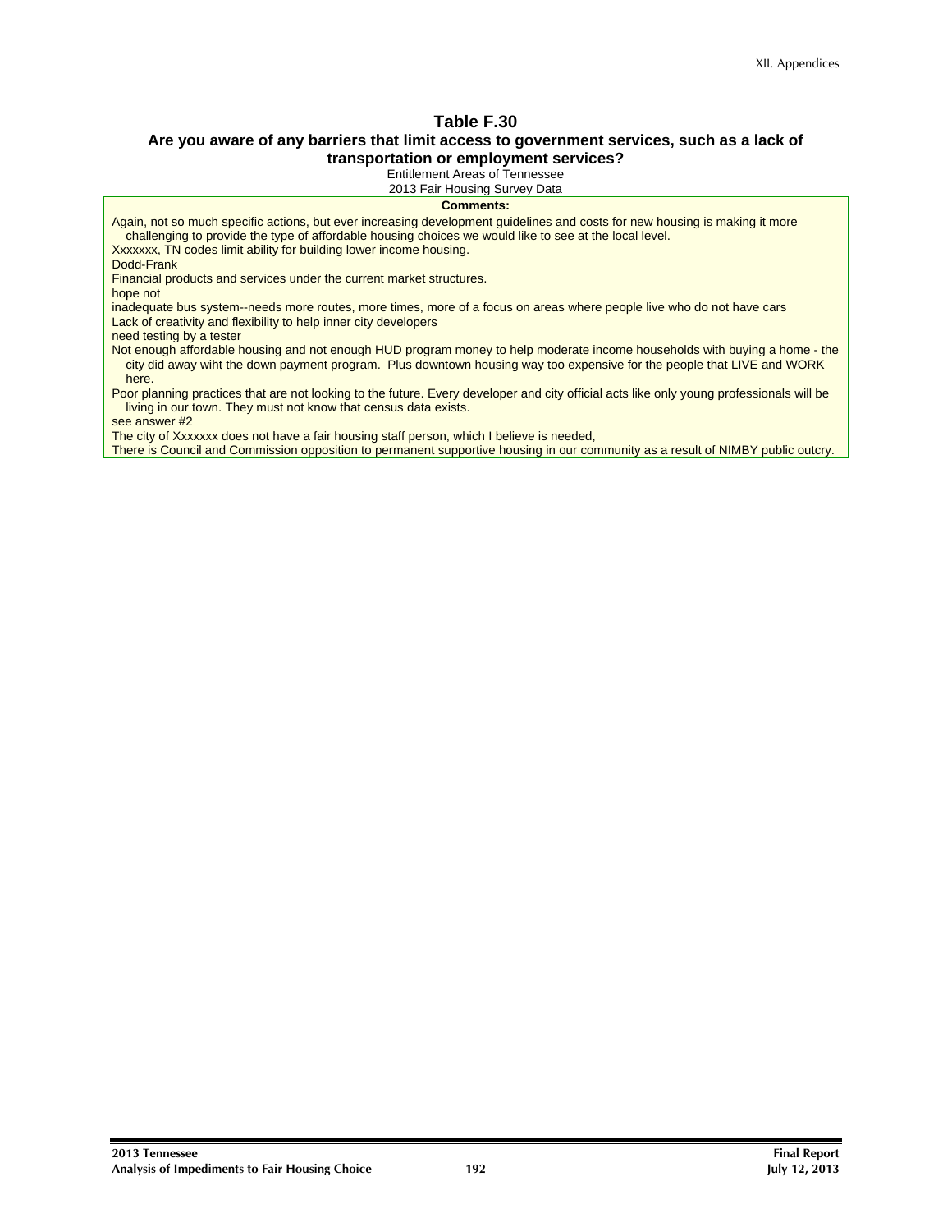## Table F.30

### Are you aware of any barriers that limit access to government services, such as a lack of transportation or employment services?

Entitlement Areas of Tennessee
2013 Fair Housing Survey Data

| Comments: |
|---|
| Again, not so much specific actions, but ever increasing development guidelines and costs for new housing is making it more challenging to provide the type of affordable housing choices we would like to see at the local level. |
| Xxxxxxx, TN codes limit ability for building lower income housing. |
| Dodd-Frank |
| Financial products and services under the current market structures. |
| hope not |
| inadequate bus system--needs more routes, more times, more of a focus on areas where people live who do not have cars |
| Lack of creativity and flexibility to help inner city developers |
| need testing by a tester |
| Not enough affordable housing and not enough HUD program money to help moderate income households with buying a home - the city did away wiht the down payment program. Plus downtown housing way too expensive for the people that LIVE and WORK here. |
| Poor planning practices that are not looking to the future. Every developer and city official acts like only young professionals will be living in our town. They must not know that census data exists. |
| see answer #2 |
| The city of Xxxxxxx does not have a fair housing staff person, which I believe is needed, |
| There is Council and Commission opposition to permanent supportive housing in our community as a result of NIMBY public outcry. |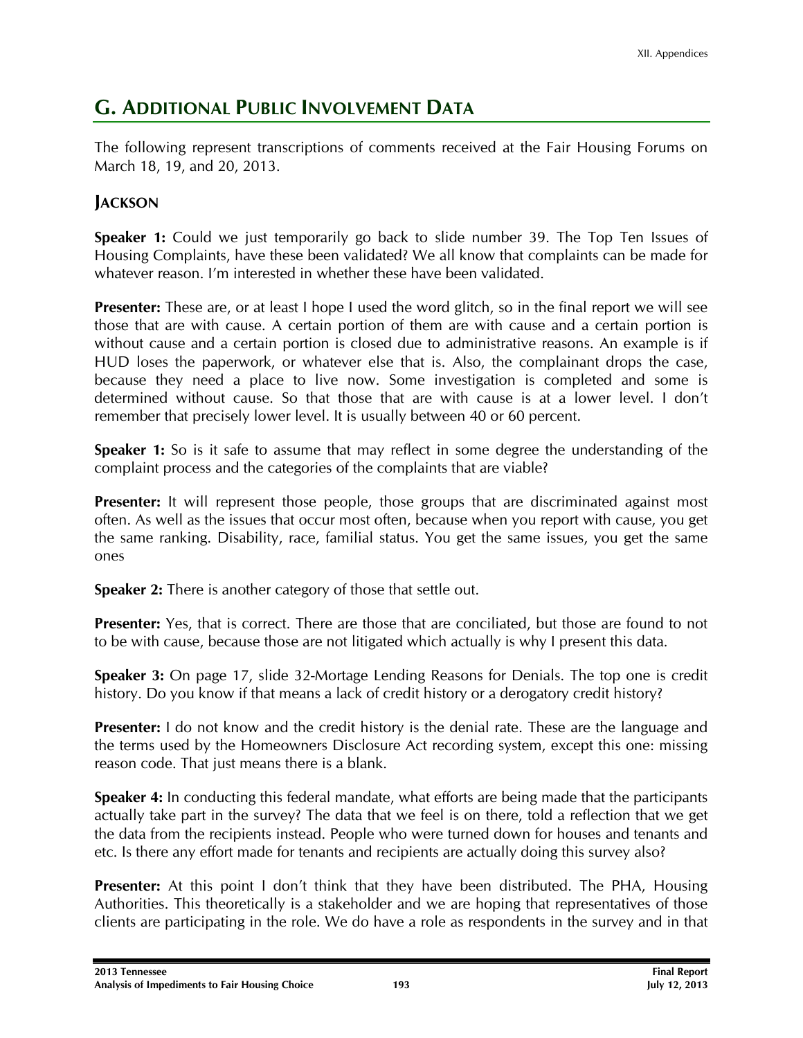## G. Additional Public Involvement Data

The following represent transcriptions of comments received at the Fair Housing Forums on March 18, 19, and 20, 2013.

### Jackson

**Speaker 1:** Could we just temporarily go back to slide number 39. The Top Ten Issues of Housing Complaints, have these been validated? We all know that complaints can be made for whatever reason. I'm interested in whether these have been validated.

**Presenter:** These are, or at least I hope I used the word glitch, so in the final report we will see those that are with cause. A certain portion of them are with cause and a certain portion is without cause and a certain portion is closed due to administrative reasons. An example is if HUD loses the paperwork, or whatever else that is. Also, the complainant drops the case, because they need a place to live now. Some investigation is completed and some is determined without cause. So that those that are with cause is at a lower level. I don't remember that precisely lower level. It is usually between 40 or 60 percent.

**Speaker 1:** So is it safe to assume that may reflect in some degree the understanding of the complaint process and the categories of the complaints that are viable?

**Presenter:** It will represent those people, those groups that are discriminated against most often. As well as the issues that occur most often, because when you report with cause, you get the same ranking. Disability, race, familial status. You get the same issues, you get the same ones

**Speaker 2:** There is another category of those that settle out.

**Presenter:** Yes, that is correct. There are those that are conciliated, but those are found to not to be with cause, because those are not litigated which actually is why I present this data.

**Speaker 3:** On page 17, slide 32-Mortage Lending Reasons for Denials. The top one is credit history. Do you know if that means a lack of credit history or a derogatory credit history?

**Presenter:** I do not know and the credit history is the denial rate. These are the language and the terms used by the Homeowners Disclosure Act recording system, except this one: missing reason code. That just means there is a blank.

**Speaker 4:** In conducting this federal mandate, what efforts are being made that the participants actually take part in the survey? The data that we feel is on there, told a reflection that we get the data from the recipients instead. People who were turned down for houses and tenants and etc. Is there any effort made for tenants and recipients are actually doing this survey also?

**Presenter:** At this point I don't think that they have been distributed. The PHA, Housing Authorities. This theoretically is a stakeholder and we are hoping that representatives of those clients are participating in the role. We do have a role as respondents in the survey and in that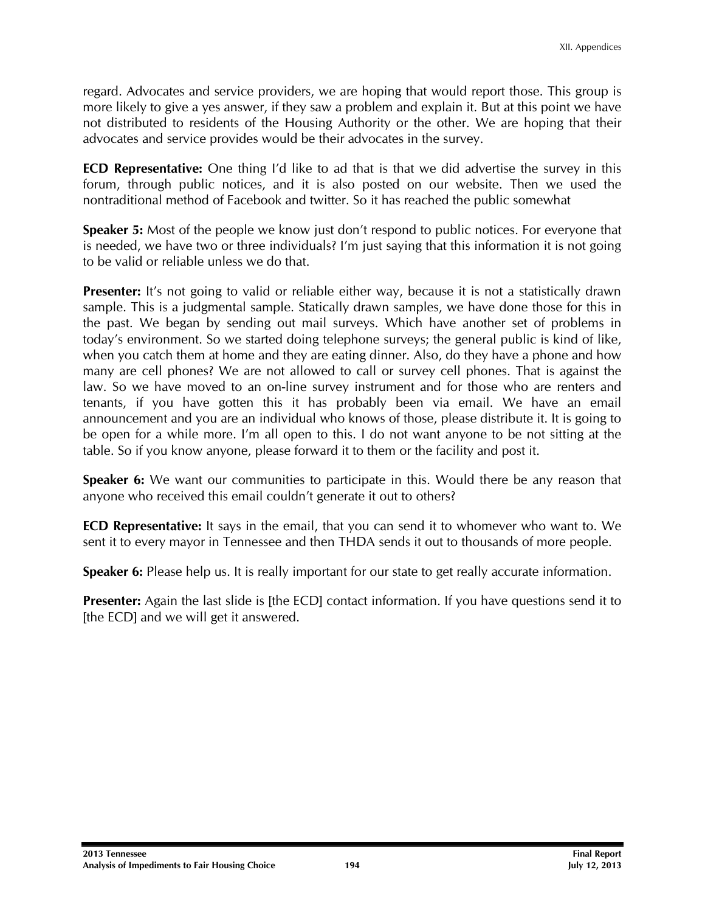regard. Advocates and service providers, we are hoping that would report those. This group is more likely to give a yes answer, if they saw a problem and explain it. But at this point we have not distributed to residents of the Housing Authority or the other. We are hoping that their advocates and service provides would be their advocates in the survey.

**ECD Representative:** One thing I'd like to ad that is that we did advertise the survey in this forum, through public notices, and it is also posted on our website. Then we used the nontraditional method of Facebook and twitter. So it has reached the public somewhat

**Speaker 5:** Most of the people we know just don't respond to public notices. For everyone that is needed, we have two or three individuals? I'm just saying that this information it is not going to be valid or reliable unless we do that.

**Presenter:** It's not going to valid or reliable either way, because it is not a statistically drawn sample. This is a judgmental sample. Statically drawn samples, we have done those for this in the past. We began by sending out mail surveys. Which have another set of problems in today's environment. So we started doing telephone surveys; the general public is kind of like, when you catch them at home and they are eating dinner. Also, do they have a phone and how many are cell phones? We are not allowed to call or survey cell phones. That is against the law. So we have moved to an on-line survey instrument and for those who are renters and tenants, if you have gotten this it has probably been via email. We have an email announcement and you are an individual who knows of those, please distribute it. It is going to be open for a while more. I'm all open to this. I do not want anyone to be not sitting at the table. So if you know anyone, please forward it to them or the facility and post it.

**Speaker 6:** We want our communities to participate in this. Would there be any reason that anyone who received this email couldn't generate it out to others?

**ECD Representative:** It says in the email, that you can send it to whomever who want to. We sent it to every mayor in Tennessee and then THDA sends it out to thousands of more people.

**Speaker 6:** Please help us. It is really important for our state to get really accurate information.

**Presenter:** Again the last slide is [the ECD] contact information. If you have questions send it to [the ECD] and we will get it answered.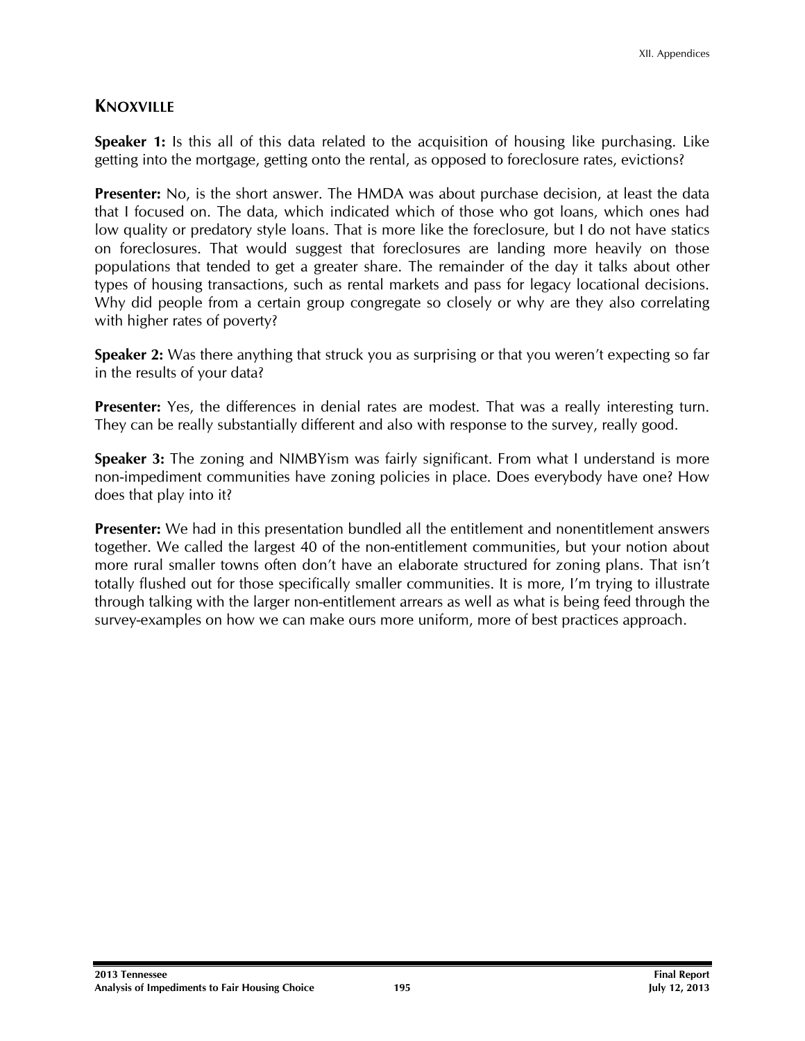## KNOXVILLE

**Speaker 1:** Is this all of this data related to the acquisition of housing like purchasing. Like getting into the mortgage, getting onto the rental, as opposed to foreclosure rates, evictions?

**Presenter:** No, is the short answer. The HMDA was about purchase decision, at least the data that I focused on. The data, which indicated which of those who got loans, which ones had low quality or predatory style loans. That is more like the foreclosure, but I do not have statics on foreclosures. That would suggest that foreclosures are landing more heavily on those populations that tended to get a greater share. The remainder of the day it talks about other types of housing transactions, such as rental markets and pass for legacy locational decisions. Why did people from a certain group congregate so closely or why are they also correlating with higher rates of poverty?

**Speaker 2:** Was there anything that struck you as surprising or that you weren't expecting so far in the results of your data?

**Presenter:** Yes, the differences in denial rates are modest. That was a really interesting turn. They can be really substantially different and also with response to the survey, really good.

**Speaker 3:** The zoning and NIMBYism was fairly significant. From what I understand is more non-impediment communities have zoning policies in place. Does everybody have one? How does that play into it?

**Presenter:** We had in this presentation bundled all the entitlement and nonentitlement answers together. We called the largest 40 of the non-entitlement communities, but your notion about more rural smaller towns often don't have an elaborate structured for zoning plans. That isn't totally flushed out for those specifically smaller communities. It is more, I'm trying to illustrate through talking with the larger non-entitlement arrears as well as what is being feed through the survey-examples on how we can make ours more uniform, more of best practices approach.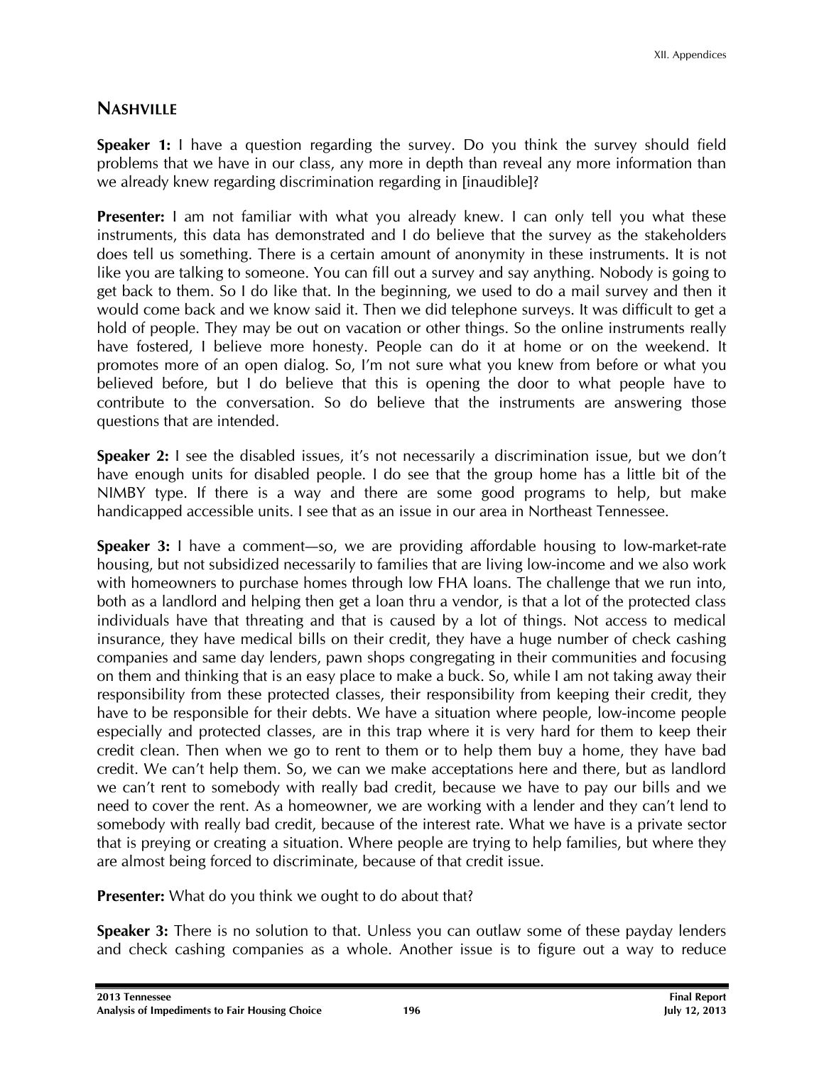## Nashville

**Speaker 1:** I have a question regarding the survey. Do you think the survey should field problems that we have in our class, any more in depth than reveal any more information than we already knew regarding discrimination regarding in [inaudible]?

**Presenter:** I am not familiar with what you already knew. I can only tell you what these instruments, this data has demonstrated and I do believe that the survey as the stakeholders does tell us something. There is a certain amount of anonymity in these instruments. It is not like you are talking to someone. You can fill out a survey and say anything. Nobody is going to get back to them. So I do like that. In the beginning, we used to do a mail survey and then it would come back and we know said it. Then we did telephone surveys. It was difficult to get a hold of people. They may be out on vacation or other things. So the online instruments really have fostered, I believe more honesty. People can do it at home or on the weekend. It promotes more of an open dialog. So, I'm not sure what you knew from before or what you believed before, but I do believe that this is opening the door to what people have to contribute to the conversation. So do believe that the instruments are answering those questions that are intended.

**Speaker 2:** I see the disabled issues, it's not necessarily a discrimination issue, but we don't have enough units for disabled people. I do see that the group home has a little bit of the NIMBY type. If there is a way and there are some good programs to help, but make handicapped accessible units. I see that as an issue in our area in Northeast Tennessee.

**Speaker 3:** I have a comment—so, we are providing affordable housing to low-market-rate housing, but not subsidized necessarily to families that are living low-income and we also work with homeowners to purchase homes through low FHA loans. The challenge that we run into, both as a landlord and helping then get a loan thru a vendor, is that a lot of the protected class individuals have that threating and that is caused by a lot of things. Not access to medical insurance, they have medical bills on their credit, they have a huge number of check cashing companies and same day lenders, pawn shops congregating in their communities and focusing on them and thinking that is an easy place to make a buck. So, while I am not taking away their responsibility from these protected classes, their responsibility from keeping their credit, they have to be responsible for their debts. We have a situation where people, low-income people especially and protected classes, are in this trap where it is very hard for them to keep their credit clean. Then when we go to rent to them or to help them buy a home, they have bad credit. We can't help them. So, we can we make acceptations here and there, but as landlord we can't rent to somebody with really bad credit, because we have to pay our bills and we need to cover the rent. As a homeowner, we are working with a lender and they can't lend to somebody with really bad credit, because of the interest rate. What we have is a private sector that is preying or creating a situation. Where people are trying to help families, but where they are almost being forced to discriminate, because of that credit issue.

**Presenter:** What do you think we ought to do about that?

**Speaker 3:** There is no solution to that. Unless you can outlaw some of these payday lenders and check cashing companies as a whole. Another issue is to figure out a way to reduce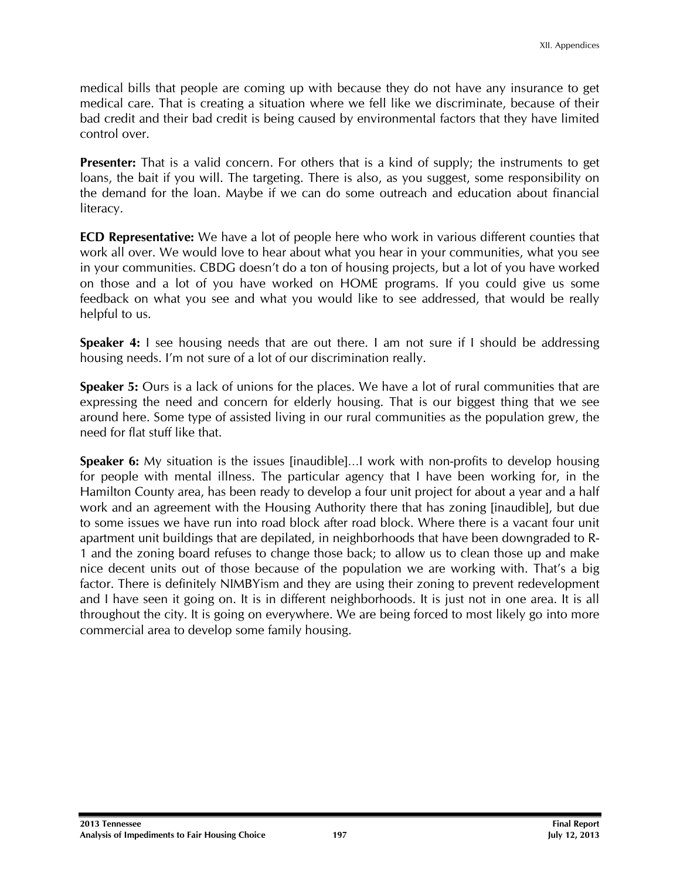medical bills that people are coming up with because they do not have any insurance to get medical care. That is creating a situation where we fell like we discriminate, because of their bad credit and their bad credit is being caused by environmental factors that they have limited control over.

**Presenter:** That is a valid concern. For others that is a kind of supply; the instruments to get loans, the bait if you will. The targeting. There is also, as you suggest, some responsibility on the demand for the loan. Maybe if we can do some outreach and education about financial literacy.

**ECD Representative:** We have a lot of people here who work in various different counties that work all over. We would love to hear about what you hear in your communities, what you see in your communities. CBDG doesn't do a ton of housing projects, but a lot of you have worked on those and a lot of you have worked on HOME programs. If you could give us some feedback on what you see and what you would like to see addressed, that would be really helpful to us.

**Speaker 4:** I see housing needs that are out there. I am not sure if I should be addressing housing needs. I'm not sure of a lot of our discrimination really.

**Speaker 5:** Ours is a lack of unions for the places. We have a lot of rural communities that are expressing the need and concern for elderly housing. That is our biggest thing that we see around here. Some type of assisted living in our rural communities as the population grew, the need for flat stuff like that.

**Speaker 6:** My situation is the issues [inaudible]...I work with non-profits to develop housing for people with mental illness. The particular agency that I have been working for, in the Hamilton County area, has been ready to develop a four unit project for about a year and a half work and an agreement with the Housing Authority there that has zoning [inaudible], but due to some issues we have run into road block after road block. Where there is a vacant four unit apartment unit buildings that are depilated, in neighborhoods that have been downgraded to R-1 and the zoning board refuses to change those back; to allow us to clean those up and make nice decent units out of those because of the population we are working with. That's a big factor. There is definitely NIMBYism and they are using their zoning to prevent redevelopment and I have seen it going on. It is in different neighborhoods. It is just not in one area. It is all throughout the city. It is going on everywhere. We are being forced to most likely go into more commercial area to develop some family housing.